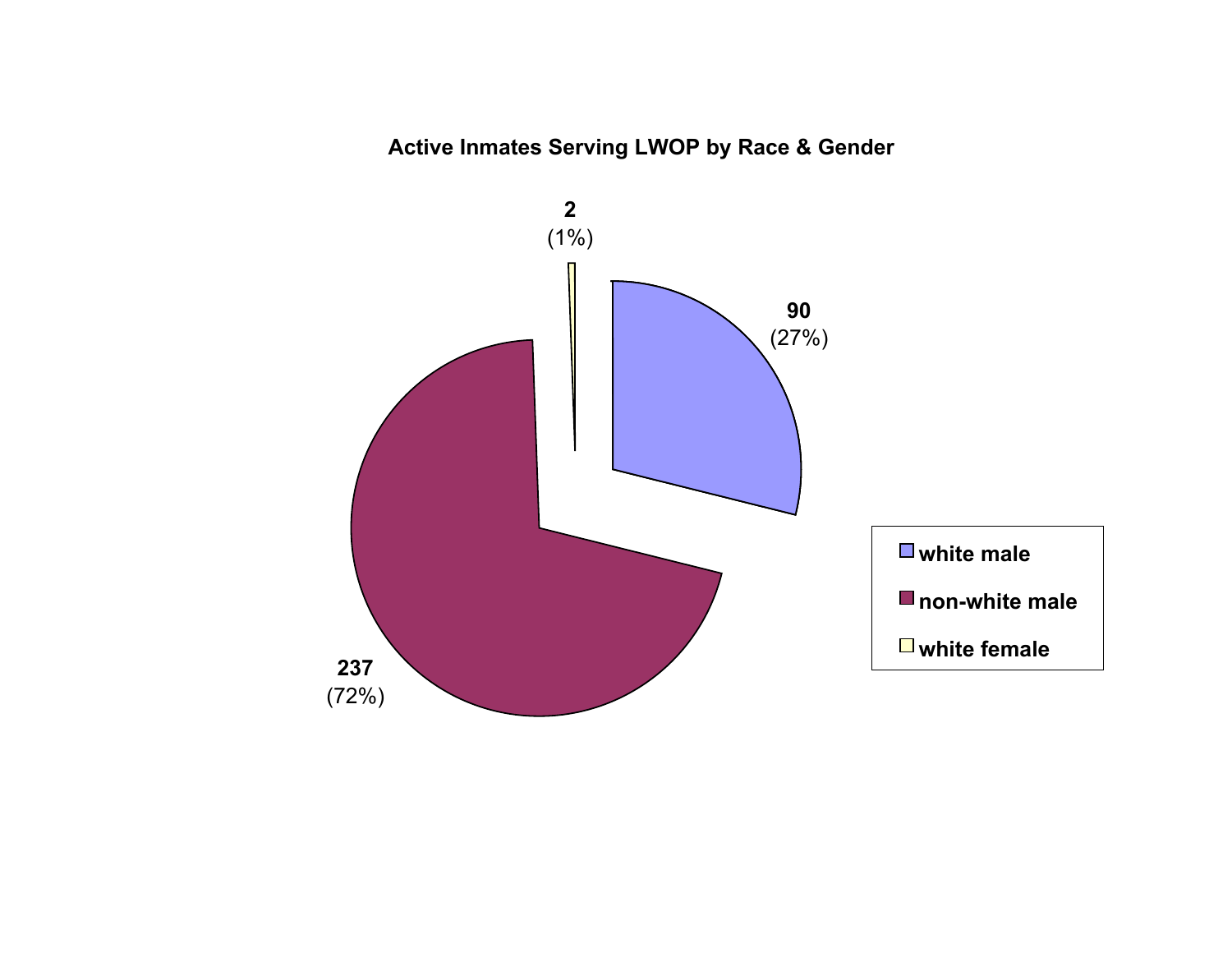**Active Inmates Serving LWOP by Race & Gender**

| Category | Count | Percent |
|---|---|---|
| white male | 90 | (27%) |
| non-white male | 237 | (72%) |
| white female | 2 | (1%) |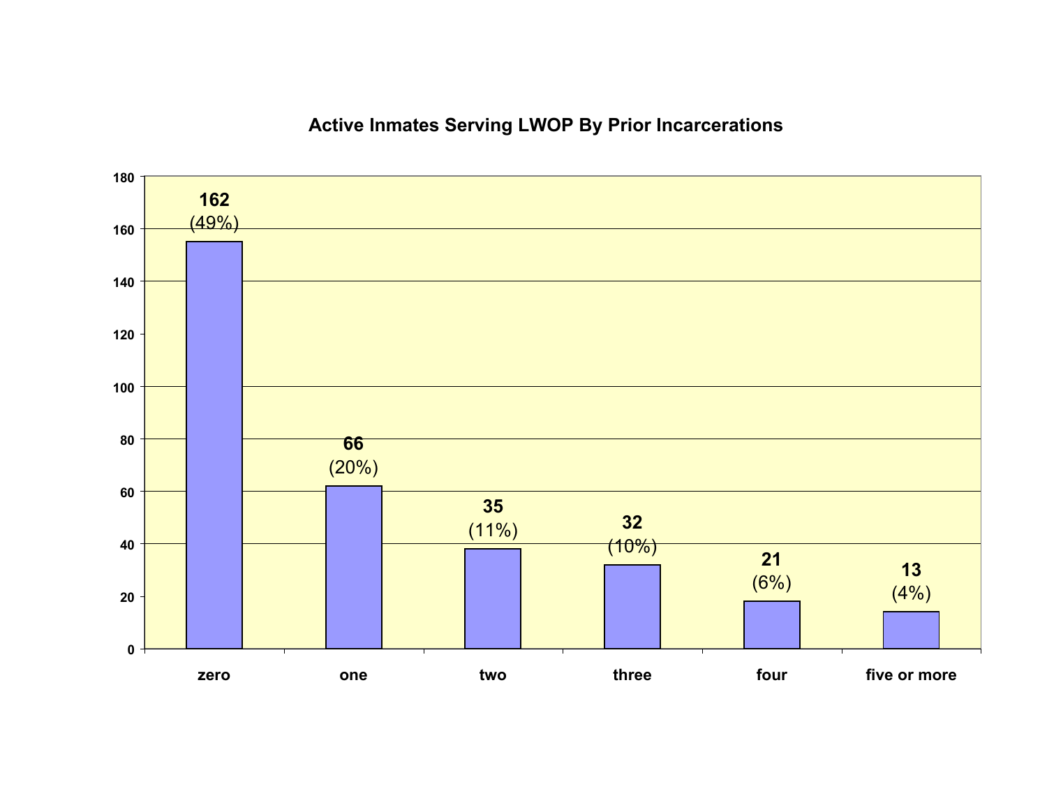## Active Inmates Serving LWOP By Prior Incarcerations

| Prior Incarcerations | Number | Percent |
|---|---|---|
| zero | 162 | (49%) |
| one | 66 | (20%) |
| two | 35 | (11%) |
| three | 32 | (10%) |
| four | 21 | (6%) |
| five or more | 13 | (4%) |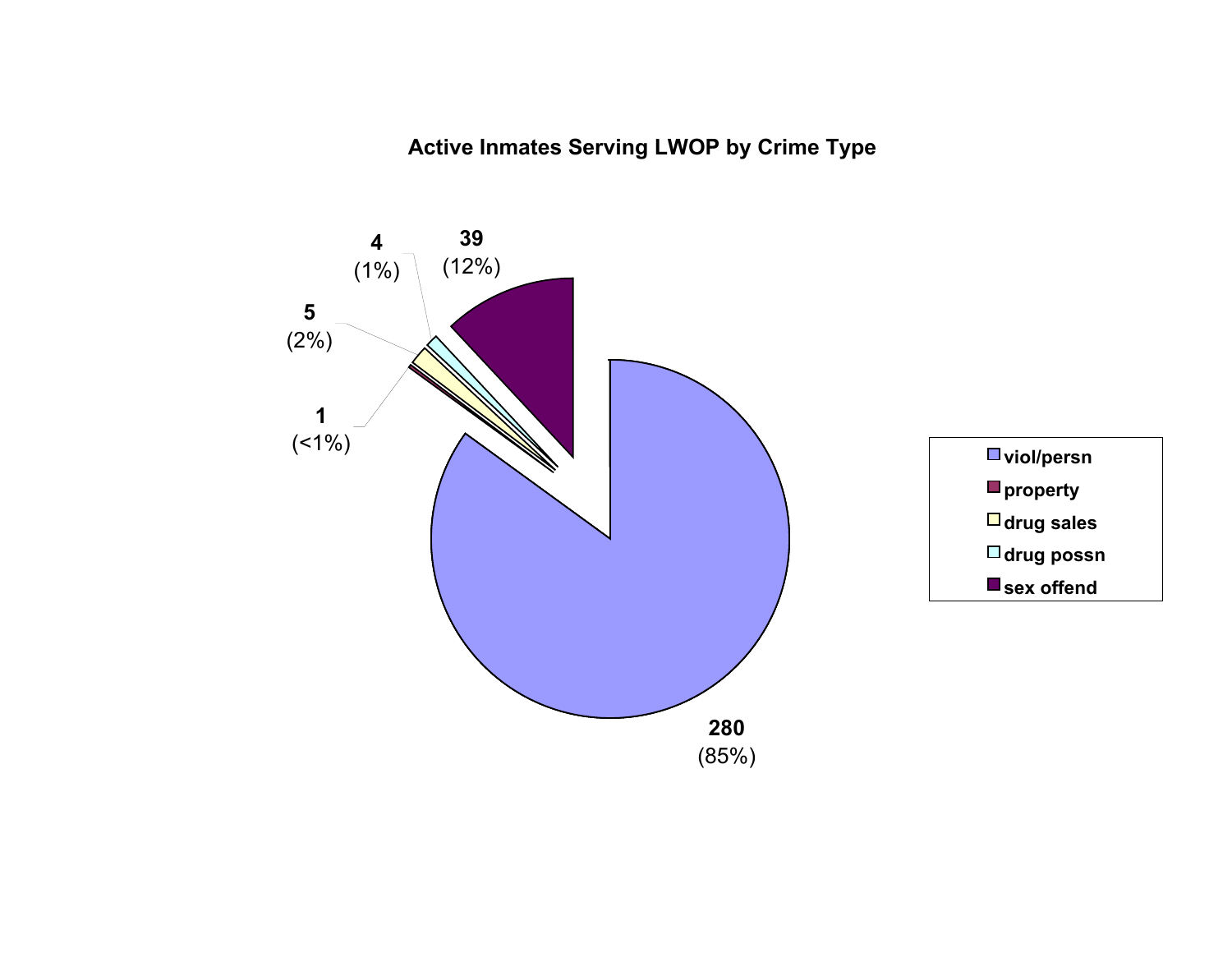## Active Inmates Serving LWOP by Crime Type

| Crime Type | Count | Percent |
| --- | --- | --- |
| viol/persn | 280 | (85%) |
| property | 1 | (<1%) |
| drug sales | 5 | (2%) |
| drug possn | 4 | (1%) |
| sex offend | 39 | (12%) |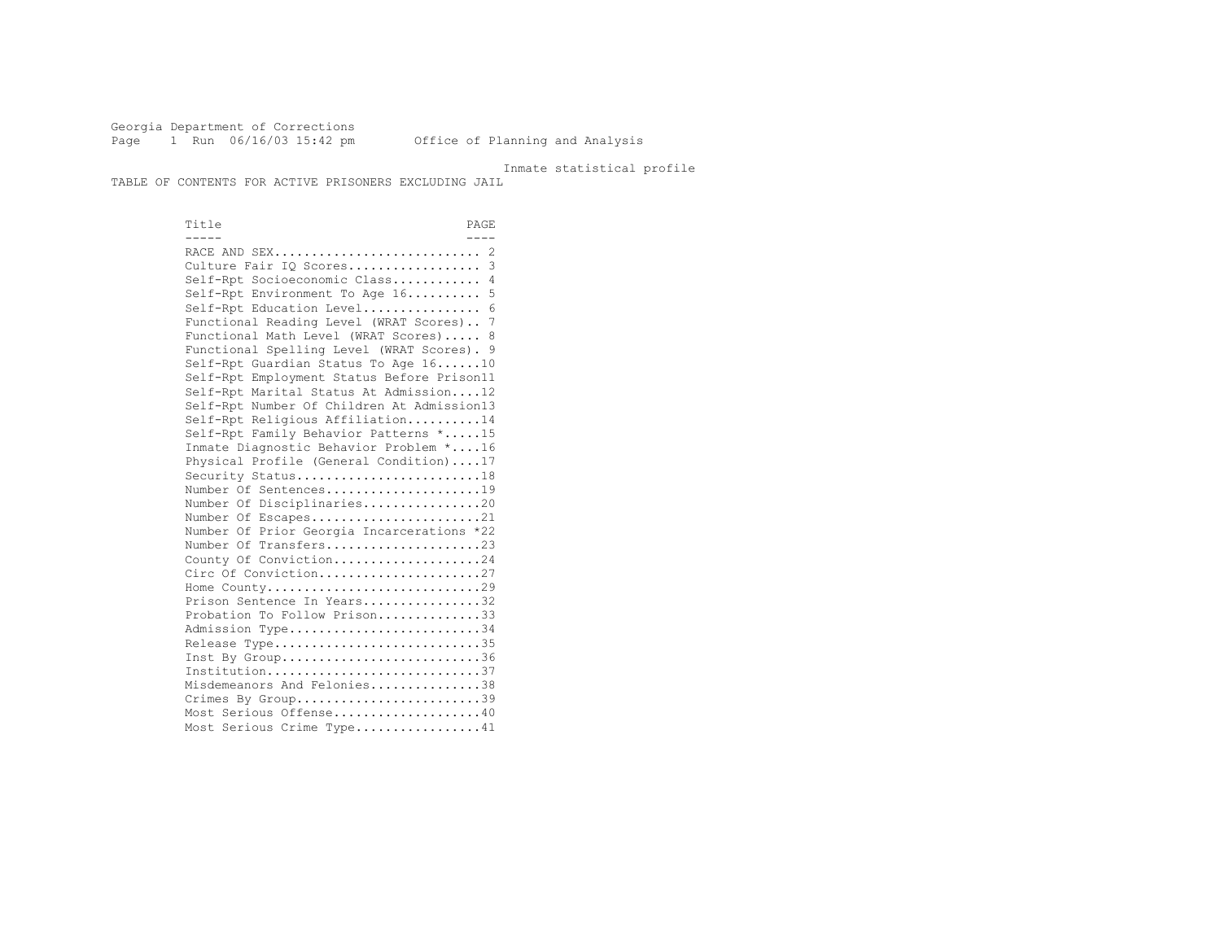Georgia Department of Corrections
Page 1 Run 06/16/03 15:42 pm Office of Planning and Analysis

Inmate statistical profile

TABLE OF CONTENTS FOR ACTIVE PRISONERS EXCLUDING JAIL

| Title | PAGE |
|---|---|
| RACE AND SEX | 2 |
| Culture Fair IQ Scores | 3 |
| Self-Rpt Socioeconomic Class | 4 |
| Self-Rpt Environment To Age 16 | 5 |
| Self-Rpt Education Level | 6 |
| Functional Reading Level (WRAT Scores) | 7 |
| Functional Math Level (WRAT Scores) | 8 |
| Functional Spelling Level (WRAT Scores) | 9 |
| Self-Rpt Guardian Status To Age 16 | 10 |
| Self-Rpt Employment Status Before Prison | 11 |
| Self-Rpt Marital Status At Admission | 12 |
| Self-Rpt Number Of Children At Admission | 13 |
| Self-Rpt Religious Affiliation | 14 |
| Self-Rpt Family Behavior Patterns * | 15 |
| Inmate Diagnostic Behavior Problem * | 16 |
| Physical Profile (General Condition) | 17 |
| Security Status | 18 |
| Number Of Sentences | 19 |
| Number Of Disciplinaries | 20 |
| Number Of Escapes | 21 |
| Number Of Prior Georgia Incarcerations * | 22 |
| Number Of Transfers | 23 |
| County Of Conviction | 24 |
| Circ Of Conviction | 27 |
| Home County | 29 |
| Prison Sentence In Years | 32 |
| Probation To Follow Prison | 33 |
| Admission Type | 34 |
| Release Type | 35 |
| Inst By Group | 36 |
| Institution | 37 |
| Misdemeanors And Felonies | 38 |
| Crimes By Group | 39 |
| Most Serious Offense | 40 |
| Most Serious Crime Type | 41 |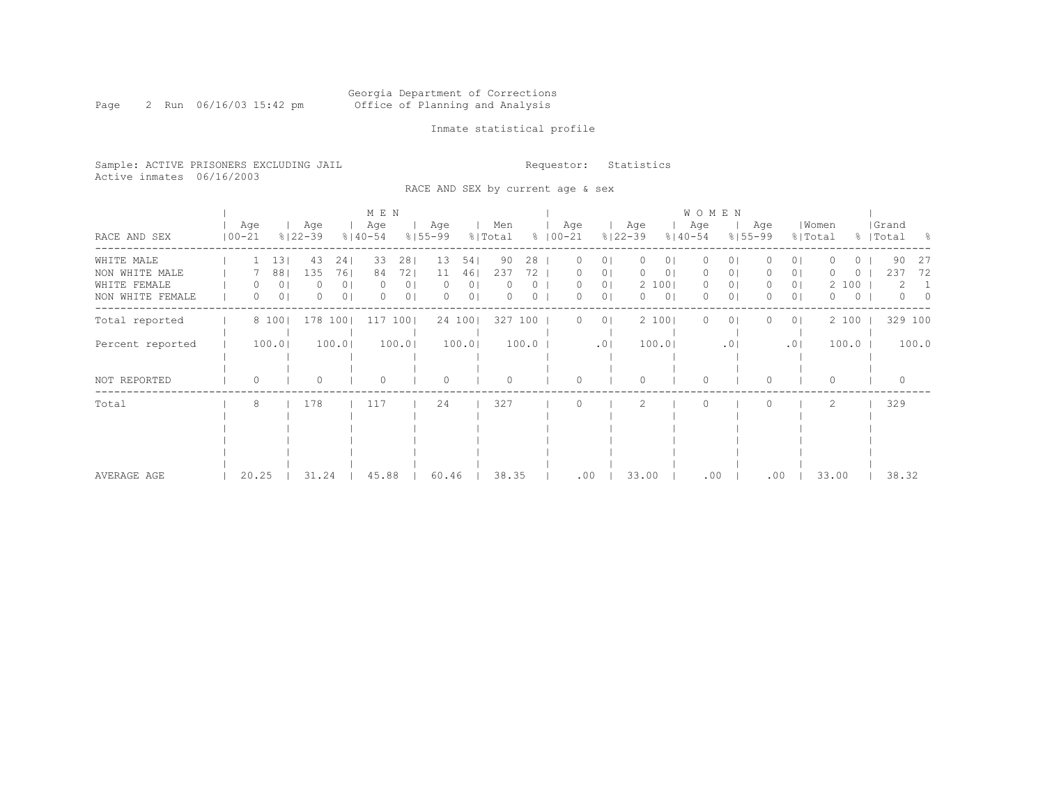Georgia Department of Corrections
Office of Planning and Analysis

Inmate statistical profile

Sample: ACTIVE PRISONERS EXCLUDING JAIL

Active inmates 06/16/2003

Requestor: Statistics

RACE AND SEX by current age & sex

| | MEN | | | | | | | | | | WOMEN | | | | | | | | | | Grand | |
|---|---|---|---|---|---|---|---|---|---|---|---|---|---|---|---|---|---|---|---|---|---|---|
| RACE AND SEX | Age 00-21 | % | Age 22-39 | % | Age 40-54 | % | Age 55-99 | % | Men Total | % | Age 00-21 | % | Age 22-39 | % | Age 40-54 | % | Age 55-99 | % | Women Total | % | Grand Total | % |
| WHITE MALE | 1 | 13 | 43 | 24 | 33 | 28 | 13 | 54 | 90 | 28 | 0 | 0 | 0 | 0 | 0 | 0 | 0 | 0 | 0 | 0 | 90 | 27 |
| NON WHITE MALE | 7 | 88 | 135 | 76 | 84 | 72 | 11 | 46 | 237 | 72 | 0 | 0 | 0 | 0 | 0 | 0 | 0 | 0 | 0 | 0 | 237 | 72 |
| WHITE FEMALE | 0 | 0 | 0 | 0 | 0 | 0 | 0 | 0 | 0 | 0 | 0 | 0 | 2 | 100 | 0 | 0 | 0 | 0 | 2 | 100 | 2 | 1 |
| NON WHITE FEMALE | 0 | 0 | 0 | 0 | 0 | 0 | 0 | 0 | 0 | 0 | 0 | 0 | 0 | 0 | 0 | 0 | 0 | 0 | 0 | 0 | 0 | 0 |
| Total reported | 8 | 100 | 178 | 100 | 117 | 100 | 24 | 100 | 327 | 100 | 0 | 0 | 2 | 100 | 0 | 0 | 0 | 0 | 2 | 100 | 329 | 100 |
| Percent reported | | 100.0 | | 100.0 | | 100.0 | | 100.0 | | 100.0 | | .0 | | 100.0 | | .0 | | .0 | | 100.0 | | 100.0 |
| NOT REPORTED | 0 | | 0 | | 0 | | 0 | | 0 | | 0 | | 0 | | 0 | | 0 | | 0 | | 0 | |
| Total | 8 | | 178 | | 117 | | 24 | | 327 | | 0 | | 2 | | 0 | | 0 | | 2 | | 329 | |
| AVERAGE AGE | 20.25 | | 31.24 | | 45.88 | | 60.46 | | 38.35 | | .00 | | 33.00 | | .00 | | .00 | | 33.00 | | 38.32 | |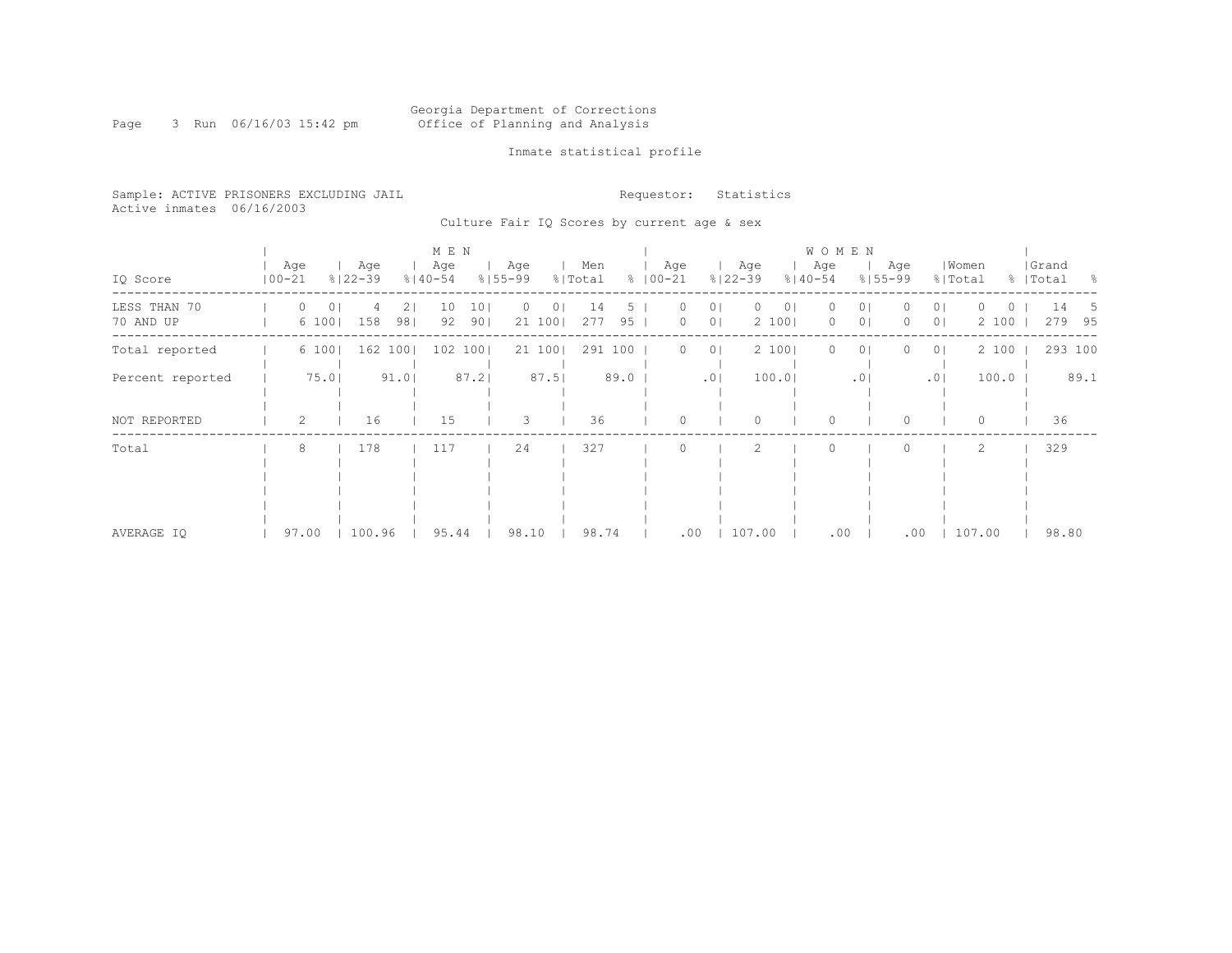Georgia Department of Corrections
Office of Planning and Analysis

Inmate statistical profile

Sample: ACTIVE PRISONERS EXCLUDING JAIL
Active inmates 06/16/2003

Requestor: Statistics

Culture Fair IQ Scores by current age & sex

| IQ Score | MEN Age 00-21 | % | Age 22-39 | % | Age 40-54 | % | Age 55-99 | % | Men Total | % | WOMEN Age 00-21 | % | Age 22-39 | % | Age 40-54 | % | Age 55-99 | % | Women Total | % | Grand Total | % |
|---|---|---|---|---|---|---|---|---|---|---|---|---|---|---|---|---|---|---|---|---|---|---|
| LESS THAN 70 | 0 | 0 | 4 | 2 | 10 | 10 | 0 | 0 | 14 | 5 | 0 | 0 | 0 | 0 | 0 | 0 | 0 | 0 | 0 | 0 | 14 | 5 |
| 70 AND UP | 6 | 100 | 158 | 98 | 92 | 90 | 21 | 100 | 277 | 95 | 0 | 0 | 2 | 100 | 0 | 0 | 0 | 0 | 2 | 100 | 279 | 95 |
| Total reported | 6 | 100 | 162 | 100 | 102 | 100 | 21 | 100 | 291 | 100 | 0 | 0 | 2 | 100 | 0 | 0 | 0 | 0 | 2 | 100 | 293 | 100 |
| Percent reported | | 75.0 | | 91.0 | | 87.2 | | 87.5 | | 89.0 | | .0 | | 100.0 | | .0 | | .0 | | 100.0 | | 89.1 |
| NOT REPORTED | 2 | | 16 | | 15 | | 3 | | 36 | | 0 | | 0 | | 0 | | 0 | | 0 | | 36 | |
| Total | 8 | | 178 | | 117 | | 24 | | 327 | | 0 | | 2 | | 0 | | 0 | | 2 | | 329 | |
| AVERAGE IQ | 97.00 | | 100.96 | | 95.44 | | 98.10 | | 98.74 | | .00 | | 107.00 | | .00 | | .00 | | 107.00 | | 98.80 | |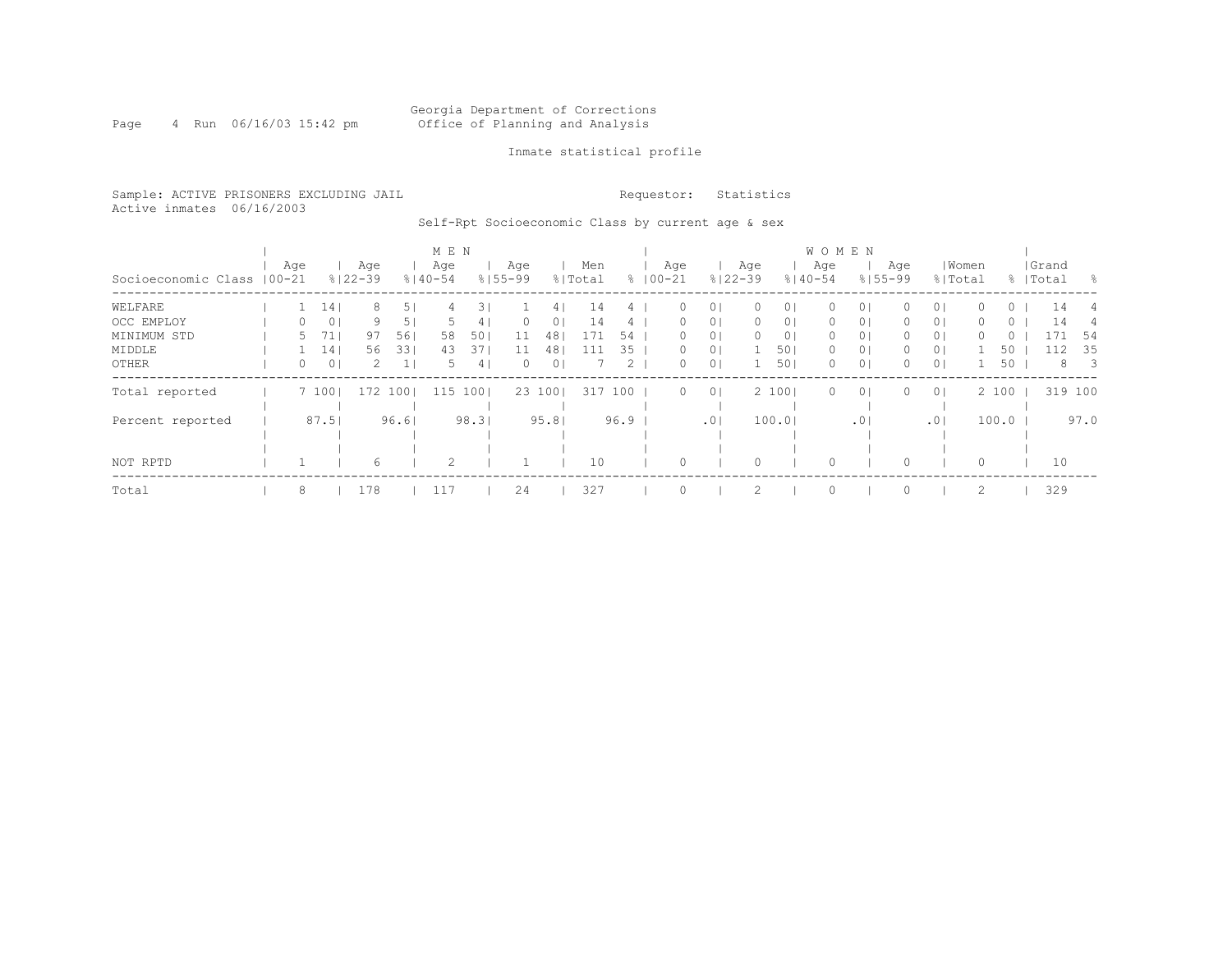Georgia Department of Corrections
Office of Planning and Analysis

Inmate statistical profile

Sample: ACTIVE PRISONERS EXCLUDING JAIL

Requestor: Statistics

Active inmates 06/16/2003

Self-Rpt Socioeconomic Class by current age & sex

| Socioeconomic Class | MEN Age 00-21 | % | Age 22-39 | % | Age 40-54 | % | Age 55-99 | % | Men Total | % | WOMEN Age 00-21 | % | Age 22-39 | % | Age 40-54 | % | Age 55-99 | % | Women Total | % | Grand Total | % |
|---|---|---|---|---|---|---|---|---|---|---|---|---|---|---|---|---|---|---|---|---|---|---|
| WELFARE | 1 | 14 | 8 | 5 | 4 | 3 | 1 | 4 | 14 | 4 | 0 | 0 | 0 | 0 | 0 | 0 | 0 | 0 | 0 | 0 | 14 | 4 |
| OCC EMPLOY | 0 | 0 | 9 | 5 | 5 | 4 | 0 | 0 | 14 | 4 | 0 | 0 | 0 | 0 | 0 | 0 | 0 | 0 | 0 | 0 | 14 | 4 |
| MINIMUM STD | 5 | 71 | 97 | 56 | 58 | 50 | 11 | 48 | 171 | 54 | 0 | 0 | 0 | 0 | 0 | 0 | 0 | 0 | 0 | 0 | 171 | 54 |
| MIDDLE | 1 | 14 | 56 | 33 | 43 | 37 | 11 | 48 | 111 | 35 | 0 | 0 | 1 | 50 | 0 | 0 | 0 | 0 | 1 | 50 | 112 | 35 |
| OTHER | 0 | 0 | 2 | 1 | 5 | 4 | 0 | 0 | 7 | 2 | 0 | 0 | 1 | 50 | 0 | 0 | 0 | 0 | 1 | 50 | 8 | 3 |
| Total reported | 7 | 100 | 172 | 100 | 115 | 100 | 23 | 100 | 317 | 100 | 0 | 0 | 2 | 100 | 0 | 0 | 0 | 0 | 2 | 100 | 319 | 100 |
| Percent reported | | 87.5 | | 96.6 | | 98.3 | | 95.8 | | 96.9 | | .0 | | 100.0 | | .0 | | .0 | | 100.0 | | 97.0 |
| NOT RPTD | 1 | | 6 | | 2 | | 1 | | 10 | | 0 | | 0 | | 0 | | 0 | | 0 | | 10 | |
| Total | 8 | | 178 | | 117 | | 24 | | 327 | | 0 | | 2 | | 0 | | 0 | | 2 | | 329 | |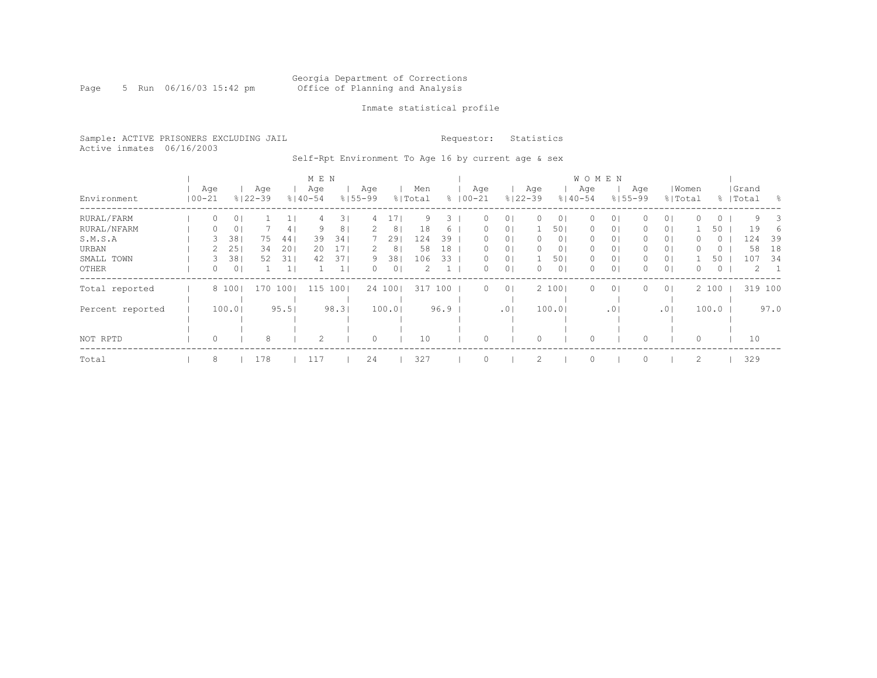Georgia Department of Corrections
Office of Planning and Analysis

Inmate statistical profile

Sample: ACTIVE PRISONERS EXCLUDING JAIL

Requestor: Statistics

Active inmates 06/16/2003

Self-Rpt Environment To Age 16 by current age & sex

| Environment | MEN Age 00-21 | % | Age 22-39 | % | Age 40-54 | % | Age 55-99 | % | Men Total | % | WOMEN Age 00-21 | % | Age 22-39 | % | Age 40-54 | % | Age 55-99 | % | Women Total | % | Grand Total | % |
|---|---|---|---|---|---|---|---|---|---|---|---|---|---|---|---|---|---|---|---|---|---|---|
| RURAL/FARM | 0 | 0 | 1 | 1 | 4 | 3 | 4 | 17 | 9 | 3 | 0 | 0 | 0 | 0 | 0 | 0 | 0 | 0 | 0 | 0 | 9 | 3 |
| RURAL/NFARM | 0 | 0 | 7 | 4 | 9 | 8 | 2 | 8 | 18 | 6 | 0 | 0 | 1 | 50 | 0 | 0 | 0 | 0 | 1 | 50 | 19 | 6 |
| S.M.S.A | 3 | 38 | 75 | 44 | 39 | 34 | 7 | 29 | 124 | 39 | 0 | 0 | 0 | 0 | 0 | 0 | 0 | 0 | 0 | 0 | 124 | 39 |
| URBAN | 2 | 25 | 34 | 20 | 20 | 17 | 2 | 8 | 58 | 18 | 0 | 0 | 0 | 0 | 0 | 0 | 0 | 0 | 0 | 0 | 58 | 18 |
| SMALL TOWN | 3 | 38 | 52 | 31 | 42 | 37 | 9 | 38 | 106 | 33 | 0 | 0 | 1 | 50 | 0 | 0 | 0 | 0 | 1 | 50 | 107 | 34 |
| OTHER | 0 | 0 | 1 | 1 | 1 | 1 | 0 | 0 | 2 | 1 | 0 | 0 | 0 | 0 | 0 | 0 | 0 | 0 | 0 | 0 | 2 | 1 |
| Total reported | 8 | 100 | 170 | 100 | 115 | 100 | 24 | 100 | 317 | 100 | 0 | 0 | 2 | 100 | 0 | 0 | 0 | 0 | 2 | 100 | 319 | 100 |
| Percent reported | | 100.0 | | 95.5 | | 98.3 | | 100.0 | | 96.9 | | .0 | | 100.0 | | .0 | | .0 | | 100.0 | | 97.0 |
| NOT RPTD | 0 | | 8 | | 2 | | 0 | | 10 | | 0 | | 0 | | 0 | | 0 | | 0 | | 10 | |
| Total | 8 | | 178 | | 117 | | 24 | | 327 | | 0 | | 2 | | 0 | | 0 | | 2 | | 329 | |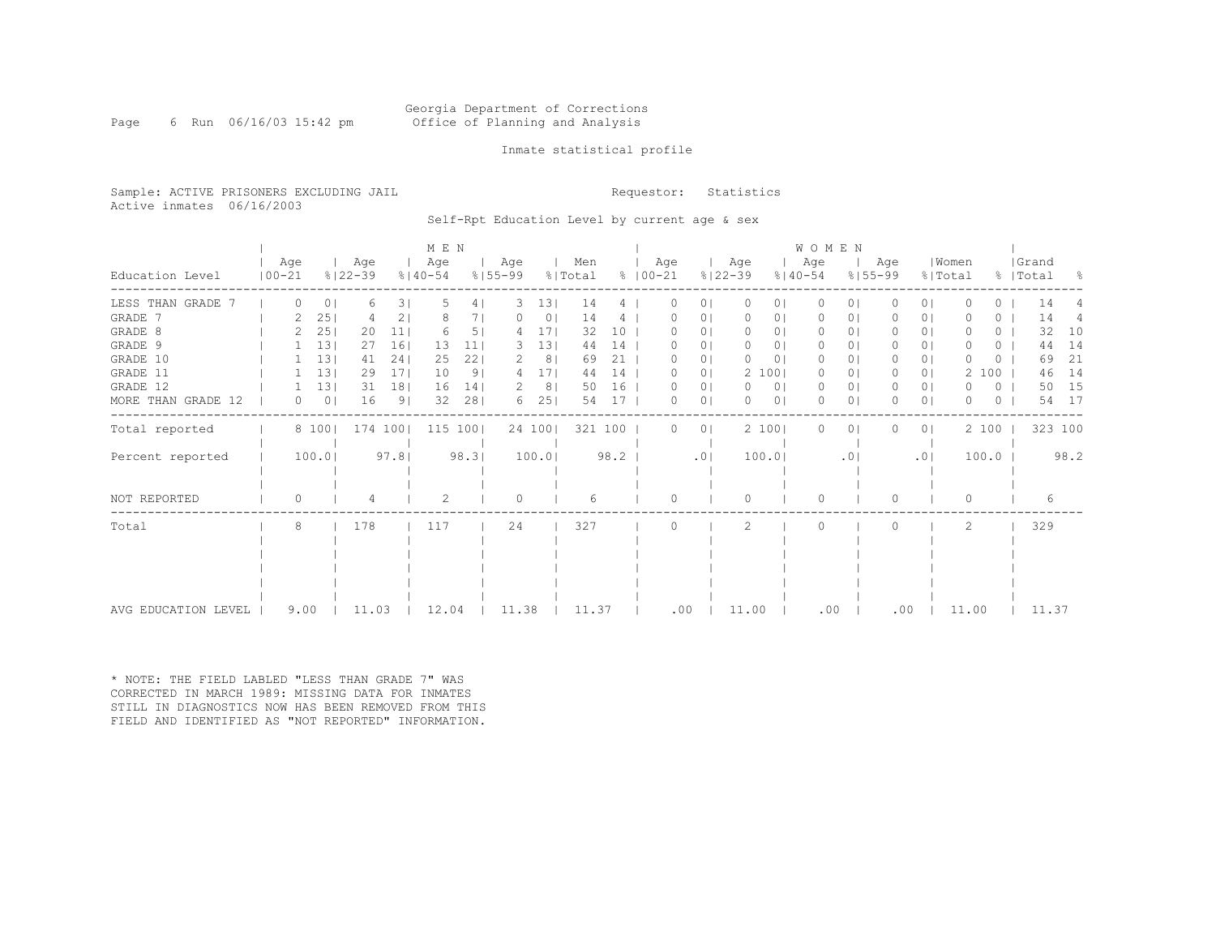Georgia Department of Corrections
Office of Planning and Analysis

Inmate statistical profile

Sample: ACTIVE PRISONERS EXCLUDING JAIL
Active inmates 06/16/2003

Requestor: Statistics

Self-Rpt Education Level by current age & sex

| Education Level | MEN Age 00-21 | % | Age 22-39 | % | Age 40-54 | % | Age 55-99 | % | Men Total | % | WOMEN Age 00-21 | % | Age 22-39 | % | Age 40-54 | % | Age 55-99 | % | Women Total | % | Grand Total | % |
|---|---|---|---|---|---|---|---|---|---|---|---|---|---|---|---|---|---|---|---|---|---|---|
| LESS THAN GRADE 7 | 0 | 0 | 6 | 3 | 5 | 4 | 3 | 13 | 14 | 4 | 0 | 0 | 0 | 0 | 0 | 0 | 0 | 0 | 0 | 0 | 14 | 4 |
| GRADE 7 | 2 | 25 | 4 | 2 | 8 | 7 | 0 | 0 | 14 | 4 | 0 | 0 | 0 | 0 | 0 | 0 | 0 | 0 | 0 | 0 | 14 | 4 |
| GRADE 8 | 2 | 25 | 20 | 11 | 6 | 5 | 4 | 17 | 32 | 10 | 0 | 0 | 0 | 0 | 0 | 0 | 0 | 0 | 0 | 0 | 32 | 10 |
| GRADE 9 | 1 | 13 | 27 | 16 | 13 | 11 | 3 | 13 | 44 | 14 | 0 | 0 | 0 | 0 | 0 | 0 | 0 | 0 | 0 | 0 | 44 | 14 |
| GRADE 10 | 1 | 13 | 41 | 24 | 25 | 22 | 2 | 8 | 69 | 21 | 0 | 0 | 0 | 0 | 0 | 0 | 0 | 0 | 0 | 0 | 69 | 21 |
| GRADE 11 | 1 | 13 | 29 | 17 | 10 | 9 | 4 | 17 | 44 | 14 | 0 | 0 | 2 | 100 | 0 | 0 | 0 | 0 | 2 | 100 | 46 | 14 |
| GRADE 12 | 1 | 13 | 31 | 18 | 16 | 14 | 2 | 8 | 50 | 16 | 0 | 0 | 0 | 0 | 0 | 0 | 0 | 0 | 0 | 0 | 50 | 15 |
| MORE THAN GRADE 12 | 0 | 0 | 16 | 9 | 32 | 28 | 6 | 25 | 54 | 17 | 0 | 0 | 0 | 0 | 0 | 0 | 0 | 0 | 0 | 0 | 54 | 17 |
| Total reported | 8 | 100 | 174 | 100 | 115 | 100 | 24 | 100 | 321 | 100 | 0 | 0 | 2 | 100 | 0 | 0 | 0 | 0 | 2 | 100 | 323 | 100 |
| Percent reported | 100.0 | | 97.8 | | 98.3 | | 100.0 | | 98.2 | | .0 | | 100.0 | | .0 | | .0 | | 100.0 | | 98.2 | |
| NOT REPORTED | 0 | | 4 | | 2 | | 0 | | 6 | | 0 | | 0 | | 0 | | 0 | | 0 | | 6 | |
| Total | 8 | | 178 | | 117 | | 24 | | 327 | | 0 | | 2 | | 0 | | 0 | | 2 | | 329 | |
| AVG EDUCATION LEVEL | 9.00 | | 11.03 | | 12.04 | | 11.38 | | 11.37 | | .00 | | 11.00 | | .00 | | .00 | | 11.00 | | 11.37 | |

* NOTE: THE FIELD LABLED "LESS THAN GRADE 7" WAS CORRECTED IN MARCH 1989: MISSING DATA FOR INMATES STILL IN DIAGNOSTICS NOW HAS BEEN REMOVED FROM THIS FIELD AND IDENTIFIED AS "NOT REPORTED" INFORMATION.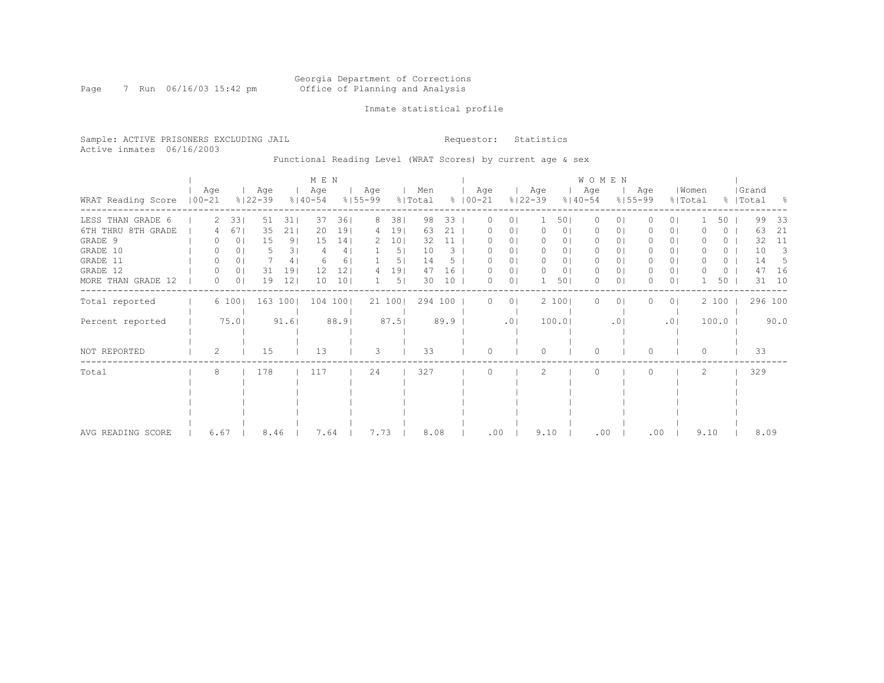Georgia Department of Corrections
Office of Planning and Analysis

Inmate statistical profile

Sample: ACTIVE PRISONERS EXCLUDING JAIL

Requestor: Statistics

Active inmates 06/16/2003

Functional Reading Level (WRAT Scores) by current age & sex

| | MEN | | | | | | | | | | WOMEN | | | | | | | | | | Grand | |
|---|---|---|---|---|---|---|---|---|---|---|---|---|---|---|---|---|---|---|---|---|---|---|
| WRAT Reading Score | Age 00-21 | % | Age 22-39 | % | Age 40-54 | % | Age 55-99 | % | Men Total | % | Age 00-21 | % | Age 22-39 | % | Age 40-54 | % | Age 55-99 | % | Women Total | % | Total | % |
| LESS THAN GRADE 6 | 2 | 33 | 51 | 31 | 37 | 36 | 8 | 38 | 98 | 33 | 0 | 0 | 1 | 50 | 0 | 0 | 0 | 0 | 1 | 50 | 99 | 33 |
| 6TH THRU 8TH GRADE | 4 | 67 | 35 | 21 | 20 | 19 | 4 | 19 | 63 | 21 | 0 | 0 | 0 | 0 | 0 | 0 | 0 | 0 | 0 | 0 | 63 | 21 |
| GRADE 9 | 0 | 0 | 15 | 9 | 15 | 14 | 2 | 10 | 32 | 11 | 0 | 0 | 0 | 0 | 0 | 0 | 0 | 0 | 0 | 0 | 32 | 11 |
| GRADE 10 | 0 | 0 | 5 | 3 | 4 | 4 | 1 | 5 | 10 | 3 | 0 | 0 | 0 | 0 | 0 | 0 | 0 | 0 | 0 | 0 | 10 | 3 |
| GRADE 11 | 0 | 0 | 7 | 4 | 6 | 6 | 1 | 5 | 14 | 5 | 0 | 0 | 0 | 0 | 0 | 0 | 0 | 0 | 0 | 0 | 14 | 5 |
| GRADE 12 | 0 | 0 | 31 | 19 | 12 | 12 | 4 | 19 | 47 | 16 | 0 | 0 | 0 | 0 | 0 | 0 | 0 | 0 | 0 | 0 | 47 | 16 |
| MORE THAN GRADE 12 | 0 | 0 | 19 | 12 | 10 | 10 | 1 | 5 | 30 | 10 | 0 | 0 | 1 | 50 | 0 | 0 | 0 | 0 | 1 | 50 | 31 | 10 |
| Total reported | 6 | 100 | 163 | 100 | 104 | 100 | 21 | 100 | 294 | 100 | 0 | 0 | 2 | 100 | 0 | 0 | 0 | 0 | 2 | 100 | 296 | 100 |
| Percent reported | | 75.0 | | 91.6 | | 88.9 | | 87.5 | | 89.9 | | .0 | | 100.0 | | .0 | | .0 | | 100.0 | | 90.0 |
| NOT REPORTED | 2 | | 15 | | 13 | | 3 | | 33 | | 0 | | 0 | | 0 | | 0 | | 0 | | 33 | |
| Total | 8 | | 178 | | 117 | | 24 | | 327 | | 0 | | 2 | | 0 | | 0 | | 2 | | 329 | |
| AVG READING SCORE | 6.67 | | 8.46 | | 7.64 | | 7.73 | | 8.08 | | .00 | | 9.10 | | .00 | | .00 | | 9.10 | | 8.09 | |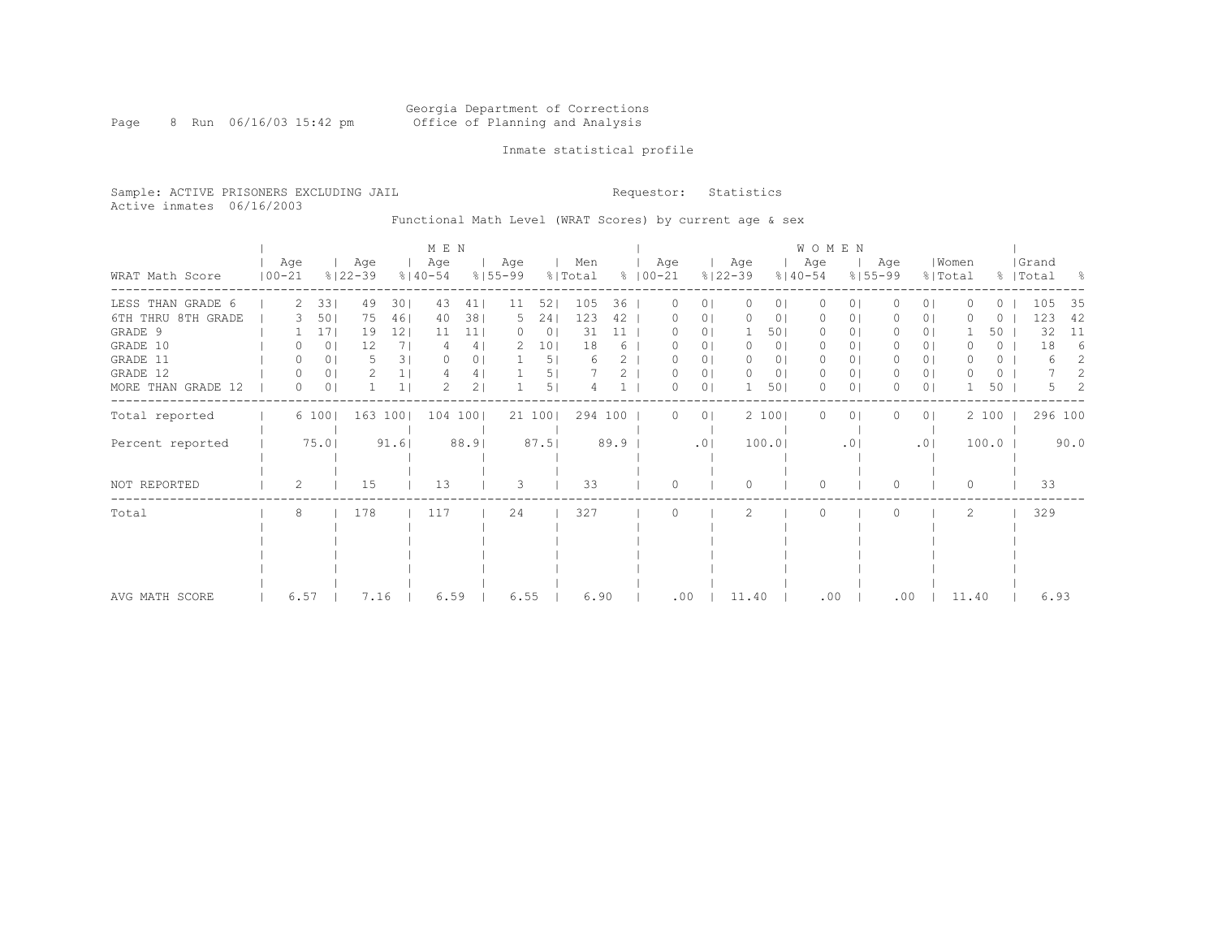Georgia Department of Corrections
Office of Planning and Analysis

Inmate statistical profile

Sample: ACTIVE PRISONERS EXCLUDING JAIL
Active inmates 06/16/2003

Requestor: Statistics

Functional Math Level (WRAT Scores) by current age & sex

| WRAT Math Score | MEN Age 00-21 | % | Age 22-39 | % | Age 40-54 | % | Age 55-99 | % | Men Total | % | WOMEN Age 00-21 | % | Age 22-39 | % | Age 40-54 | % | Age 55-99 | % | Women Total | % | Grand Total | % |
|---|---|---|---|---|---|---|---|---|---|---|---|---|---|---|---|---|---|---|---|---|---|---|
| LESS THAN GRADE 6 | 2 | 33 | 49 | 30 | 43 | 41 | 11 | 52 | 105 | 36 | 0 | 0 | 0 | 0 | 0 | 0 | 0 | 0 | 0 | 0 | 105 | 35 |
| 6TH THRU 8TH GRADE | 3 | 50 | 75 | 46 | 40 | 38 | 5 | 24 | 123 | 42 | 0 | 0 | 0 | 0 | 0 | 0 | 0 | 0 | 0 | 0 | 123 | 42 |
| GRADE 9 | 1 | 17 | 19 | 12 | 11 | 11 | 0 | 0 | 31 | 11 | 0 | 0 | 1 | 50 | 0 | 0 | 0 | 0 | 1 | 50 | 32 | 11 |
| GRADE 10 | 0 | 0 | 12 | 7 | 4 | 4 | 2 | 10 | 18 | 6 | 0 | 0 | 0 | 0 | 0 | 0 | 0 | 0 | 0 | 0 | 18 | 6 |
| GRADE 11 | 0 | 0 | 5 | 3 | 0 | 0 | 1 | 5 | 6 | 2 | 0 | 0 | 0 | 0 | 0 | 0 | 0 | 0 | 0 | 0 | 6 | 2 |
| GRADE 12 | 0 | 0 | 2 | 1 | 4 | 4 | 1 | 5 | 7 | 2 | 0 | 0 | 0 | 0 | 0 | 0 | 0 | 0 | 0 | 0 | 7 | 2 |
| MORE THAN GRADE 12 | 0 | 0 | 1 | 1 | 2 | 2 | 1 | 5 | 4 | 1 | 0 | 0 | 1 | 50 | 0 | 0 | 0 | 0 | 1 | 50 | 5 | 2 |
| Total reported | 6 | 100 | 163 | 100 | 104 | 100 | 21 | 100 | 294 | 100 | 0 | 0 | 2 | 100 | 0 | 0 | 0 | 0 | 2 | 100 | 296 | 100 |
| Percent reported | 75.0 | | 91.6 | | 88.9 | | 87.5 | | 89.9 | | .0 | | 100.0 | | .0 | | .0 | | 100.0 | | 90.0 | |
| NOT REPORTED | 2 | | 15 | | 13 | | 3 | | 33 | | 0 | | 0 | | 0 | | 0 | | 0 | | 33 | |
| Total | 8 | | 178 | | 117 | | 24 | | 327 | | 0 | | 2 | | 0 | | 0 | | 2 | | 329 | |
| AVG MATH SCORE | 6.57 | | 7.16 | | 6.59 | | 6.55 | | 6.90 | | .00 | | 11.40 | | .00 | | .00 | | 11.40 | | 6.93 | |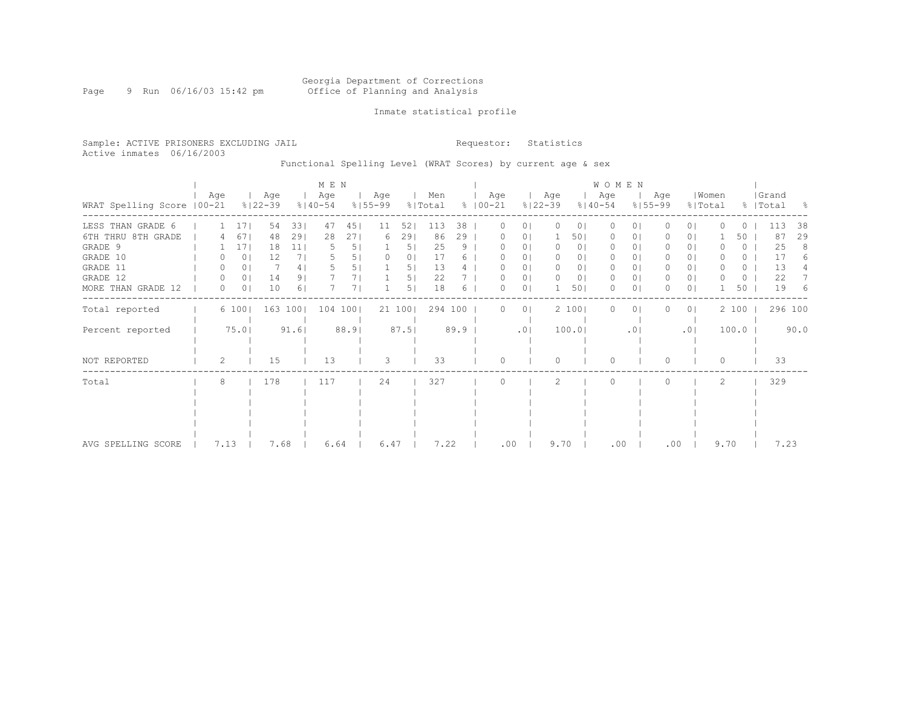Georgia Department of Corrections
Office of Planning and Analysis

Inmate statistical profile

Sample: ACTIVE PRISONERS EXCLUDING JAIL

Requestor: Statistics

Active inmates 06/16/2003

Functional Spelling Level (WRAT Scores) by current age & sex

| WRAT Spelling Score | MEN Age 00-21 | % | Age 22-39 | % | Age 40-54 | % | Age 55-99 | % | Men Total | % | WOMEN Age 00-21 | % | Age 22-39 | % | Age 40-54 | % | Age 55-99 | % | Women Total | % | Grand Total | % |
|---|---|---|---|---|---|---|---|---|---|---|---|---|---|---|---|---|---|---|---|---|---|---|
| LESS THAN GRADE 6 | 1 | 17 | 54 | 33 | 47 | 45 | 11 | 52 | 113 | 38 | 0 | 0 | 0 | 0 | 0 | 0 | 0 | 0 | 0 | 0 | 113 | 38 |
| 6TH THRU 8TH GRADE | 4 | 67 | 48 | 29 | 28 | 27 | 6 | 29 | 86 | 29 | 0 | 0 | 1 | 50 | 0 | 0 | 0 | 0 | 1 | 50 | 87 | 29 |
| GRADE 9 | 1 | 17 | 18 | 11 | 5 | 5 | 1 | 5 | 25 | 9 | 0 | 0 | 0 | 0 | 0 | 0 | 0 | 0 | 0 | 0 | 25 | 8 |
| GRADE 10 | 0 | 0 | 12 | 7 | 5 | 5 | 0 | 0 | 17 | 6 | 0 | 0 | 0 | 0 | 0 | 0 | 0 | 0 | 0 | 0 | 17 | 6 |
| GRADE 11 | 0 | 0 | 7 | 4 | 5 | 5 | 1 | 5 | 13 | 4 | 0 | 0 | 0 | 0 | 0 | 0 | 0 | 0 | 0 | 0 | 13 | 4 |
| GRADE 12 | 0 | 0 | 14 | 9 | 7 | 7 | 1 | 5 | 22 | 7 | 0 | 0 | 0 | 0 | 0 | 0 | 0 | 0 | 0 | 0 | 22 | 7 |
| MORE THAN GRADE 12 | 0 | 0 | 10 | 6 | 7 | 7 | 1 | 5 | 18 | 6 | 0 | 0 | 1 | 50 | 0 | 0 | 0 | 0 | 1 | 50 | 19 | 6 |
| Total reported | 6 | 100 | 163 | 100 | 104 | 100 | 21 | 100 | 294 | 100 | 0 | 0 | 2 | 100 | 0 | 0 | 0 | 0 | 2 | 100 | 296 | 100 |
| Percent reported | | 75.0 | | 91.6 | | 88.9 | | 87.5 | | 89.9 | | .0 | | 100.0 | | .0 | | .0 | | 100.0 | | 90.0 |
| NOT REPORTED | 2 | | 15 | | 13 | | 3 | | 33 | | 0 | | 0 | | 0 | | 0 | | 0 | | 33 | |
| Total | 8 | | 178 | | 117 | | 24 | | 327 | | 0 | | 2 | | 0 | | 0 | | 2 | | 329 | |
| AVG SPELLING SCORE | 7.13 | | 7.68 | | 6.64 | | 6.47 | | 7.22 | | .00 | | 9.70 | | .00 | | .00 | | 9.70 | | 7.23 | |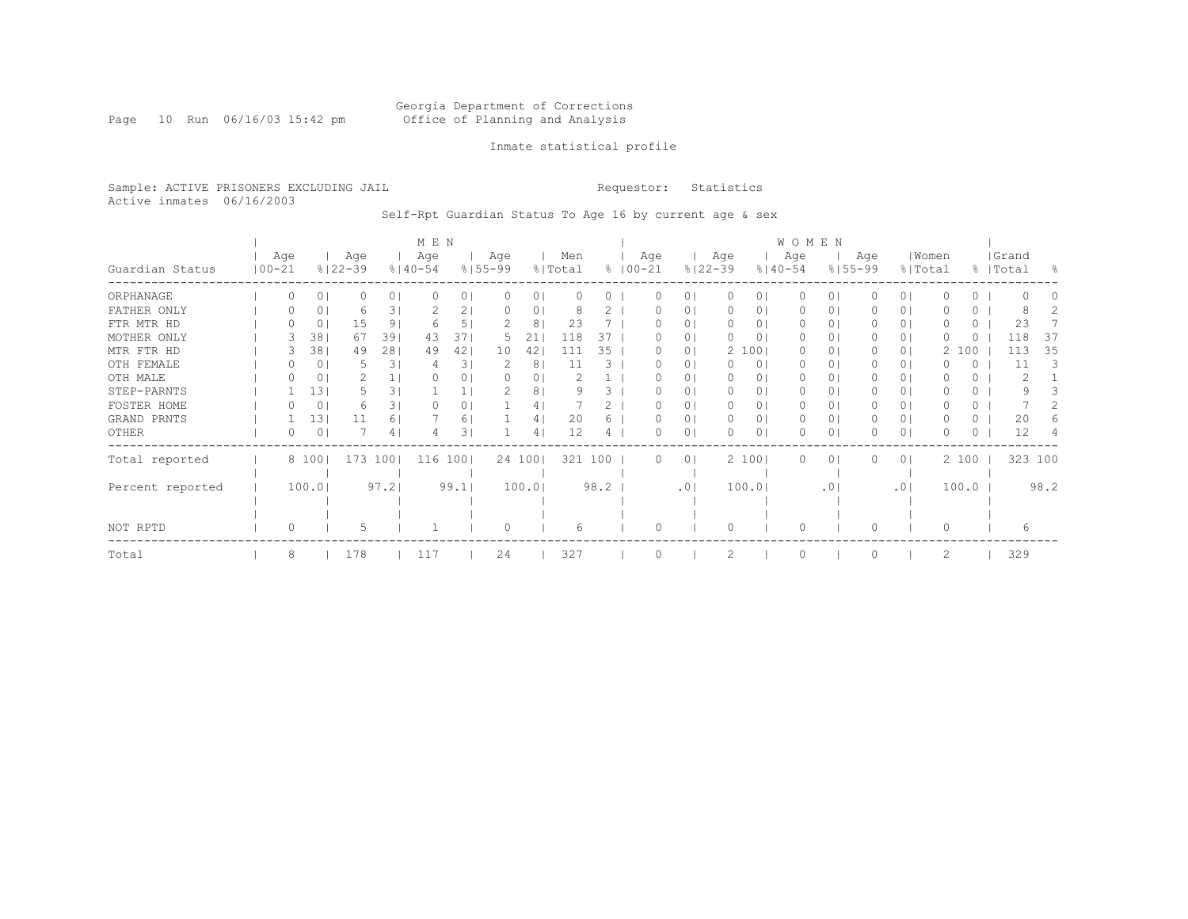Georgia Department of Corrections
Office of Planning and Analysis

Inmate statistical profile

Sample: ACTIVE PRISONERS EXCLUDING JAIL

Requestor: Statistics

Active inmates 06/16/2003

Self-Rpt Guardian Status To Age 16 by current age & sex

| | MEN | | | | | | | | | | WOMEN | | | | | | | | | | Grand | |
|---|---|---|---|---|---|---|---|---|---|---|---|---|---|---|---|---|---|---|---|---|---|---|
| Guardian Status | Age 00-21 | % | Age 22-39 | % | Age 40-54 | % | Age 55-99 | % | Men Total | % | Age 00-21 | % | Age 22-39 | % | Age 40-54 | % | Age 55-99 | % | Women Total | % | Total | % |
| ORPHANAGE | 0 | 0 | 0 | 0 | 0 | 0 | 0 | 0 | 0 | 0 | 0 | 0 | 0 | 0 | 0 | 0 | 0 | 0 | 0 | 0 | 0 | 0 |
| FATHER ONLY | 0 | 0 | 6 | 3 | 2 | 2 | 0 | 0 | 8 | 2 | 0 | 0 | 0 | 0 | 0 | 0 | 0 | 0 | 0 | 0 | 8 | 2 |
| FTR MTR HD | 0 | 0 | 15 | 9 | 6 | 5 | 2 | 8 | 23 | 7 | 0 | 0 | 0 | 0 | 0 | 0 | 0 | 0 | 0 | 0 | 23 | 7 |
| MOTHER ONLY | 3 | 38 | 67 | 39 | 43 | 37 | 5 | 21 | 118 | 37 | 0 | 0 | 0 | 0 | 0 | 0 | 0 | 0 | 0 | 0 | 118 | 37 |
| MTR FTR HD | 3 | 38 | 49 | 28 | 49 | 42 | 10 | 42 | 111 | 35 | 0 | 0 | 2 | 100 | 0 | 0 | 0 | 0 | 2 | 100 | 113 | 35 |
| OTH FEMALE | 0 | 0 | 5 | 3 | 4 | 3 | 2 | 8 | 11 | 3 | 0 | 0 | 0 | 0 | 0 | 0 | 0 | 0 | 0 | 0 | 11 | 3 |
| OTH MALE | 0 | 0 | 2 | 1 | 0 | 0 | 0 | 0 | 2 | 1 | 0 | 0 | 0 | 0 | 0 | 0 | 0 | 0 | 0 | 0 | 2 | 1 |
| STEP-PARNTS | 1 | 13 | 5 | 3 | 1 | 1 | 2 | 8 | 9 | 3 | 0 | 0 | 0 | 0 | 0 | 0 | 0 | 0 | 0 | 0 | 9 | 3 |
| FOSTER HOME | 0 | 0 | 6 | 3 | 0 | 0 | 1 | 4 | 7 | 2 | 0 | 0 | 0 | 0 | 0 | 0 | 0 | 0 | 0 | 0 | 7 | 2 |
| GRAND PRNTS | 1 | 13 | 11 | 6 | 7 | 6 | 1 | 4 | 20 | 6 | 0 | 0 | 0 | 0 | 0 | 0 | 0 | 0 | 0 | 0 | 20 | 6 |
| OTHER | 0 | 0 | 7 | 4 | 4 | 3 | 1 | 4 | 12 | 4 | 0 | 0 | 0 | 0 | 0 | 0 | 0 | 0 | 0 | 0 | 12 | 4 |
| Total reported | 8 | 100 | 173 | 100 | 116 | 100 | 24 | 100 | 321 | 100 | 0 | 0 | 2 | 100 | 0 | 0 | 0 | 0 | 2 | 100 | 323 | 100 |
| Percent reported | | 100.0 | | 97.2 | | 99.1 | | 100.0 | | 98.2 | | .0 | | 100.0 | | .0 | | .0 | | 100.0 | | 98.2 |
| NOT RPTD | 0 | | 5 | | 1 | | 0 | | 6 | | 0 | | 0 | | 0 | | 0 | | 0 | | 6 | |
| Total | 8 | | 178 | | 117 | | 24 | | 327 | | 0 | | 2 | | 0 | | 0 | | 2 | | 329 | |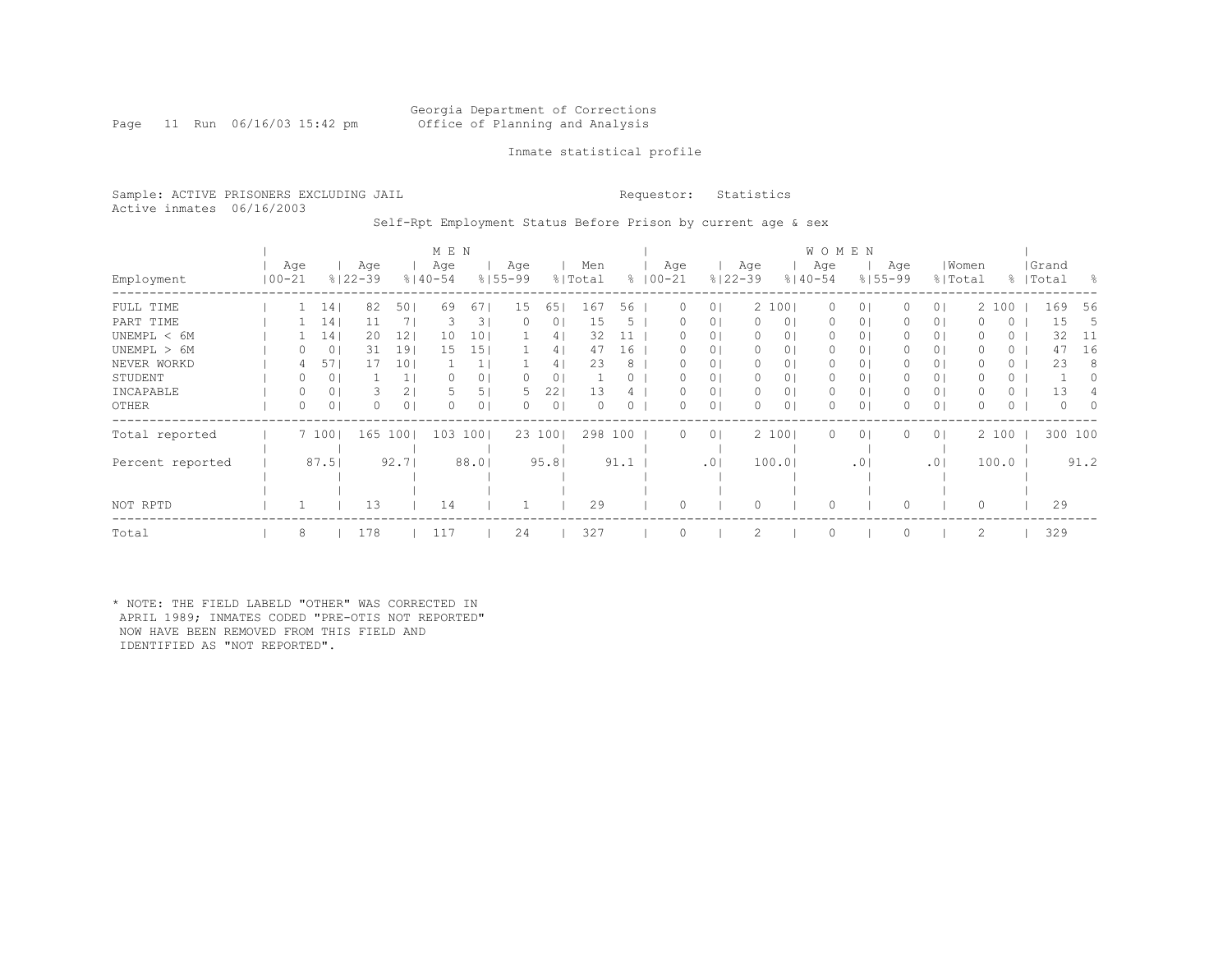Georgia Department of Corrections
Office of Planning and Analysis

Inmate statistical profile

Sample: ACTIVE PRISONERS EXCLUDING JAIL  Requestor: Statistics
Active inmates 06/16/2003

Self-Rpt Employment Status Before Prison by current age & sex

| Employment | MEN Age 00-21 | % | Age 22-39 | % | Age 40-54 | % | Age 55-99 | % | Men Total | % | WOMEN Age 00-21 | % | Age 22-39 | % | Age 40-54 | % | Age 55-99 | % | Women Total | % | Grand Total | % |
|---|---|---|---|---|---|---|---|---|---|---|---|---|---|---|---|---|---|---|---|---|---|---|
| FULL TIME | 1 | 14 | 82 | 50 | 69 | 67 | 15 | 65 | 167 | 56 | 0 | 0 | 2 | 100 | 0 | 0 | 0 | 0 | 2 | 100 | 169 | 56 |
| PART TIME | 1 | 14 | 11 | 7 | 3 | 3 | 0 | 0 | 15 | 5 | 0 | 0 | 0 | 0 | 0 | 0 | 0 | 0 | 0 | 0 | 15 | 5 |
| UNEMPL < 6M | 1 | 14 | 20 | 12 | 10 | 10 | 1 | 4 | 32 | 11 | 0 | 0 | 0 | 0 | 0 | 0 | 0 | 0 | 0 | 0 | 32 | 11 |
| UNEMPL > 6M | 0 | 0 | 31 | 19 | 15 | 15 | 1 | 4 | 47 | 16 | 0 | 0 | 0 | 0 | 0 | 0 | 0 | 0 | 0 | 0 | 47 | 16 |
| NEVER WORKD | 4 | 57 | 17 | 10 | 1 | 1 | 1 | 4 | 23 | 8 | 0 | 0 | 0 | 0 | 0 | 0 | 0 | 0 | 0 | 0 | 23 | 8 |
| STUDENT | 0 | 0 | 1 | 1 | 0 | 0 | 0 | 0 | 1 | 0 | 0 | 0 | 0 | 0 | 0 | 0 | 0 | 0 | 0 | 0 | 1 | 0 |
| INCAPABLE | 0 | 0 | 3 | 2 | 5 | 5 | 5 | 22 | 13 | 4 | 0 | 0 | 0 | 0 | 0 | 0 | 0 | 0 | 0 | 0 | 13 | 4 |
| OTHER | 0 | 0 | 0 | 0 | 0 | 0 | 0 | 0 | 0 | 0 | 0 | 0 | 0 | 0 | 0 | 0 | 0 | 0 | 0 | 0 | 0 | 0 |
| Total reported | 7 | 100 | 165 | 100 | 103 | 100 | 23 | 100 | 298 | 100 | 0 | 0 | 2 | 100 | 0 | 0 | 0 | 0 | 2 | 100 | 300 | 100 |
| Percent reported | | 87.5 | | 92.7 | | 88.0 | | 95.8 | | 91.1 | | .0 | | 100.0 | | .0 | | .0 | | 100.0 | | 91.2 |
| NOT RPTD | 1 | | 13 | | 14 | | 1 | | 29 | | 0 | | 0 | | 0 | | 0 | | 0 | | 29 | |
| Total | 8 | | 178 | | 117 | | 24 | | 327 | | 0 | | 2 | | 0 | | 0 | | 2 | | 329 | |

* NOTE: THE FIELD LABELD "OTHER" WAS CORRECTED IN APRIL 1989; INMATES CODED "PRE-OTIS NOT REPORTED" NOW HAVE BEEN REMOVED FROM THIS FIELD AND IDENTIFIED AS "NOT REPORTED".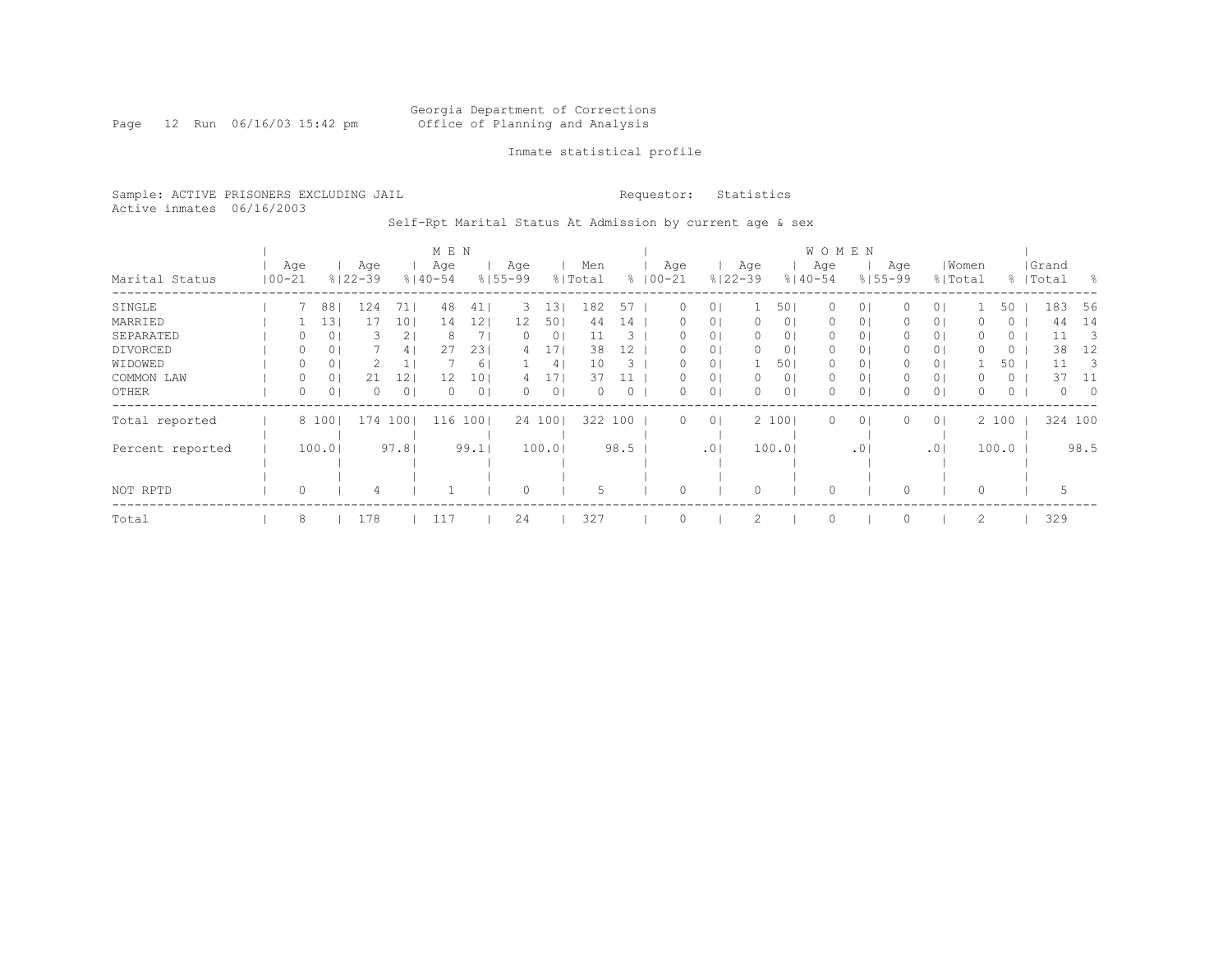Georgia Department of Corrections
Office of Planning and Analysis

Inmate statistical profile

Sample: ACTIVE PRISONERS EXCLUDING JAIL
Active inmates 06/16/2003

Requestor: Statistics

Self-Rpt Marital Status At Admission by current age & sex

| Marital Status | MEN Age 00-21 | % | Age 22-39 | % | Age 40-54 | % | Age 55-99 | % | Men Total | % | WOMEN Age 00-21 | % | Age 22-39 | % | Age 40-54 | % | Age 55-99 | % | Women Total | % | Grand Total | % |
|---|---|---|---|---|---|---|---|---|---|---|---|---|---|---|---|---|---|---|---|---|---|---|
| SINGLE | 7 | 88 | 124 | 71 | 48 | 41 | 3 | 13 | 182 | 57 | 0 | 0 | 1 | 50 | 0 | 0 | 0 | 0 | 1 | 50 | 183 | 56 |
| MARRIED | 1 | 13 | 17 | 10 | 14 | 12 | 12 | 50 | 44 | 14 | 0 | 0 | 0 | 0 | 0 | 0 | 0 | 0 | 0 | 0 | 44 | 14 |
| SEPARATED | 0 | 0 | 3 | 2 | 8 | 7 | 0 | 0 | 11 | 3 | 0 | 0 | 0 | 0 | 0 | 0 | 0 | 0 | 0 | 0 | 11 | 3 |
| DIVORCED | 0 | 0 | 7 | 4 | 27 | 23 | 4 | 17 | 38 | 12 | 0 | 0 | 0 | 0 | 0 | 0 | 0 | 0 | 0 | 0 | 38 | 12 |
| WIDOWED | 0 | 0 | 2 | 1 | 7 | 6 | 1 | 4 | 10 | 3 | 0 | 0 | 1 | 50 | 0 | 0 | 0 | 0 | 1 | 50 | 11 | 3 |
| COMMON LAW | 0 | 0 | 21 | 12 | 12 | 10 | 4 | 17 | 37 | 11 | 0 | 0 | 0 | 0 | 0 | 0 | 0 | 0 | 0 | 0 | 37 | 11 |
| OTHER | 0 | 0 | 0 | 0 | 0 | 0 | 0 | 0 | 0 | 0 | 0 | 0 | 0 | 0 | 0 | 0 | 0 | 0 | 0 | 0 | 0 | 0 |
| Total reported | 8 | 100 | 174 | 100 | 116 | 100 | 24 | 100 | 322 | 100 | 0 | 0 | 2 | 100 | 0 | 0 | 0 | 0 | 2 | 100 | 324 | 100 |
| Percent reported | | 100.0 | | 97.8 | | 99.1 | | 100.0 | | 98.5 | | .0 | | 100.0 | | .0 | | .0 | | 100.0 | | 98.5 |
| NOT RPTD | 0 | | 4 | | 1 | | 0 | | 5 | | 0 | | 0 | | 0 | | 0 | | 0 | | 5 | |
| Total | 8 | | 178 | | 117 | | 24 | | 327 | | 0 | | 2 | | 0 | | 0 | | 2 | | 329 | |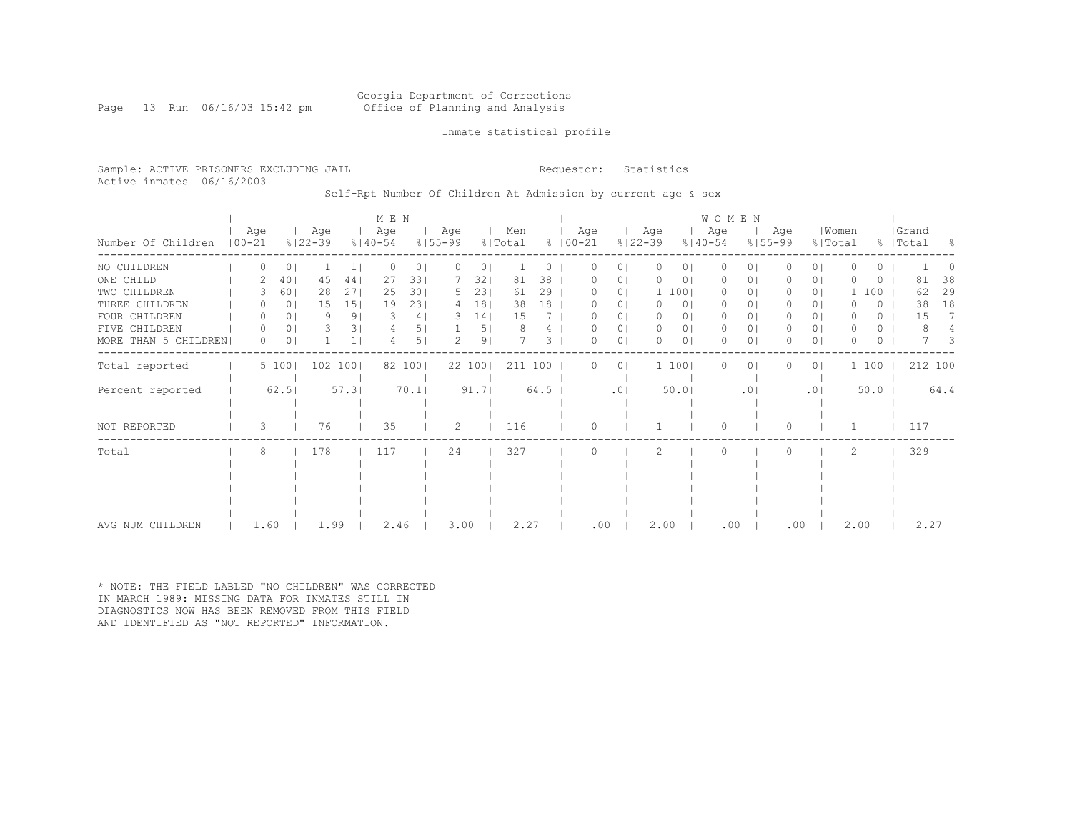Georgia Department of Corrections
Office of Planning and Analysis

Inmate statistical profile

Sample: ACTIVE PRISONERS EXCLUDING JAIL    Requestor: Statistics
Active inmates 06/16/2003

Self-Rpt Number Of Children At Admission by current age & sex

| Number Of Children | MEN Age 00-21 | % | Age 22-39 | % | Age 40-54 | % | Age 55-99 | % | Men Total | % | WOMEN Age 00-21 | % | Age 22-39 | % | Age 40-54 | % | Age 55-99 | % | Women Total | % | Grand Total | % |
|---|---|---|---|---|---|---|---|---|---|---|---|---|---|---|---|---|---|---|---|---|---|---|
| NO CHILDREN | 0 | 0 | 1 | 1 | 0 | 0 | 0 | 0 | 1 | 0 | 0 | 0 | 0 | 0 | 0 | 0 | 0 | 0 | 0 | 0 | 1 | 0 |
| ONE CHILD | 2 | 40 | 45 | 44 | 27 | 33 | 7 | 32 | 81 | 38 | 0 | 0 | 0 | 0 | 0 | 0 | 0 | 0 | 0 | 0 | 81 | 38 |
| TWO CHILDREN | 3 | 60 | 28 | 27 | 25 | 30 | 5 | 23 | 61 | 29 | 0 | 0 | 1 | 100 | 0 | 0 | 0 | 0 | 1 | 100 | 62 | 29 |
| THREE CHILDREN | 0 | 0 | 15 | 15 | 19 | 23 | 4 | 18 | 38 | 18 | 0 | 0 | 0 | 0 | 0 | 0 | 0 | 0 | 0 | 0 | 38 | 18 |
| FOUR CHILDREN | 0 | 0 | 9 | 9 | 3 | 4 | 3 | 14 | 15 | 7 | 0 | 0 | 0 | 0 | 0 | 0 | 0 | 0 | 0 | 0 | 15 | 7 |
| FIVE CHILDREN | 0 | 0 | 3 | 3 | 4 | 5 | 1 | 5 | 8 | 4 | 0 | 0 | 0 | 0 | 0 | 0 | 0 | 0 | 0 | 0 | 8 | 4 |
| MORE THAN 5 CHILDREN | 0 | 0 | 1 | 1 | 4 | 5 | 2 | 9 | 7 | 3 | 0 | 0 | 0 | 0 | 0 | 0 | 0 | 0 | 0 | 0 | 7 | 3 |
| Total reported | 5 | 100 | 102 | 100 | 82 | 100 | 22 | 100 | 211 | 100 | 0 | 0 | 1 | 100 | 0 | 0 | 0 | 0 | 1 | 100 | 212 | 100 |
| Percent reported | | 62.5 | | 57.3 | | 70.1 | | 91.7 | | 64.5 | | .0 | | 50.0 | | .0 | | .0 | | 50.0 | | 64.4 |
| NOT REPORTED | 3 | | 76 | | 35 | | 2 | | 116 | | 0 | | 1 | | 0 | | 0 | | 1 | | 117 | |
| Total | 8 | | 178 | | 117 | | 24 | | 327 | | 0 | | 2 | | 0 | | 0 | | 2 | | 329 | |
| AVG NUM CHILDREN | 1.60 | | 1.99 | | 2.46 | | 3.00 | | 2.27 | | .00 | | 2.00 | | .00 | | .00 | | 2.00 | | 2.27 | |

* NOTE: THE FIELD LABLED "NO CHILDREN" WAS CORRECTED IN MARCH 1989: MISSING DATA FOR INMATES STILL IN DIAGNOSTICS NOW HAS BEEN REMOVED FROM THIS FIELD AND IDENTIFIED AS "NOT REPORTED" INFORMATION.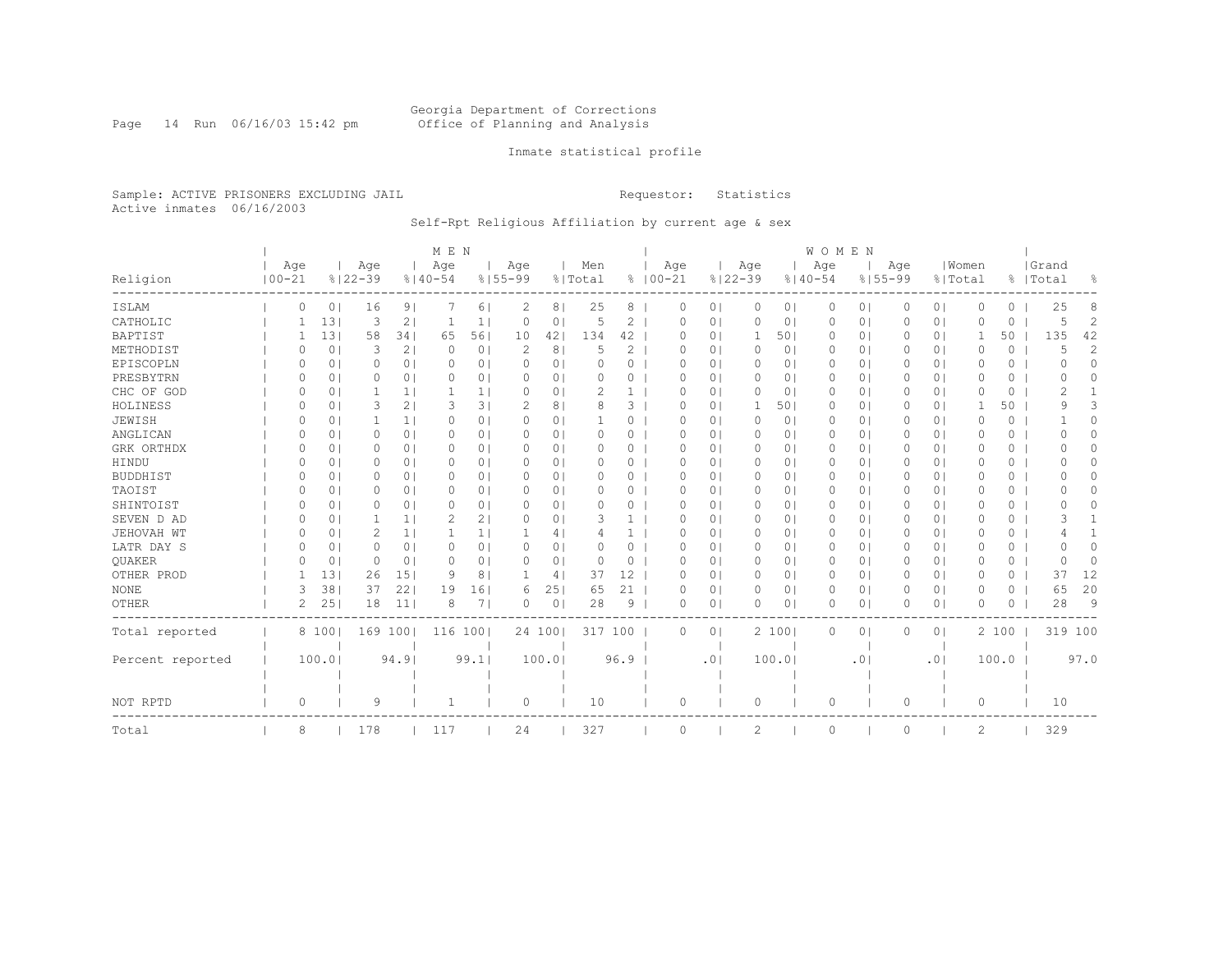Georgia Department of Corrections
Office of Planning and Analysis

Inmate statistical profile

Sample: ACTIVE PRISONERS EXCLUDING JAIL    Requestor: Statistics
Active inmates 06/16/2003

Self-Rpt Religious Affiliation by current age & sex

| Religion | MEN Age 00-21 | % | Age 22-39 | % | Age 40-54 | % | Age 55-99 | % | Men Total | % | WOMEN Age 00-21 | % | Age 22-39 | % | Age 40-54 | % | Age 55-99 | % | Women Total | % | Grand Total | % |
|---|---|---|---|---|---|---|---|---|---|---|---|---|---|---|---|---|---|---|---|---|---|---|
| ISLAM | 0 | 0 | 16 | 9 | 7 | 6 | 2 | 8 | 25 | 8 | 0 | 0 | 0 | 0 | 0 | 0 | 0 | 0 | 0 | 0 | 25 | 8 |
| CATHOLIC | 1 | 13 | 3 | 2 | 1 | 1 | 0 | 0 | 5 | 2 | 0 | 0 | 0 | 0 | 0 | 0 | 0 | 0 | 0 | 0 | 5 | 2 |
| BAPTIST | 1 | 13 | 58 | 34 | 65 | 56 | 10 | 42 | 134 | 42 | 0 | 0 | 1 | 50 | 0 | 0 | 0 | 0 | 1 | 50 | 135 | 42 |
| METHODIST | 0 | 0 | 3 | 2 | 0 | 0 | 2 | 8 | 5 | 2 | 0 | 0 | 0 | 0 | 0 | 0 | 0 | 0 | 0 | 0 | 5 | 2 |
| EPISCOPLN | 0 | 0 | 0 | 0 | 0 | 0 | 0 | 0 | 0 | 0 | 0 | 0 | 0 | 0 | 0 | 0 | 0 | 0 | 0 | 0 | 0 | 0 |
| PRESBYTRN | 0 | 0 | 0 | 0 | 0 | 0 | 0 | 0 | 0 | 0 | 0 | 0 | 0 | 0 | 0 | 0 | 0 | 0 | 0 | 0 | 0 | 0 |
| CHC OF GOD | 0 | 0 | 1 | 1 | 1 | 1 | 0 | 0 | 2 | 1 | 0 | 0 | 0 | 0 | 0 | 0 | 0 | 0 | 0 | 0 | 2 | 1 |
| HOLINESS | 0 | 0 | 3 | 2 | 3 | 3 | 2 | 8 | 8 | 3 | 0 | 0 | 1 | 50 | 0 | 0 | 0 | 0 | 1 | 50 | 9 | 3 |
| JEWISH | 0 | 0 | 1 | 1 | 0 | 0 | 0 | 0 | 1 | 0 | 0 | 0 | 0 | 0 | 0 | 0 | 0 | 0 | 0 | 0 | 1 | 0 |
| ANGLICAN | 0 | 0 | 0 | 0 | 0 | 0 | 0 | 0 | 0 | 0 | 0 | 0 | 0 | 0 | 0 | 0 | 0 | 0 | 0 | 0 | 0 | 0 |
| GRK ORTHDX | 0 | 0 | 0 | 0 | 0 | 0 | 0 | 0 | 0 | 0 | 0 | 0 | 0 | 0 | 0 | 0 | 0 | 0 | 0 | 0 | 0 | 0 |
| HINDU | 0 | 0 | 0 | 0 | 0 | 0 | 0 | 0 | 0 | 0 | 0 | 0 | 0 | 0 | 0 | 0 | 0 | 0 | 0 | 0 | 0 | 0 |
| BUDDHIST | 0 | 0 | 0 | 0 | 0 | 0 | 0 | 0 | 0 | 0 | 0 | 0 | 0 | 0 | 0 | 0 | 0 | 0 | 0 | 0 | 0 | 0 |
| TAOIST | 0 | 0 | 0 | 0 | 0 | 0 | 0 | 0 | 0 | 0 | 0 | 0 | 0 | 0 | 0 | 0 | 0 | 0 | 0 | 0 | 0 | 0 |
| SHINTOIST | 0 | 0 | 0 | 0 | 0 | 0 | 0 | 0 | 0 | 0 | 0 | 0 | 0 | 0 | 0 | 0 | 0 | 0 | 0 | 0 | 0 | 0 |
| SEVEN D AD | 0 | 0 | 1 | 1 | 2 | 2 | 0 | 0 | 3 | 1 | 0 | 0 | 0 | 0 | 0 | 0 | 0 | 0 | 0 | 0 | 3 | 1 |
| JEHOVAH WT | 0 | 0 | 2 | 1 | 1 | 1 | 1 | 4 | 4 | 1 | 0 | 0 | 0 | 0 | 0 | 0 | 0 | 0 | 0 | 0 | 4 | 1 |
| LATR DAY S | 0 | 0 | 0 | 0 | 0 | 0 | 0 | 0 | 0 | 0 | 0 | 0 | 0 | 0 | 0 | 0 | 0 | 0 | 0 | 0 | 0 | 0 |
| QUAKER | 0 | 0 | 0 | 0 | 0 | 0 | 0 | 0 | 0 | 0 | 0 | 0 | 0 | 0 | 0 | 0 | 0 | 0 | 0 | 0 | 0 | 0 |
| OTHER PROD | 1 | 13 | 26 | 15 | 9 | 8 | 1 | 4 | 37 | 12 | 0 | 0 | 0 | 0 | 0 | 0 | 0 | 0 | 0 | 0 | 37 | 12 |
| NONE | 3 | 38 | 37 | 22 | 19 | 16 | 6 | 25 | 65 | 21 | 0 | 0 | 0 | 0 | 0 | 0 | 0 | 0 | 0 | 0 | 65 | 20 |
| OTHER | 2 | 25 | 18 | 11 | 8 | 7 | 0 | 0 | 28 | 9 | 0 | 0 | 0 | 0 | 0 | 0 | 0 | 0 | 0 | 0 | 28 | 9 |
| Total reported | 8 | 100 | 169 | 100 | 116 | 100 | 24 | 100 | 317 | 100 | 0 | 0 | 2 | 100 | 0 | 0 | 0 | 0 | 2 | 100 | 319 | 100 |
| Percent reported | | 100.0 | | 94.9 | | 99.1 | | 100.0 | | 96.9 | | .0 | | 100.0 | | .0 | | .0 | | 100.0 | | 97.0 |
| NOT RPTD | 0 | | 9 | | 1 | | 0 | | 10 | | 0 | | 0 | | 0 | | 0 | | 0 | | 10 | |
| Total | 8 | | 178 | | 117 | | 24 | | 327 | | 0 | | 2 | | 0 | | 0 | | 2 | | 329 | |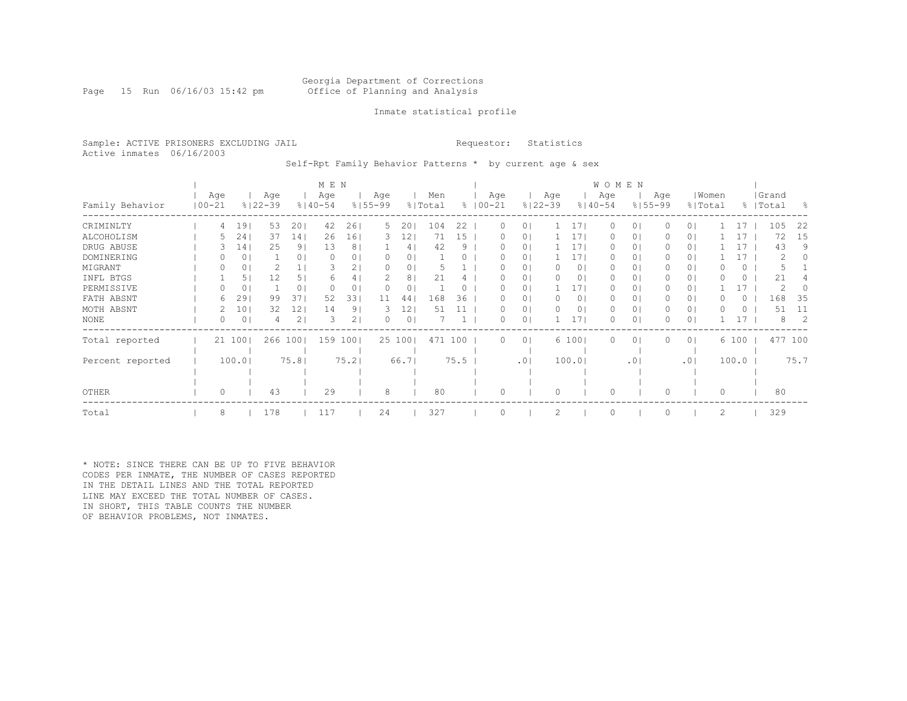Georgia Department of Corrections
Office of Planning and Analysis

Inmate statistical profile

Sample: ACTIVE PRISONERS EXCLUDING JAIL
Active inmates 06/16/2003

Requestor: Statistics

Self-Rpt Family Behavior Patterns * by current age & sex

| Family Behavior | MEN Age 00-21 | % | Age 22-39 | % | Age 40-54 | % | Age 55-99 | % | Men Total | % | WOMEN Age 00-21 | % | Age 22-39 | % | Age 40-54 | % | Age 55-99 | % | Women Total | % | Grand Total | % |
|---|---|---|---|---|---|---|---|---|---|---|---|---|---|---|---|---|---|---|---|---|---|---|
| CRIMINLTY | 4 | 19 | 53 | 20 | 42 | 26 | 5 | 20 | 104 | 22 | 0 | 0 | 1 | 17 | 0 | 0 | 0 | 0 | 1 | 17 | 105 | 22 |
| ALCOHOLISM | 5 | 24 | 37 | 14 | 26 | 16 | 3 | 12 | 71 | 15 | 0 | 0 | 1 | 17 | 0 | 0 | 0 | 0 | 1 | 17 | 72 | 15 |
| DRUG ABUSE | 3 | 14 | 25 | 9 | 13 | 8 | 1 | 4 | 42 | 9 | 0 | 0 | 1 | 17 | 0 | 0 | 0 | 0 | 1 | 17 | 43 | 9 |
| DOMINERING | 0 | 0 | 1 | 0 | 0 | 0 | 0 | 0 | 1 | 0 | 0 | 0 | 1 | 17 | 0 | 0 | 0 | 0 | 1 | 17 | 2 | 0 |
| MIGRANT | 0 | 0 | 2 | 1 | 3 | 2 | 0 | 0 | 5 | 1 | 0 | 0 | 0 | 0 | 0 | 0 | 0 | 0 | 0 | 0 | 5 | 1 |
| INFL BTGS | 1 | 5 | 12 | 5 | 6 | 4 | 2 | 8 | 21 | 4 | 0 | 0 | 0 | 0 | 0 | 0 | 0 | 0 | 0 | 0 | 21 | 4 |
| PERMISSIVE | 0 | 0 | 1 | 0 | 0 | 0 | 0 | 0 | 1 | 0 | 0 | 0 | 1 | 17 | 0 | 0 | 0 | 0 | 1 | 17 | 2 | 0 |
| FATH ABSNT | 6 | 29 | 99 | 37 | 52 | 33 | 11 | 44 | 168 | 36 | 0 | 0 | 0 | 0 | 0 | 0 | 0 | 0 | 0 | 0 | 168 | 35 |
| MOTH ABSNT | 2 | 10 | 32 | 12 | 14 | 9 | 3 | 12 | 51 | 11 | 0 | 0 | 0 | 0 | 0 | 0 | 0 | 0 | 0 | 0 | 51 | 11 |
| NONE | 0 | 0 | 4 | 2 | 3 | 2 | 0 | 0 | 7 | 1 | 0 | 0 | 1 | 17 | 0 | 0 | 0 | 0 | 1 | 17 | 8 | 2 |
| Total reported | 21 | 100 | 266 | 100 | 159 | 100 | 25 | 100 | 471 | 100 | 0 | 0 | 6 | 100 | 0 | 0 | 0 | 0 | 6 | 100 | 477 | 100 |
| Percent reported | | 100.0 | | 75.8 | | 75.2 | | 66.7 | | 75.5 | | .0 | | 100.0 | | .0 | | .0 | | 100.0 | | 75.7 |
| OTHER | 0 | | 43 | | 29 | | 8 | | 80 | | 0 | | 0 | | 0 | | 0 | | 0 | | 80 | |
| Total | 8 | | 178 | | 117 | | 24 | | 327 | | 0 | | 2 | | 0 | | 0 | | 2 | | 329 | |

* NOTE: SINCE THERE CAN BE UP TO FIVE BEHAVIOR CODES PER INMATE, THE NUMBER OF CASES REPORTED IN THE DETAIL LINES AND THE TOTAL REPORTED LINE MAY EXCEED THE TOTAL NUMBER OF CASES. IN SHORT, THIS TABLE COUNTS THE NUMBER OF BEHAVIOR PROBLEMS, NOT INMATES.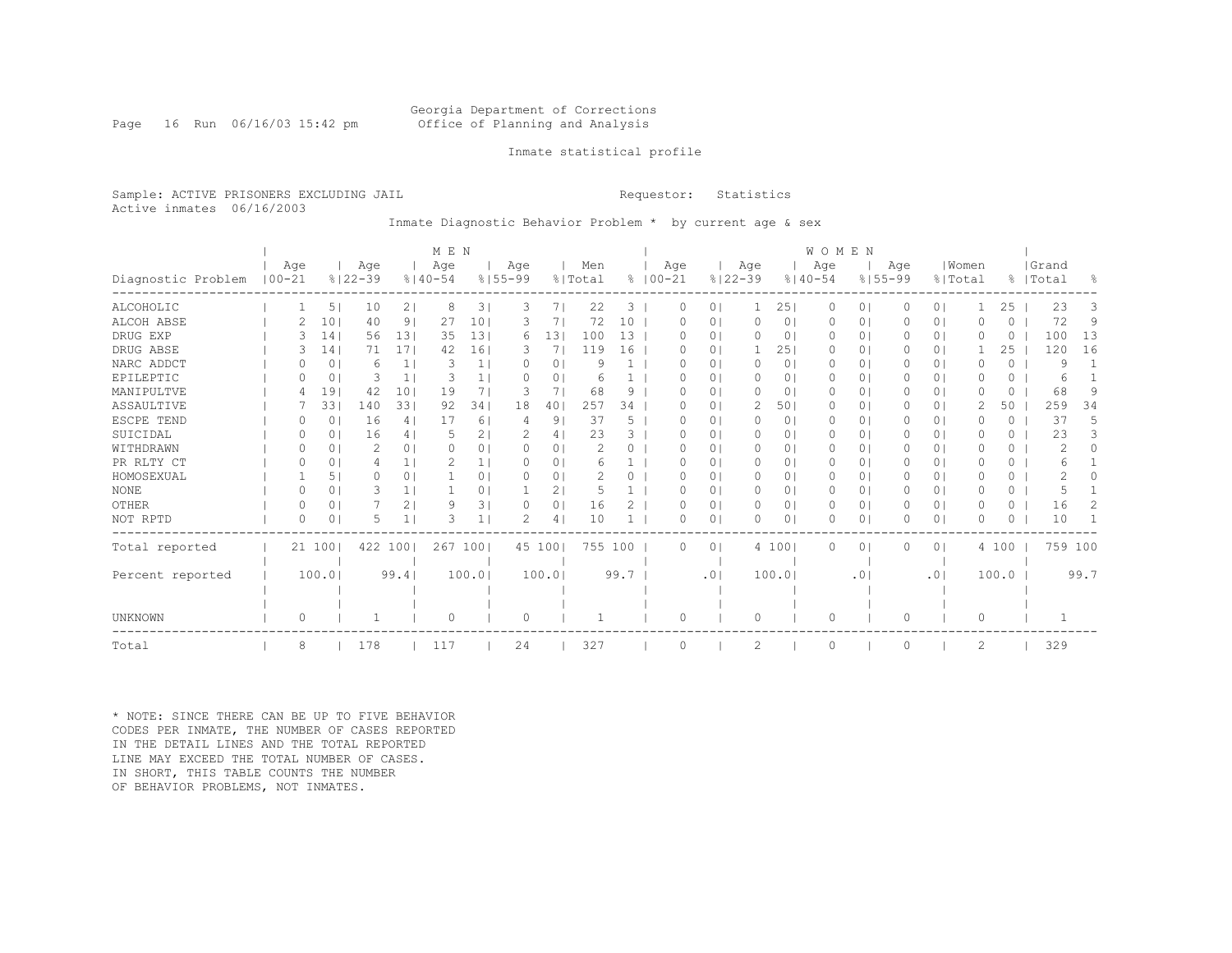Georgia Department of Corrections
Office of Planning and Analysis

Inmate statistical profile

Sample: ACTIVE PRISONERS EXCLUDING JAIL  Requestor: Statistics
Active inmates 06/16/2003

Inmate Diagnostic Behavior Problem * by current age & sex

| Diagnostic Problem | MEN Age 00-21 | % | Age 22-39 | % | Age 40-54 | % | Age 55-99 | % | Men Total | % | WOMEN Age 00-21 | % | Age 22-39 | % | Age 40-54 | % | Age 55-99 | % | Women Total | % | Grand Total | % |
|---|---|---|---|---|---|---|---|---|---|---|---|---|---|---|---|---|---|---|---|---|---|---|
| ALCOHOLIC | 1 | 5 | 10 | 2 | 8 | 3 | 3 | 7 | 22 | 3 | 0 | 0 | 1 | 25 | 0 | 0 | 0 | 0 | 1 | 25 | 23 | 3 |
| ALCOH ABSE | 2 | 10 | 40 | 9 | 27 | 10 | 3 | 7 | 72 | 10 | 0 | 0 | 0 | 0 | 0 | 0 | 0 | 0 | 0 | 0 | 72 | 9 |
| DRUG EXP | 3 | 14 | 56 | 13 | 35 | 13 | 6 | 13 | 100 | 13 | 0 | 0 | 0 | 0 | 0 | 0 | 0 | 0 | 0 | 0 | 100 | 13 |
| DRUG ABSE | 3 | 14 | 71 | 17 | 42 | 16 | 3 | 7 | 119 | 16 | 0 | 0 | 1 | 25 | 0 | 0 | 0 | 0 | 1 | 25 | 120 | 16 |
| NARC ADDCT | 0 | 0 | 6 | 1 | 3 | 1 | 0 | 0 | 9 | 1 | 0 | 0 | 0 | 0 | 0 | 0 | 0 | 0 | 0 | 0 | 9 | 1 |
| EPILEPTIC | 0 | 0 | 3 | 1 | 3 | 1 | 0 | 0 | 6 | 1 | 0 | 0 | 0 | 0 | 0 | 0 | 0 | 0 | 0 | 0 | 6 | 1 |
| MANIPULTVE | 4 | 19 | 42 | 10 | 19 | 7 | 3 | 7 | 68 | 9 | 0 | 0 | 0 | 0 | 0 | 0 | 0 | 0 | 0 | 0 | 68 | 9 |
| ASSAULTIVE | 7 | 33 | 140 | 33 | 92 | 34 | 18 | 40 | 257 | 34 | 0 | 0 | 2 | 50 | 0 | 0 | 0 | 0 | 2 | 50 | 259 | 34 |
| ESCPE TEND | 0 | 0 | 16 | 4 | 17 | 6 | 4 | 9 | 37 | 5 | 0 | 0 | 0 | 0 | 0 | 0 | 0 | 0 | 0 | 0 | 37 | 5 |
| SUICIDAL | 0 | 0 | 16 | 4 | 5 | 2 | 2 | 4 | 23 | 3 | 0 | 0 | 0 | 0 | 0 | 0 | 0 | 0 | 0 | 0 | 23 | 3 |
| WITHDRAWN | 0 | 0 | 2 | 0 | 0 | 0 | 0 | 0 | 2 | 0 | 0 | 0 | 0 | 0 | 0 | 0 | 0 | 0 | 0 | 0 | 2 | 0 |
| PR RLTY CT | 0 | 0 | 4 | 1 | 2 | 1 | 0 | 0 | 6 | 1 | 0 | 0 | 0 | 0 | 0 | 0 | 0 | 0 | 0 | 0 | 6 | 1 |
| HOMOSEXUAL | 1 | 5 | 0 | 0 | 1 | 0 | 0 | 0 | 2 | 0 | 0 | 0 | 0 | 0 | 0 | 0 | 0 | 0 | 0 | 0 | 2 | 0 |
| NONE | 0 | 0 | 3 | 1 | 1 | 0 | 1 | 2 | 5 | 1 | 0 | 0 | 0 | 0 | 0 | 0 | 0 | 0 | 0 | 0 | 5 | 1 |
| OTHER | 0 | 0 | 7 | 2 | 9 | 3 | 0 | 0 | 16 | 2 | 0 | 0 | 0 | 0 | 0 | 0 | 0 | 0 | 0 | 0 | 16 | 2 |
| NOT RPTD | 0 | 0 | 5 | 1 | 3 | 1 | 2 | 4 | 10 | 1 | 0 | 0 | 0 | 0 | 0 | 0 | 0 | 0 | 0 | 0 | 10 | 1 |
| Total reported | 21 | 100 | 422 | 100 | 267 | 100 | 45 | 100 | 755 | 100 | 0 | 0 | 4 | 100 | 0 | 0 | 0 | 0 | 4 | 100 | 759 | 100 |
| Percent reported | | 100.0 | | 99.4 | | 100.0 | | 100.0 | | 99.7 | | .0 | | 100.0 | | .0 | | .0 | | 100.0 | | 99.7 |
| UNKNOWN | 0 | | 1 | | 0 | | 0 | | 1 | | 0 | | 0 | | 0 | | 0 | | 0 | | 1 | |
| Total | 8 | | 178 | | 117 | | 24 | | 327 | | 0 | | 2 | | 0 | | 0 | | 2 | | 329 | |

* NOTE: SINCE THERE CAN BE UP TO FIVE BEHAVIOR CODES PER INMATE, THE NUMBER OF CASES REPORTED IN THE DETAIL LINES AND THE TOTAL REPORTED LINE MAY EXCEED THE TOTAL NUMBER OF CASES. IN SHORT, THIS TABLE COUNTS THE NUMBER OF BEHAVIOR PROBLEMS, NOT INMATES.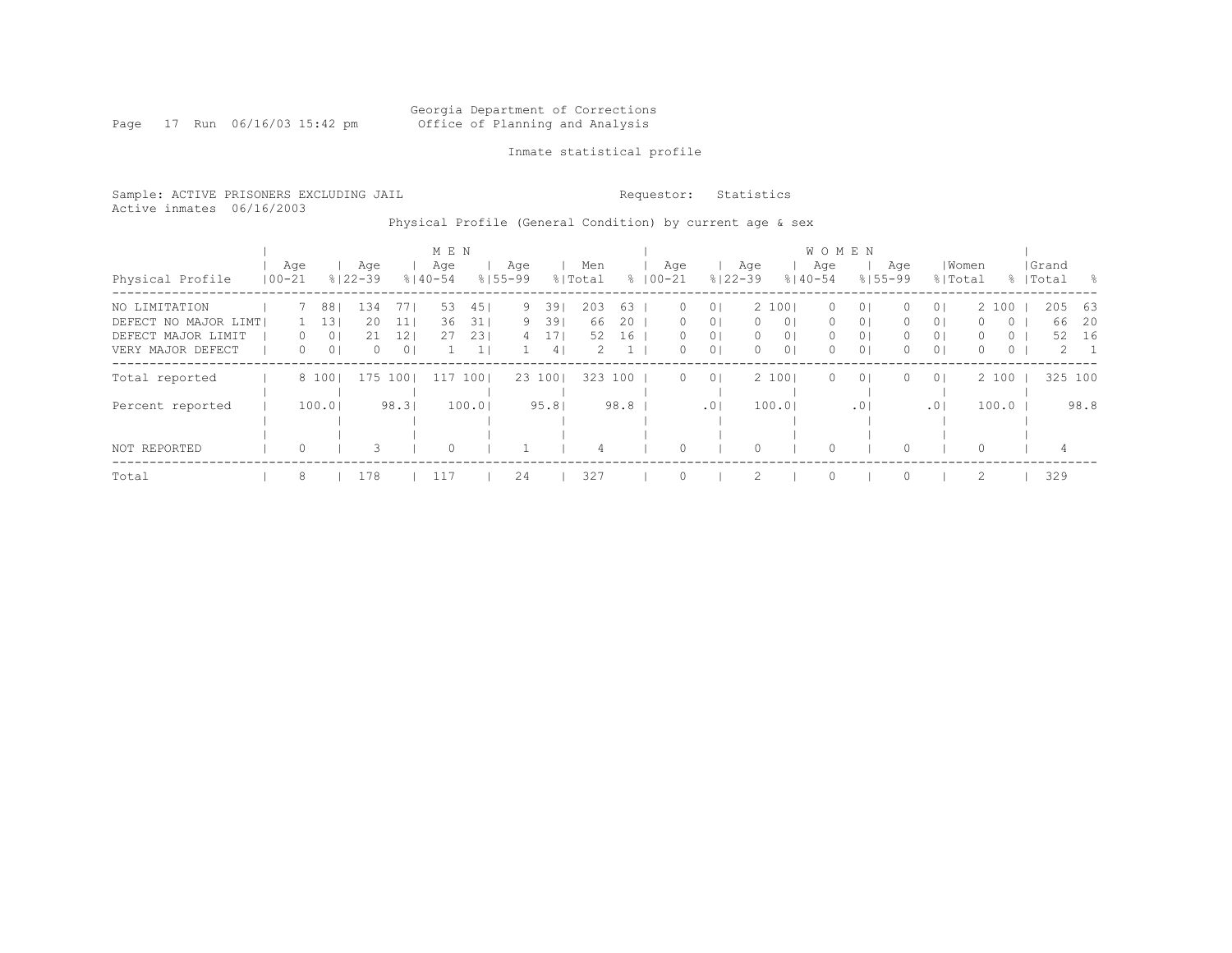Georgia Department of Corrections
Office of Planning and Analysis

Inmate statistical profile

Sample: ACTIVE PRISONERS EXCLUDING JAIL

Requestor: Statistics

Active inmates 06/16/2003

Physical Profile (General Condition) by current age & sex

| Physical Profile | MEN Age 00-21 | % | Age 22-39 | % | Age 40-54 | % | Age 55-99 | % | Men Total | % | WOMEN Age 00-21 | % | Age 22-39 | % | Age 40-54 | % | Age 55-99 | % | Women Total | % | Grand Total | % |
|---|---|---|---|---|---|---|---|---|---|---|---|---|---|---|---|---|---|---|---|---|---|---|
| NO LIMITATION | 7 | 88 | 134 | 77 | 53 | 45 | 9 | 39 | 203 | 63 | 0 | 0 | 2 | 100 | 0 | 0 | 0 | 0 | 2 | 100 | 205 | 63 |
| DEFECT NO MAJOR LIMT | 1 | 13 | 20 | 11 | 36 | 31 | 9 | 39 | 66 | 20 | 0 | 0 | 0 | 0 | 0 | 0 | 0 | 0 | 0 | 0 | 66 | 20 |
| DEFECT MAJOR LIMIT | 0 | 0 | 21 | 12 | 27 | 23 | 4 | 17 | 52 | 16 | 0 | 0 | 0 | 0 | 0 | 0 | 0 | 0 | 0 | 0 | 52 | 16 |
| VERY MAJOR DEFECT | 0 | 0 | 0 | 0 | 1 | 1 | 1 | 4 | 2 | 1 | 0 | 0 | 0 | 0 | 0 | 0 | 0 | 0 | 0 | 0 | 2 | 1 |
| Total reported | 8 | 100 | 175 | 100 | 117 | 100 | 23 | 100 | 323 | 100 | 0 | 0 | 2 | 100 | 0 | 0 | 0 | 0 | 2 | 100 | 325 | 100 |
| Percent reported | | 100.0 | | 98.3 | | 100.0 | | 95.8 | | 98.8 | | .0 | | 100.0 | | .0 | | .0 | | 100.0 | | 98.8 |
| NOT REPORTED | 0 | | 3 | | 0 | | 1 | | 4 | | 0 | | 0 | | 0 | | 0 | | 0 | | 4 | |
| Total | 8 | | 178 | | 117 | | 24 | | 327 | | 0 | | 2 | | 0 | | 0 | | 2 | | 329 | |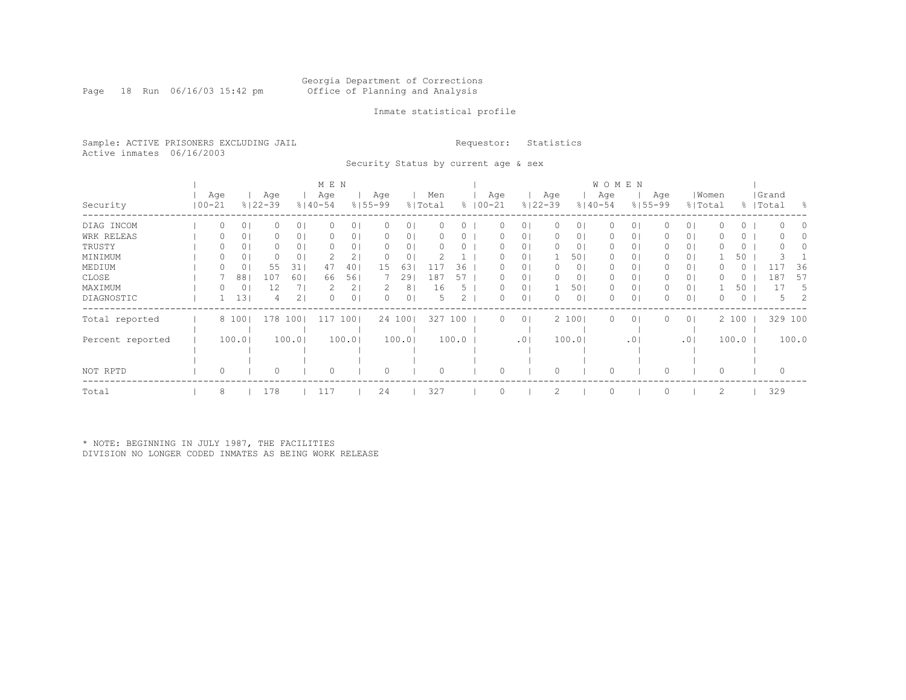Georgia Department of Corrections
Office of Planning and Analysis

Inmate statistical profile

Sample: ACTIVE PRISONERS EXCLUDING JAIL
Active inmates 06/16/2003

Requestor: Statistics

Security Status by current age & sex

| | MEN | | | | | | | | | | WOMEN | | | | | | | | | | | |
|---|---|---|---|---|---|---|---|---|---|---|---|---|---|---|---|---|---|---|---|---|---|---|
| Security | Age 00-21 | % | Age 22-39 | % | Age 40-54 | % | Age 55-99 | % | Men Total | % | Age 00-21 | % | Age 22-39 | % | Age 40-54 | % | Age 55-99 | % | Women Total | % | Grand Total | % |
| DIAG INCOM | 0 | 0 | 0 | 0 | 0 | 0 | 0 | 0 | 0 | 0 | 0 | 0 | 0 | 0 | 0 | 0 | 0 | 0 | 0 | 0 | 0 | 0 |
| WRK RELEAS | 0 | 0 | 0 | 0 | 0 | 0 | 0 | 0 | 0 | 0 | 0 | 0 | 0 | 0 | 0 | 0 | 0 | 0 | 0 | 0 | 0 | 0 |
| TRUSTY | 0 | 0 | 0 | 0 | 0 | 0 | 0 | 0 | 0 | 0 | 0 | 0 | 0 | 0 | 0 | 0 | 0 | 0 | 0 | 0 | 0 | 0 |
| MINIMUM | 0 | 0 | 0 | 0 | 2 | 2 | 0 | 0 | 2 | 1 | 0 | 0 | 1 | 50 | 0 | 0 | 0 | 0 | 1 | 50 | 3 | 1 |
| MEDIUM | 0 | 0 | 55 | 31 | 47 | 40 | 15 | 63 | 117 | 36 | 0 | 0 | 0 | 0 | 0 | 0 | 0 | 0 | 0 | 0 | 117 | 36 |
| CLOSE | 7 | 88 | 107 | 60 | 66 | 56 | 7 | 29 | 187 | 57 | 0 | 0 | 0 | 0 | 0 | 0 | 0 | 0 | 0 | 0 | 187 | 57 |
| MAXIMUM | 0 | 0 | 12 | 7 | 2 | 2 | 2 | 8 | 16 | 5 | 0 | 0 | 1 | 50 | 0 | 0 | 0 | 0 | 1 | 50 | 17 | 5 |
| DIAGNOSTIC | 1 | 13 | 4 | 2 | 0 | 0 | 0 | 0 | 5 | 2 | 0 | 0 | 0 | 0 | 0 | 0 | 0 | 0 | 0 | 0 | 5 | 2 |
| Total reported | 8 | 100 | 178 | 100 | 117 | 100 | 24 | 100 | 327 | 100 | 0 | 0 | 2 | 100 | 0 | 0 | 0 | 0 | 2 | 100 | 329 | 100 |
| Percent reported | | 100.0 | | 100.0 | | 100.0 | | 100.0 | | 100.0 | | .0 | | 100.0 | | .0 | | .0 | | 100.0 | | 100.0 |
| NOT RPTD | 0 | | 0 | | 0 | | 0 | | 0 | | 0 | | 0 | | 0 | | 0 | | 0 | | 0 | |
| Total | 8 | | 178 | | 117 | | 24 | | 327 | | 0 | | 2 | | 0 | | 0 | | 2 | | 329 | |

* NOTE: BEGINNING IN JULY 1987, THE FACILITIES
DIVISION NO LONGER CODED INMATES AS BEING WORK RELEASE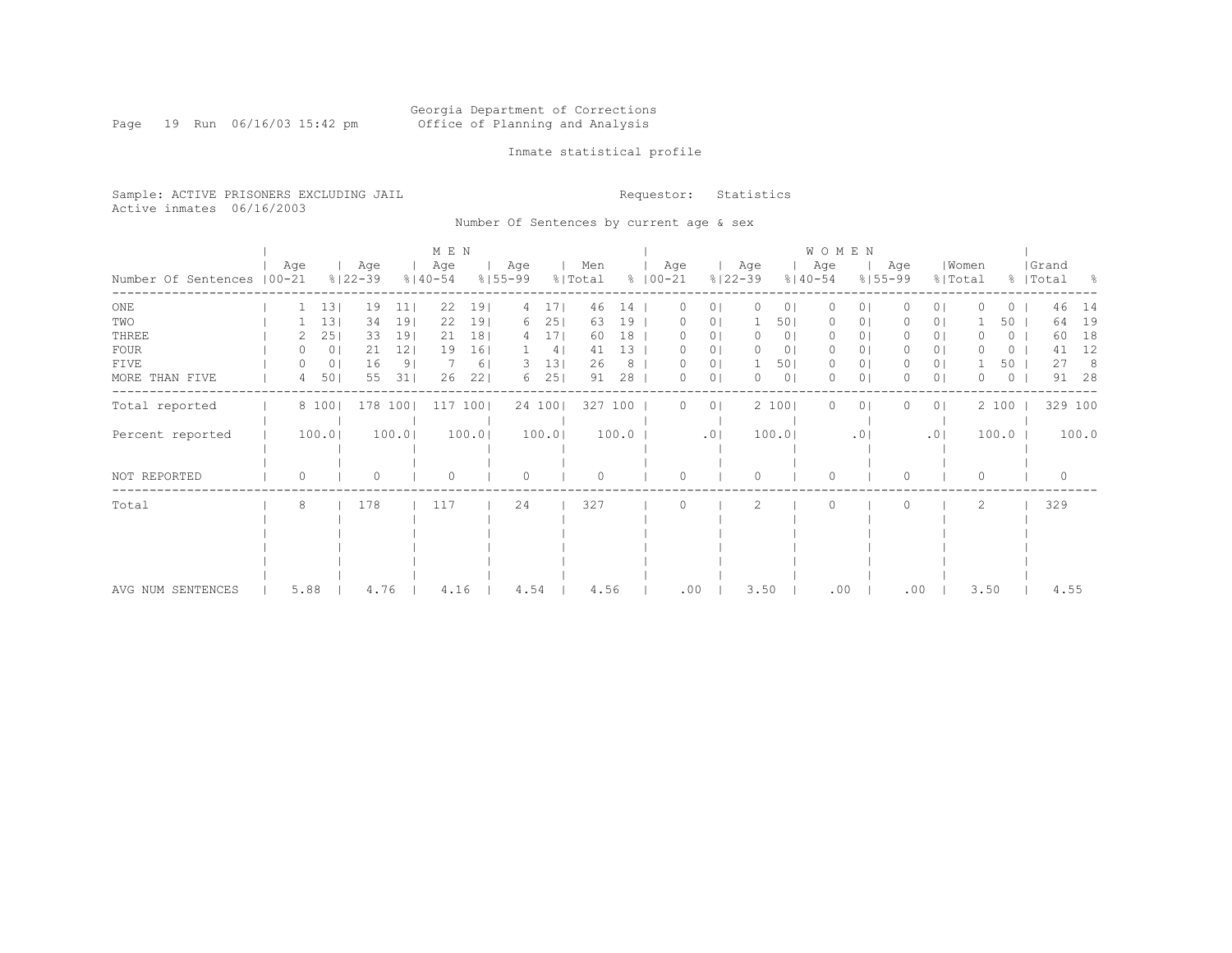Georgia Department of Corrections
Office of Planning and Analysis

Inmate statistical profile

Sample: ACTIVE PRISONERS EXCLUDING JAIL
Active inmates 06/16/2003

Requestor: Statistics

Number Of Sentences by current age & sex

| Number Of Sentences | MEN Age 00-21 | % | Age 22-39 | % | Age 40-54 | % | Age 55-99 | % | Men Total | % | WOMEN Age 00-21 | % | Age 22-39 | % | Age 40-54 | % | Age 55-99 | % | Women Total | % | Grand Total | % |
|---|---|---|---|---|---|---|---|---|---|---|---|---|---|---|---|---|---|---|---|---|---|---|
| ONE | 1 | 13 | 19 | 11 | 22 | 19 | 4 | 17 | 46 | 14 | 0 | 0 | 0 | 0 | 0 | 0 | 0 | 0 | 0 | 0 | 46 | 14 |
| TWO | 1 | 13 | 34 | 19 | 22 | 19 | 6 | 25 | 63 | 19 | 0 | 0 | 1 | 50 | 0 | 0 | 0 | 0 | 1 | 50 | 64 | 19 |
| THREE | 2 | 25 | 33 | 19 | 21 | 18 | 4 | 17 | 60 | 18 | 0 | 0 | 0 | 0 | 0 | 0 | 0 | 0 | 0 | 0 | 60 | 18 |
| FOUR | 0 | 0 | 21 | 12 | 19 | 16 | 1 | 4 | 41 | 13 | 0 | 0 | 0 | 0 | 0 | 0 | 0 | 0 | 0 | 0 | 41 | 12 |
| FIVE | 0 | 0 | 16 | 9 | 7 | 6 | 3 | 13 | 26 | 8 | 0 | 0 | 1 | 50 | 0 | 0 | 0 | 0 | 1 | 50 | 27 | 8 |
| MORE THAN FIVE | 4 | 50 | 55 | 31 | 26 | 22 | 6 | 25 | 91 | 28 | 0 | 0 | 0 | 0 | 0 | 0 | 0 | 0 | 0 | 0 | 91 | 28 |
| Total reported | 8 | 100 | 178 | 100 | 117 | 100 | 24 | 100 | 327 | 100 | 0 | 0 | 2 | 100 | 0 | 0 | 0 | 0 | 2 | 100 | 329 | 100 |
| Percent reported | | 100.0 | | 100.0 | | 100.0 | | 100.0 | | 100.0 | | .0 | | 100.0 | | .0 | | .0 | | 100.0 | | 100.0 |
| NOT REPORTED | 0 | | 0 | | 0 | | 0 | | 0 | | 0 | | 0 | | 0 | | 0 | | 0 | | 0 | |
| Total | 8 | | 178 | | 117 | | 24 | | 327 | | 0 | | 2 | | 0 | | 0 | | 2 | | 329 | |
| AVG NUM SENTENCES | 5.88 | | 4.76 | | 4.16 | | 4.54 | | 4.56 | | .00 | | 3.50 | | .00 | | .00 | | 3.50 | | 4.55 | |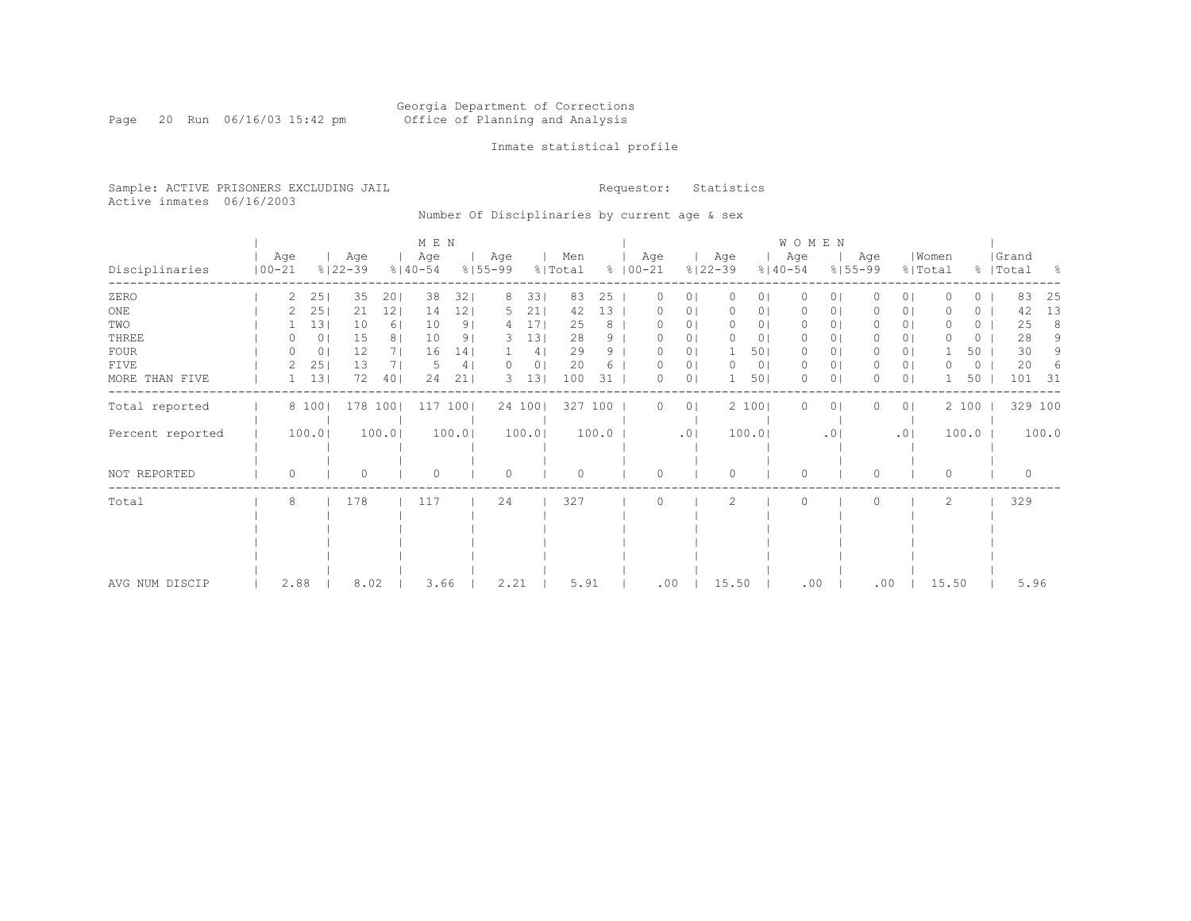Georgia Department of Corrections
Office of Planning and Analysis

Inmate statistical profile

Sample: ACTIVE PRISONERS EXCLUDING JAIL
Active inmates 06/16/2003

Requestor: Statistics

Number Of Disciplinaries by current age & sex

| Disciplinaries | MEN Age 00-21 | % | MEN Age 22-39 | % | MEN Age 40-54 | % | MEN Age 55-99 | % | Men Total | % | WOMEN Age 00-21 | % | WOMEN Age 22-39 | % | WOMEN Age 40-54 | % | WOMEN Age 55-99 | % | Women Total | % | Grand Total | % |
|---|---|---|---|---|---|---|---|---|---|---|---|---|---|---|---|---|---|---|---|---|---|---|
| ZERO | 2 | 25 | 35 | 20 | 38 | 32 | 8 | 33 | 83 | 25 | 0 | 0 | 0 | 0 | 0 | 0 | 0 | 0 | 0 | 0 | 83 | 25 |
| ONE | 2 | 25 | 21 | 12 | 14 | 12 | 5 | 21 | 42 | 13 | 0 | 0 | 0 | 0 | 0 | 0 | 0 | 0 | 0 | 0 | 42 | 13 |
| TWO | 1 | 13 | 10 | 6 | 10 | 9 | 4 | 17 | 25 | 8 | 0 | 0 | 0 | 0 | 0 | 0 | 0 | 0 | 0 | 0 | 25 | 8 |
| THREE | 0 | 0 | 15 | 8 | 10 | 9 | 3 | 13 | 28 | 9 | 0 | 0 | 0 | 0 | 0 | 0 | 0 | 0 | 0 | 0 | 28 | 9 |
| FOUR | 0 | 0 | 12 | 7 | 16 | 14 | 1 | 4 | 29 | 9 | 0 | 0 | 1 | 50 | 0 | 0 | 0 | 0 | 1 | 50 | 30 | 9 |
| FIVE | 2 | 25 | 13 | 7 | 5 | 4 | 0 | 0 | 20 | 6 | 0 | 0 | 0 | 0 | 0 | 0 | 0 | 0 | 0 | 0 | 20 | 6 |
| MORE THAN FIVE | 1 | 13 | 72 | 40 | 24 | 21 | 3 | 13 | 100 | 31 | 0 | 0 | 1 | 50 | 0 | 0 | 0 | 0 | 1 | 50 | 101 | 31 |
| Total reported | 8 | 100 | 178 | 100 | 117 | 100 | 24 | 100 | 327 | 100 | 0 | 0 | 2 | 100 | 0 | 0 | 0 | 0 | 2 | 100 | 329 | 100 |
| Percent reported | 100.0 | | 100.0 | | 100.0 | | 100.0 | | 100.0 | | .0 | | 100.0 | | .0 | | .0 | | 100.0 | | 100.0 | |
| NOT REPORTED | 0 | | 0 | | 0 | | 0 | | 0 | | 0 | | 0 | | 0 | | 0 | | 0 | | 0 | |
| Total | 8 | | 178 | | 117 | | 24 | | 327 | | 0 | | 2 | | 0 | | 0 | | 2 | | 329 | |
| AVG NUM DISCIP | 2.88 | | 8.02 | | 3.66 | | 2.21 | | 5.91 | | .00 | | 15.50 | | .00 | | .00 | | 15.50 | | 5.96 | |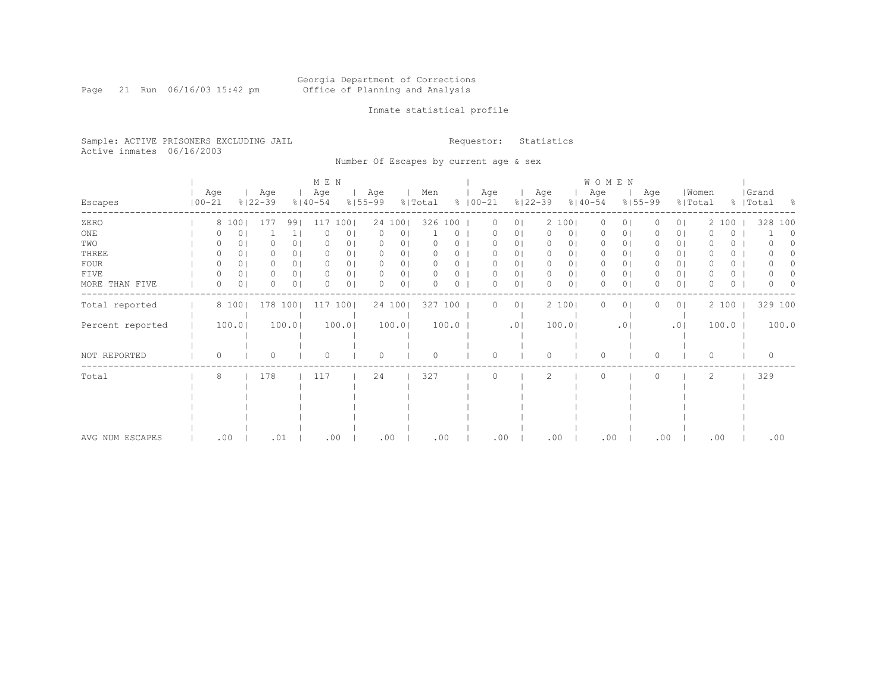Georgia Department of Corrections
Office of Planning and Analysis

Inmate statistical profile

Sample: ACTIVE PRISONERS EXCLUDING JAIL
Active inmates 06/16/2003

Requestor: Statistics

Number Of Escapes by current age & sex

| Escapes | MEN Age 00-21 | % | Age 22-39 | % | Age 40-54 | % | Age 55-99 | % | Men Total | % | WOMEN Age 00-21 | % | Age 22-39 | % | Age 40-54 | % | Age 55-99 | % | Women Total | % | Grand Total | % |
|---|---|---|---|---|---|---|---|---|---|---|---|---|---|---|---|---|---|---|---|---|---|---|
| ZERO | 8 | 100 | 177 | 99 | 117 | 100 | 24 | 100 | 326 | 100 | 0 | 0 | 2 | 100 | 0 | 0 | 0 | 0 | 2 | 100 | 328 | 100 |
| ONE | 0 | 0 | 1 | 1 | 0 | 0 | 0 | 0 | 1 | 0 | 0 | 0 | 0 | 0 | 0 | 0 | 0 | 0 | 0 | 0 | 1 | 0 |
| TWO | 0 | 0 | 0 | 0 | 0 | 0 | 0 | 0 | 0 | 0 | 0 | 0 | 0 | 0 | 0 | 0 | 0 | 0 | 0 | 0 | 0 | 0 |
| THREE | 0 | 0 | 0 | 0 | 0 | 0 | 0 | 0 | 0 | 0 | 0 | 0 | 0 | 0 | 0 | 0 | 0 | 0 | 0 | 0 | 0 | 0 |
| FOUR | 0 | 0 | 0 | 0 | 0 | 0 | 0 | 0 | 0 | 0 | 0 | 0 | 0 | 0 | 0 | 0 | 0 | 0 | 0 | 0 | 0 | 0 |
| FIVE | 0 | 0 | 0 | 0 | 0 | 0 | 0 | 0 | 0 | 0 | 0 | 0 | 0 | 0 | 0 | 0 | 0 | 0 | 0 | 0 | 0 | 0 |
| MORE THAN FIVE | 0 | 0 | 0 | 0 | 0 | 0 | 0 | 0 | 0 | 0 | 0 | 0 | 0 | 0 | 0 | 0 | 0 | 0 | 0 | 0 | 0 | 0 |
| Total reported | 8 | 100 | 178 | 100 | 117 | 100 | 24 | 100 | 327 | 100 | 0 | 0 | 2 | 100 | 0 | 0 | 0 | 0 | 2 | 100 | 329 | 100 |
| Percent reported | 100.0 | | 100.0 | | 100.0 | | 100.0 | | 100.0 | | .0 | | 100.0 | | .0 | | .0 | | 100.0 | | 100.0 | |
| NOT REPORTED | 0 | | 0 | | 0 | | 0 | | 0 | | 0 | | 0 | | 0 | | 0 | | 0 | | 0 | |
| Total | 8 | | 178 | | 117 | | 24 | | 327 | | 0 | | 2 | | 0 | | 0 | | 2 | | 329 | |
| AVG NUM ESCAPES | .00 | | .01 | | .00 | | .00 | | .00 | | .00 | | .00 | | .00 | | .00 | | .00 | | .00 | |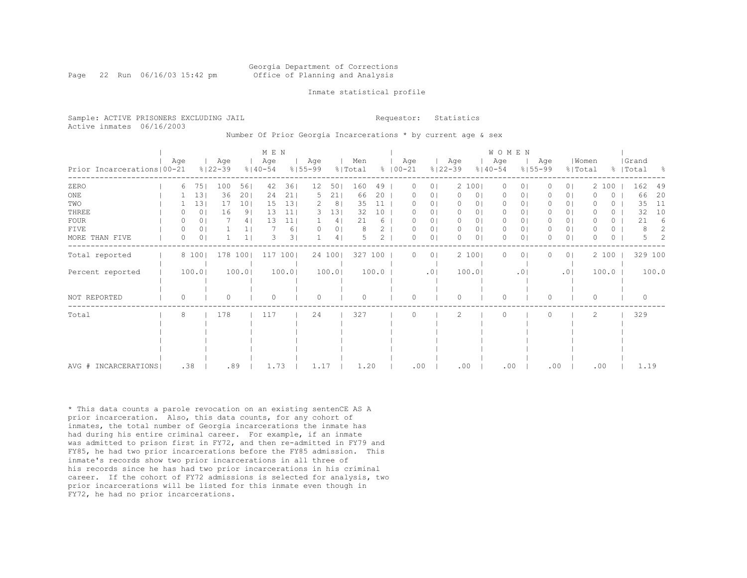Georgia Department of Corrections
Office of Planning and Analysis

Inmate statistical profile

Sample: ACTIVE PRISONERS EXCLUDING JAIL

Requestor: Statistics

Active inmates 06/16/2003

Number Of Prior Georgia Incarcerations * by current age & sex

| Prior Incarcerations | MEN Age 00-21 | % | Age 22-39 | % | Age 40-54 | % | Age 55-99 | % | Men Total | % | WOMEN Age 00-21 | % | Age 22-39 | % | Age 40-54 | % | Age 55-99 | % | Women Total | % | Grand Total | % |
|---|---|---|---|---|---|---|---|---|---|---|---|---|---|---|---|---|---|---|---|---|---|---|
| ZERO | 6 | 75 | 100 | 56 | 42 | 36 | 12 | 50 | 160 | 49 | 0 | 0 | 2 | 100 | 0 | 0 | 0 | 0 | 2 | 100 | 162 | 49 |
| ONE | 1 | 13 | 36 | 20 | 24 | 21 | 5 | 21 | 66 | 20 | 0 | 0 | 0 | 0 | 0 | 0 | 0 | 0 | 0 | 0 | 66 | 20 |
| TWO | 1 | 13 | 17 | 10 | 15 | 13 | 2 | 8 | 35 | 11 | 0 | 0 | 0 | 0 | 0 | 0 | 0 | 0 | 0 | 0 | 35 | 11 |
| THREE | 0 | 0 | 16 | 9 | 13 | 11 | 3 | 13 | 32 | 10 | 0 | 0 | 0 | 0 | 0 | 0 | 0 | 0 | 0 | 0 | 32 | 10 |
| FOUR | 0 | 0 | 7 | 4 | 13 | 11 | 1 | 4 | 21 | 6 | 0 | 0 | 0 | 0 | 0 | 0 | 0 | 0 | 0 | 0 | 21 | 6 |
| FIVE | 0 | 0 | 1 | 1 | 7 | 6 | 0 | 0 | 8 | 2 | 0 | 0 | 0 | 0 | 0 | 0 | 0 | 0 | 0 | 0 | 8 | 2 |
| MORE THAN FIVE | 0 | 0 | 1 | 1 | 3 | 3 | 1 | 4 | 5 | 2 | 0 | 0 | 0 | 0 | 0 | 0 | 0 | 0 | 0 | 0 | 5 | 2 |
| Total reported | 8 | 100 | 178 | 100 | 117 | 100 | 24 | 100 | 327 | 100 | 0 | 0 | 2 | 100 | 0 | 0 | 0 | 0 | 2 | 100 | 329 | 100 |
| Percent reported | 100.0 | | 100.0 | | 100.0 | | 100.0 | | 100.0 | | .0 | | 100.0 | | .0 | | .0 | | 100.0 | | 100.0 | |
| NOT REPORTED | 0 | | 0 | | 0 | | 0 | | 0 | | 0 | | 0 | | 0 | | 0 | | 0 | | 0 | |
| Total | 8 | | 178 | | 117 | | 24 | | 327 | | 0 | | 2 | | 0 | | 0 | | 2 | | 329 | |
| AVG # INCARCERATIONS | .38 | | .89 | | 1.73 | | 1.17 | | 1.20 | | .00 | | .00 | | .00 | | .00 | | .00 | | 1.19 | |

* This data counts a parole revocation on an existing sentenCE AS A prior incarceration. Also, this data counts, for any cohort of inmates, the total number of Georgia incarcerations the inmate has had during his entire criminal career. For example, if an inmate was admitted to prison first in FY72, and then re-admitted in FY79 and FY85, he had two prior incarcerations before the FY85 admission. This inmate's records show two prior incarcerations in all three of his records since he has had two prior incarcerations in his criminal career. If the cohort of FY72 admissions is selected for analysis, two prior incarcerations will be listed for this inmate even though in FY72, he had no prior incarcerations.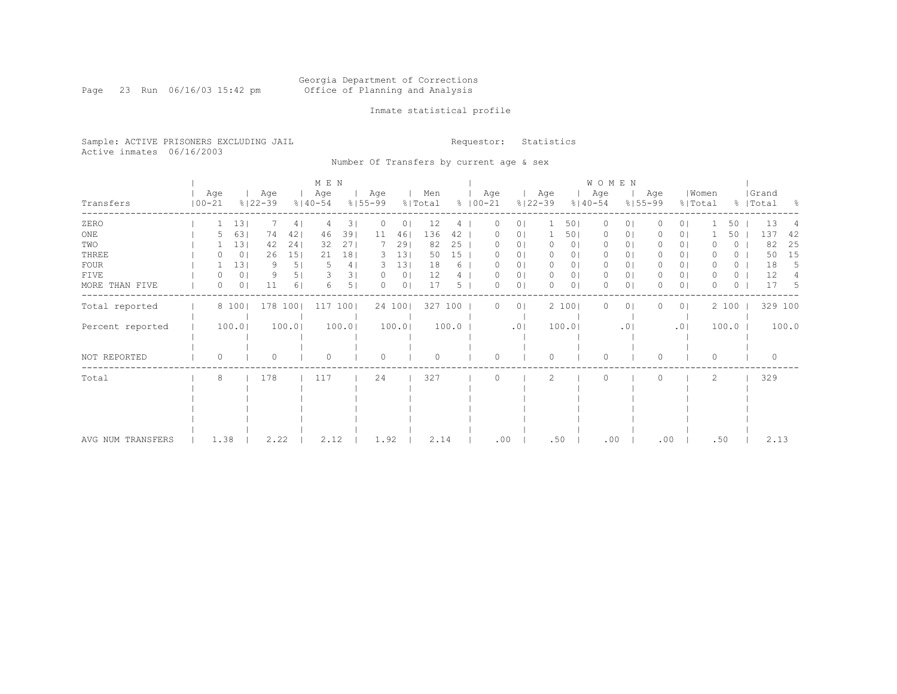Georgia Department of Corrections
Office of Planning and Analysis

Inmate statistical profile

Sample: ACTIVE PRISONERS EXCLUDING JAIL

Active inmates 06/16/2003

Requestor: Statistics

Number Of Transfers by current age & sex

| Transfers | MEN Age 00-21 | % | Age 22-39 | % | Age 40-54 | % | Age 55-99 | % | Men Total | % | WOMEN Age 00-21 | % | Age 22-39 | % | Age 40-54 | % | Age 55-99 | % | Women Total | % | Grand Total | % |
|---|---|---|---|---|---|---|---|---|---|---|---|---|---|---|---|---|---|---|---|---|---|---|
| ZERO | 1 | 13 | 7 | 4 | 4 | 3 | 0 | 0 | 12 | 4 | 0 | 0 | 1 | 50 | 0 | 0 | 0 | 0 | 1 | 50 | 13 | 4 |
| ONE | 5 | 63 | 74 | 42 | 46 | 39 | 11 | 46 | 136 | 42 | 0 | 0 | 1 | 50 | 0 | 0 | 0 | 0 | 1 | 50 | 137 | 42 |
| TWO | 1 | 13 | 42 | 24 | 32 | 27 | 7 | 29 | 82 | 25 | 0 | 0 | 0 | 0 | 0 | 0 | 0 | 0 | 0 | 0 | 82 | 25 |
| THREE | 0 | 0 | 26 | 15 | 21 | 18 | 3 | 13 | 50 | 15 | 0 | 0 | 0 | 0 | 0 | 0 | 0 | 0 | 0 | 0 | 50 | 15 |
| FOUR | 1 | 13 | 9 | 5 | 5 | 4 | 3 | 13 | 18 | 6 | 0 | 0 | 0 | 0 | 0 | 0 | 0 | 0 | 0 | 0 | 18 | 5 |
| FIVE | 0 | 0 | 9 | 5 | 3 | 3 | 0 | 0 | 12 | 4 | 0 | 0 | 0 | 0 | 0 | 0 | 0 | 0 | 0 | 0 | 12 | 4 |
| MORE THAN FIVE | 0 | 0 | 11 | 6 | 6 | 5 | 0 | 0 | 17 | 5 | 0 | 0 | 0 | 0 | 0 | 0 | 0 | 0 | 0 | 0 | 17 | 5 |
| Total reported | 8 | 100 | 178 | 100 | 117 | 100 | 24 | 100 | 327 | 100 | 0 | 0 | 2 | 100 | 0 | 0 | 0 | 0 | 2 | 100 | 329 | 100 |
| Percent reported | 100.0 | | 100.0 | | 100.0 | | 100.0 | | 100.0 | | .0 | | 100.0 | | .0 | | .0 | | 100.0 | | 100.0 | |
| NOT REPORTED | 0 | | 0 | | 0 | | 0 | | 0 | | 0 | | 0 | | 0 | | 0 | | 0 | | 0 | |
| Total | 8 | | 178 | | 117 | | 24 | | 327 | | 0 | | 2 | | 0 | | 0 | | 2 | | 329 | |
| AVG NUM TRANSFERS | 1.38 | | 2.22 | | 2.12 | | 1.92 | | 2.14 | | .00 | | .50 | | .00 | | .00 | | .50 | | 2.13 | |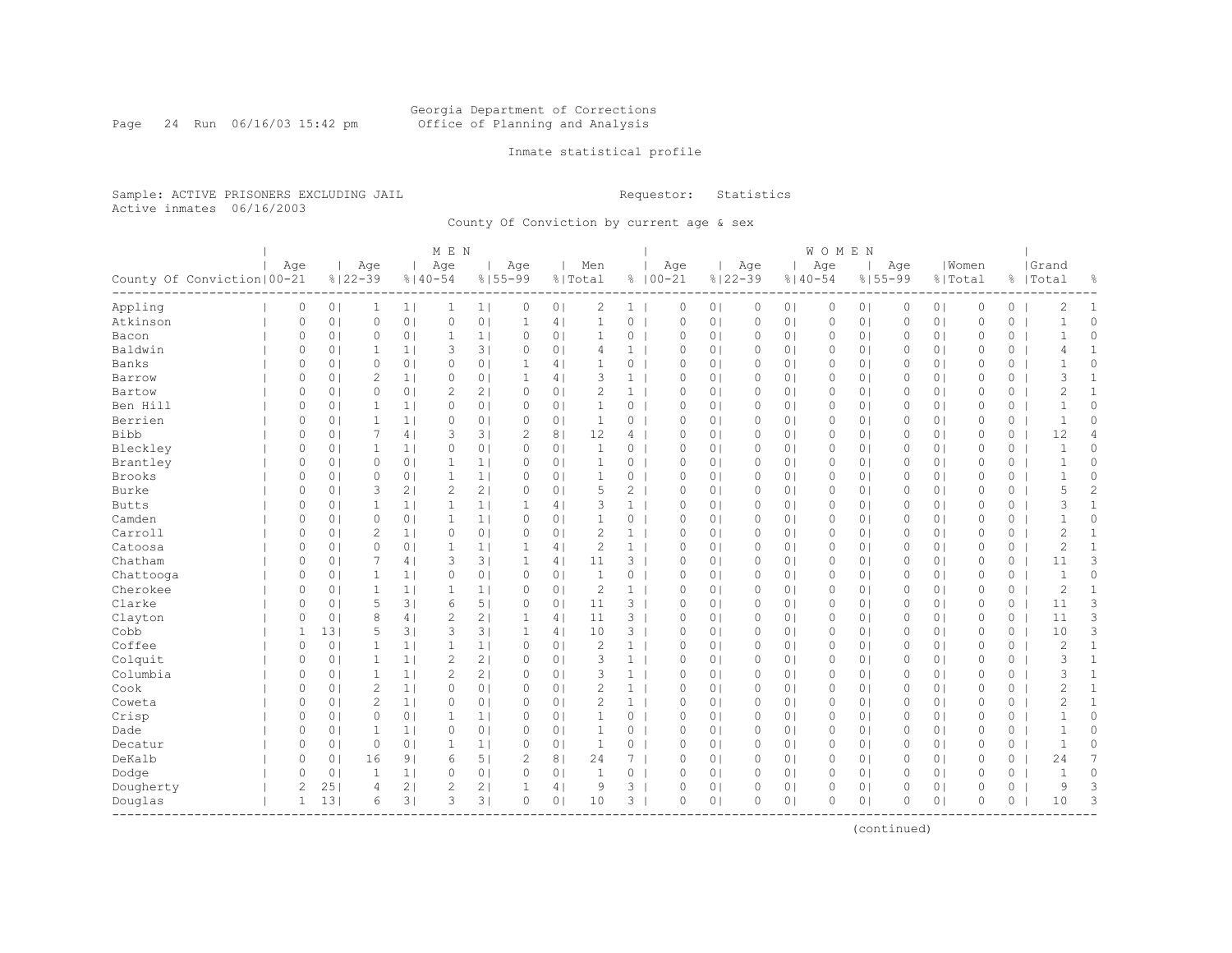Georgia Department of Corrections
Office of Planning and Analysis

Inmate statistical profile

Sample: ACTIVE PRISONERS EXCLUDING JAIL
Active inmates 06/16/2003

Requestor: Statistics

County Of Conviction by current age & sex

| | MEN | | | | | | | | | | WOMEN | | | | | | | | | | | |
|---|---|---|---|---|---|---|---|---|---|---|---|---|---|---|---|---|---|---|---|---|---|---|
| County Of Conviction | Age 00-21 | % | Age 22-39 | % | Age 40-54 | % | Age 55-99 | % | Men Total | % | Age 00-21 | % | Age 22-39 | % | Age 40-54 | % | Age 55-99 | % | Women Total | % | Grand Total | % |
| Appling | 0 | 0 | 1 | 1 | 1 | 1 | 0 | 0 | 2 | 1 | 0 | 0 | 0 | 0 | 0 | 0 | 0 | 0 | 0 | 0 | 2 | 1 |
| Atkinson | 0 | 0 | 0 | 0 | 0 | 0 | 1 | 4 | 1 | 0 | 0 | 0 | 0 | 0 | 0 | 0 | 0 | 0 | 0 | 0 | 1 | 0 |
| Bacon | 0 | 0 | 0 | 0 | 1 | 1 | 0 | 0 | 1 | 0 | 0 | 0 | 0 | 0 | 0 | 0 | 0 | 0 | 0 | 0 | 1 | 0 |
| Baldwin | 0 | 0 | 1 | 1 | 3 | 3 | 0 | 0 | 4 | 1 | 0 | 0 | 0 | 0 | 0 | 0 | 0 | 0 | 0 | 0 | 4 | 1 |
| Banks | 0 | 0 | 0 | 0 | 0 | 0 | 1 | 4 | 1 | 0 | 0 | 0 | 0 | 0 | 0 | 0 | 0 | 0 | 0 | 0 | 1 | 0 |
| Barrow | 0 | 0 | 2 | 1 | 0 | 0 | 1 | 4 | 3 | 1 | 0 | 0 | 0 | 0 | 0 | 0 | 0 | 0 | 0 | 0 | 3 | 1 |
| Bartow | 0 | 0 | 0 | 0 | 2 | 2 | 0 | 0 | 2 | 1 | 0 | 0 | 0 | 0 | 0 | 0 | 0 | 0 | 0 | 0 | 2 | 1 |
| Ben Hill | 0 | 0 | 1 | 1 | 0 | 0 | 0 | 0 | 1 | 0 | 0 | 0 | 0 | 0 | 0 | 0 | 0 | 0 | 0 | 0 | 1 | 0 |
| Berrien | 0 | 0 | 1 | 1 | 0 | 0 | 0 | 0 | 1 | 0 | 0 | 0 | 0 | 0 | 0 | 0 | 0 | 0 | 0 | 0 | 1 | 0 |
| Bibb | 0 | 0 | 7 | 4 | 3 | 3 | 2 | 8 | 12 | 4 | 0 | 0 | 0 | 0 | 0 | 0 | 0 | 0 | 0 | 0 | 12 | 4 |
| Bleckley | 0 | 0 | 1 | 1 | 0 | 0 | 0 | 0 | 1 | 0 | 0 | 0 | 0 | 0 | 0 | 0 | 0 | 0 | 0 | 0 | 1 | 0 |
| Brantley | 0 | 0 | 0 | 0 | 1 | 1 | 0 | 0 | 1 | 0 | 0 | 0 | 0 | 0 | 0 | 0 | 0 | 0 | 0 | 0 | 1 | 0 |
| Brooks | 0 | 0 | 0 | 0 | 1 | 1 | 0 | 0 | 1 | 0 | 0 | 0 | 0 | 0 | 0 | 0 | 0 | 0 | 0 | 0 | 1 | 0 |
| Burke | 0 | 0 | 3 | 2 | 2 | 2 | 0 | 0 | 5 | 2 | 0 | 0 | 0 | 0 | 0 | 0 | 0 | 0 | 0 | 0 | 5 | 2 |
| Butts | 0 | 0 | 1 | 1 | 1 | 1 | 1 | 4 | 3 | 1 | 0 | 0 | 0 | 0 | 0 | 0 | 0 | 0 | 0 | 0 | 3 | 1 |
| Camden | 0 | 0 | 0 | 0 | 1 | 1 | 0 | 0 | 1 | 0 | 0 | 0 | 0 | 0 | 0 | 0 | 0 | 0 | 0 | 0 | 1 | 0 |
| Carroll | 0 | 0 | 2 | 1 | 0 | 0 | 0 | 0 | 2 | 1 | 0 | 0 | 0 | 0 | 0 | 0 | 0 | 0 | 0 | 0 | 2 | 1 |
| Catoosa | 0 | 0 | 0 | 0 | 1 | 1 | 1 | 4 | 2 | 1 | 0 | 0 | 0 | 0 | 0 | 0 | 0 | 0 | 0 | 0 | 2 | 1 |
| Chatham | 0 | 0 | 7 | 4 | 3 | 3 | 1 | 4 | 11 | 3 | 0 | 0 | 0 | 0 | 0 | 0 | 0 | 0 | 0 | 0 | 11 | 3 |
| Chattooga | 0 | 0 | 1 | 1 | 0 | 0 | 0 | 0 | 1 | 0 | 0 | 0 | 0 | 0 | 0 | 0 | 0 | 0 | 0 | 0 | 1 | 0 |
| Cherokee | 0 | 0 | 1 | 1 | 1 | 1 | 0 | 0 | 2 | 1 | 0 | 0 | 0 | 0 | 0 | 0 | 0 | 0 | 0 | 0 | 2 | 1 |
| Clarke | 0 | 0 | 5 | 3 | 6 | 5 | 0 | 0 | 11 | 3 | 0 | 0 | 0 | 0 | 0 | 0 | 0 | 0 | 0 | 0 | 11 | 3 |
| Clayton | 0 | 0 | 8 | 4 | 2 | 2 | 1 | 4 | 11 | 3 | 0 | 0 | 0 | 0 | 0 | 0 | 0 | 0 | 0 | 0 | 11 | 3 |
| Cobb | 1 | 13 | 5 | 3 | 3 | 3 | 1 | 4 | 10 | 3 | 0 | 0 | 0 | 0 | 0 | 0 | 0 | 0 | 0 | 0 | 10 | 3 |
| Coffee | 0 | 0 | 1 | 1 | 1 | 1 | 0 | 0 | 2 | 1 | 0 | 0 | 0 | 0 | 0 | 0 | 0 | 0 | 0 | 0 | 2 | 1 |
| Colquit | 0 | 0 | 1 | 1 | 2 | 2 | 0 | 0 | 3 | 1 | 0 | 0 | 0 | 0 | 0 | 0 | 0 | 0 | 0 | 0 | 3 | 1 |
| Columbia | 0 | 0 | 1 | 1 | 2 | 2 | 0 | 0 | 3 | 1 | 0 | 0 | 0 | 0 | 0 | 0 | 0 | 0 | 0 | 0 | 3 | 1 |
| Cook | 0 | 0 | 2 | 1 | 0 | 0 | 0 | 0 | 2 | 1 | 0 | 0 | 0 | 0 | 0 | 0 | 0 | 0 | 0 | 0 | 2 | 1 |
| Coweta | 0 | 0 | 2 | 1 | 0 | 0 | 0 | 0 | 2 | 1 | 0 | 0 | 0 | 0 | 0 | 0 | 0 | 0 | 0 | 0 | 2 | 1 |
| Crisp | 0 | 0 | 0 | 0 | 1 | 1 | 0 | 0 | 1 | 0 | 0 | 0 | 0 | 0 | 0 | 0 | 0 | 0 | 0 | 0 | 1 | 0 |
| Dade | 0 | 0 | 1 | 1 | 0 | 0 | 0 | 0 | 1 | 0 | 0 | 0 | 0 | 0 | 0 | 0 | 0 | 0 | 0 | 0 | 1 | 0 |
| Decatur | 0 | 0 | 0 | 0 | 1 | 1 | 0 | 0 | 1 | 0 | 0 | 0 | 0 | 0 | 0 | 0 | 0 | 0 | 0 | 0 | 1 | 0 |
| DeKalb | 0 | 0 | 16 | 9 | 6 | 5 | 2 | 8 | 24 | 7 | 0 | 0 | 0 | 0 | 0 | 0 | 0 | 0 | 0 | 0 | 24 | 7 |
| Dodge | 0 | 0 | 1 | 1 | 0 | 0 | 0 | 0 | 1 | 0 | 0 | 0 | 0 | 0 | 0 | 0 | 0 | 0 | 0 | 0 | 1 | 0 |
| Dougherty | 2 | 25 | 4 | 2 | 2 | 2 | 1 | 4 | 9 | 3 | 0 | 0 | 0 | 0 | 0 | 0 | 0 | 0 | 0 | 0 | 9 | 3 |
| Douglas | 1 | 13 | 6 | 3 | 3 | 3 | 0 | 0 | 10 | 3 | 0 | 0 | 0 | 0 | 0 | 0 | 0 | 0 | 0 | 0 | 10 | 3 |

(continued)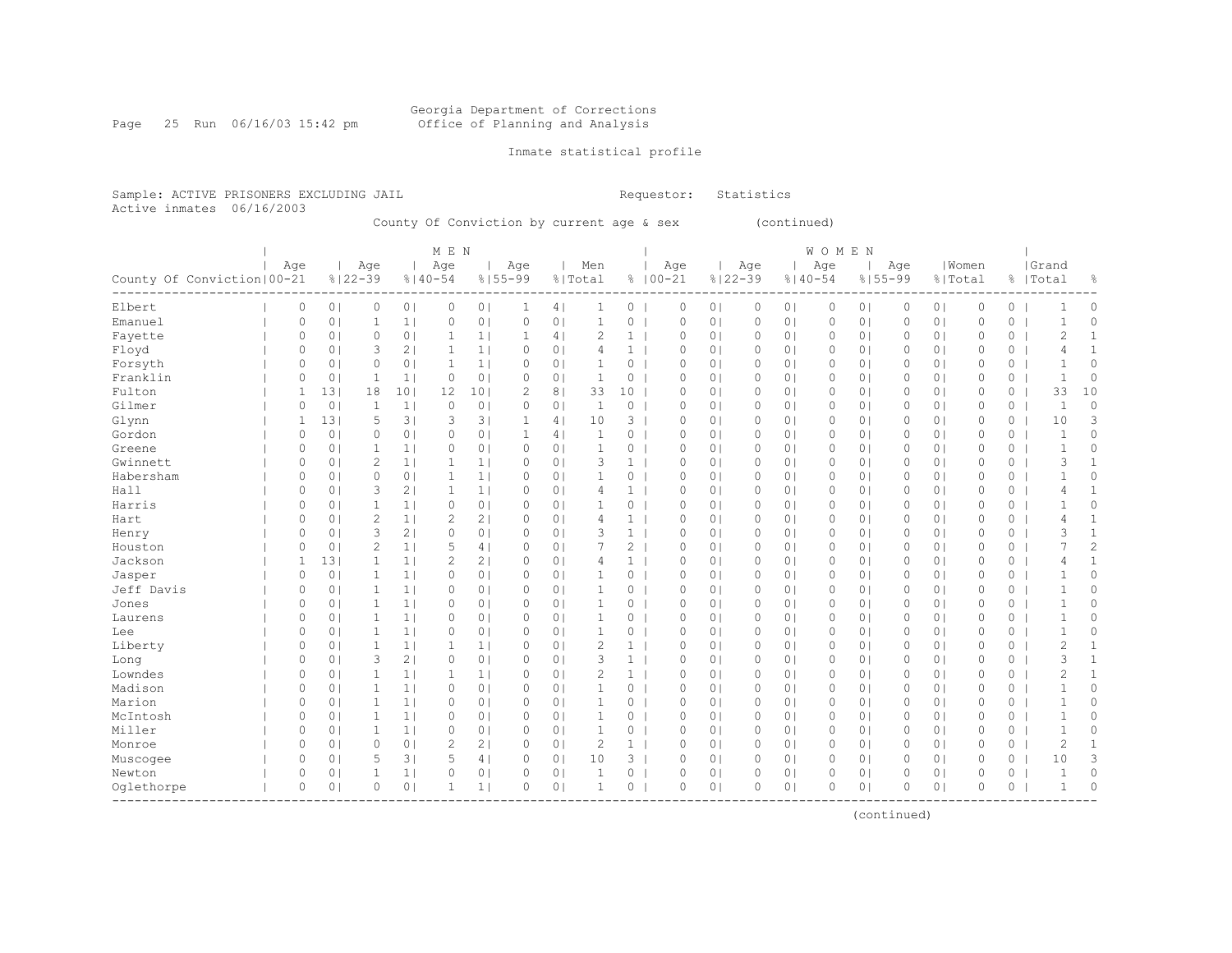Georgia Department of Corrections
Office of Planning and Analysis

Inmate statistical profile

Sample: ACTIVE PRISONERS EXCLUDING JAIL    Requestor: Statistics
Active inmates 06/16/2003

County Of Conviction by current age & sex (continued)

| County Of Conviction | MEN Age 00-21 | % | Age 22-39 | % | Age 40-54 | % | Age 55-99 | % | Men Total | % | WOMEN Age 00-21 | % | Age 22-39 | % | Age 40-54 | % | Age 55-99 | % | Women Total | % | Grand Total | % |
|---|---|---|---|---|---|---|---|---|---|---|---|---|---|---|---|---|---|---|---|---|---|---|
| Elbert | 0 | 0 | 0 | 0 | 0 | 0 | 1 | 4 | 1 | 0 | 0 | 0 | 0 | 0 | 0 | 0 | 0 | 0 | 0 | 0 | 1 | 0 |
| Emanuel | 0 | 0 | 1 | 1 | 0 | 0 | 0 | 0 | 1 | 0 | 0 | 0 | 0 | 0 | 0 | 0 | 0 | 0 | 0 | 0 | 1 | 0 |
| Fayette | 0 | 0 | 0 | 0 | 1 | 1 | 1 | 4 | 2 | 1 | 0 | 0 | 0 | 0 | 0 | 0 | 0 | 0 | 0 | 0 | 2 | 1 |
| Floyd | 0 | 0 | 3 | 2 | 1 | 1 | 0 | 0 | 4 | 1 | 0 | 0 | 0 | 0 | 0 | 0 | 0 | 0 | 0 | 0 | 4 | 1 |
| Forsyth | 0 | 0 | 0 | 0 | 1 | 1 | 0 | 0 | 1 | 0 | 0 | 0 | 0 | 0 | 0 | 0 | 0 | 0 | 0 | 0 | 1 | 0 |
| Franklin | 0 | 0 | 1 | 1 | 0 | 0 | 0 | 0 | 1 | 0 | 0 | 0 | 0 | 0 | 0 | 0 | 0 | 0 | 0 | 0 | 1 | 0 |
| Fulton | 1 | 13 | 18 | 10 | 12 | 10 | 2 | 8 | 33 | 10 | 0 | 0 | 0 | 0 | 0 | 0 | 0 | 0 | 0 | 0 | 33 | 10 |
| Gilmer | 0 | 0 | 1 | 1 | 0 | 0 | 0 | 0 | 1 | 0 | 0 | 0 | 0 | 0 | 0 | 0 | 0 | 0 | 0 | 0 | 1 | 0 |
| Glynn | 1 | 13 | 5 | 3 | 3 | 3 | 1 | 4 | 10 | 3 | 0 | 0 | 0 | 0 | 0 | 0 | 0 | 0 | 0 | 0 | 10 | 3 |
| Gordon | 0 | 0 | 0 | 0 | 0 | 0 | 1 | 4 | 1 | 0 | 0 | 0 | 0 | 0 | 0 | 0 | 0 | 0 | 0 | 0 | 1 | 0 |
| Greene | 0 | 0 | 1 | 1 | 0 | 0 | 0 | 0 | 1 | 0 | 0 | 0 | 0 | 0 | 0 | 0 | 0 | 0 | 0 | 0 | 1 | 0 |
| Gwinnett | 0 | 0 | 2 | 1 | 1 | 1 | 0 | 0 | 3 | 1 | 0 | 0 | 0 | 0 | 0 | 0 | 0 | 0 | 0 | 0 | 3 | 1 |
| Habersham | 0 | 0 | 0 | 0 | 1 | 1 | 0 | 0 | 1 | 0 | 0 | 0 | 0 | 0 | 0 | 0 | 0 | 0 | 0 | 0 | 1 | 0 |
| Hall | 0 | 0 | 3 | 2 | 1 | 1 | 0 | 0 | 4 | 1 | 0 | 0 | 0 | 0 | 0 | 0 | 0 | 0 | 0 | 0 | 4 | 1 |
| Harris | 0 | 0 | 1 | 1 | 0 | 0 | 0 | 0 | 1 | 0 | 0 | 0 | 0 | 0 | 0 | 0 | 0 | 0 | 0 | 0 | 1 | 0 |
| Hart | 0 | 0 | 2 | 1 | 2 | 2 | 0 | 0 | 4 | 1 | 0 | 0 | 0 | 0 | 0 | 0 | 0 | 0 | 0 | 0 | 4 | 1 |
| Henry | 0 | 0 | 3 | 2 | 0 | 0 | 0 | 0 | 3 | 1 | 0 | 0 | 0 | 0 | 0 | 0 | 0 | 0 | 0 | 0 | 3 | 1 |
| Houston | 0 | 0 | 2 | 1 | 5 | 4 | 0 | 0 | 7 | 2 | 0 | 0 | 0 | 0 | 0 | 0 | 0 | 0 | 0 | 0 | 7 | 2 |
| Jackson | 1 | 13 | 1 | 1 | 2 | 2 | 0 | 0 | 4 | 1 | 0 | 0 | 0 | 0 | 0 | 0 | 0 | 0 | 0 | 0 | 4 | 1 |
| Jasper | 0 | 0 | 1 | 1 | 0 | 0 | 0 | 0 | 1 | 0 | 0 | 0 | 0 | 0 | 0 | 0 | 0 | 0 | 0 | 0 | 1 | 0 |
| Jeff Davis | 0 | 0 | 1 | 1 | 0 | 0 | 0 | 0 | 1 | 0 | 0 | 0 | 0 | 0 | 0 | 0 | 0 | 0 | 0 | 0 | 1 | 0 |
| Jones | 0 | 0 | 1 | 1 | 0 | 0 | 0 | 0 | 1 | 0 | 0 | 0 | 0 | 0 | 0 | 0 | 0 | 0 | 0 | 0 | 1 | 0 |
| Laurens | 0 | 0 | 1 | 1 | 0 | 0 | 0 | 0 | 1 | 0 | 0 | 0 | 0 | 0 | 0 | 0 | 0 | 0 | 0 | 0 | 1 | 0 |
| Lee | 0 | 0 | 1 | 1 | 0 | 0 | 0 | 0 | 1 | 0 | 0 | 0 | 0 | 0 | 0 | 0 | 0 | 0 | 0 | 0 | 1 | 0 |
| Liberty | 0 | 0 | 1 | 1 | 1 | 1 | 0 | 0 | 2 | 1 | 0 | 0 | 0 | 0 | 0 | 0 | 0 | 0 | 0 | 0 | 2 | 1 |
| Long | 0 | 0 | 3 | 2 | 0 | 0 | 0 | 0 | 3 | 1 | 0 | 0 | 0 | 0 | 0 | 0 | 0 | 0 | 0 | 0 | 3 | 1 |
| Lowndes | 0 | 0 | 1 | 1 | 1 | 1 | 0 | 0 | 2 | 1 | 0 | 0 | 0 | 0 | 0 | 0 | 0 | 0 | 0 | 0 | 2 | 1 |
| Madison | 0 | 0 | 1 | 1 | 0 | 0 | 0 | 0 | 1 | 0 | 0 | 0 | 0 | 0 | 0 | 0 | 0 | 0 | 0 | 0 | 1 | 0 |
| Marion | 0 | 0 | 1 | 1 | 0 | 0 | 0 | 0 | 1 | 0 | 0 | 0 | 0 | 0 | 0 | 0 | 0 | 0 | 0 | 0 | 1 | 0 |
| McIntosh | 0 | 0 | 1 | 1 | 0 | 0 | 0 | 0 | 1 | 0 | 0 | 0 | 0 | 0 | 0 | 0 | 0 | 0 | 0 | 0 | 1 | 0 |
| Miller | 0 | 0 | 1 | 1 | 0 | 0 | 0 | 0 | 1 | 0 | 0 | 0 | 0 | 0 | 0 | 0 | 0 | 0 | 0 | 0 | 1 | 0 |
| Monroe | 0 | 0 | 0 | 0 | 2 | 2 | 0 | 0 | 2 | 1 | 0 | 0 | 0 | 0 | 0 | 0 | 0 | 0 | 0 | 0 | 2 | 1 |
| Muscogee | 0 | 0 | 5 | 3 | 5 | 4 | 0 | 0 | 10 | 3 | 0 | 0 | 0 | 0 | 0 | 0 | 0 | 0 | 0 | 0 | 10 | 3 |
| Newton | 0 | 0 | 1 | 1 | 0 | 0 | 0 | 0 | 1 | 0 | 0 | 0 | 0 | 0 | 0 | 0 | 0 | 0 | 0 | 0 | 1 | 0 |
| Oglethorpe | 0 | 0 | 0 | 0 | 1 | 1 | 0 | 0 | 1 | 0 | 0 | 0 | 0 | 0 | 0 | 0 | 0 | 0 | 0 | 0 | 1 | 0 |

(continued)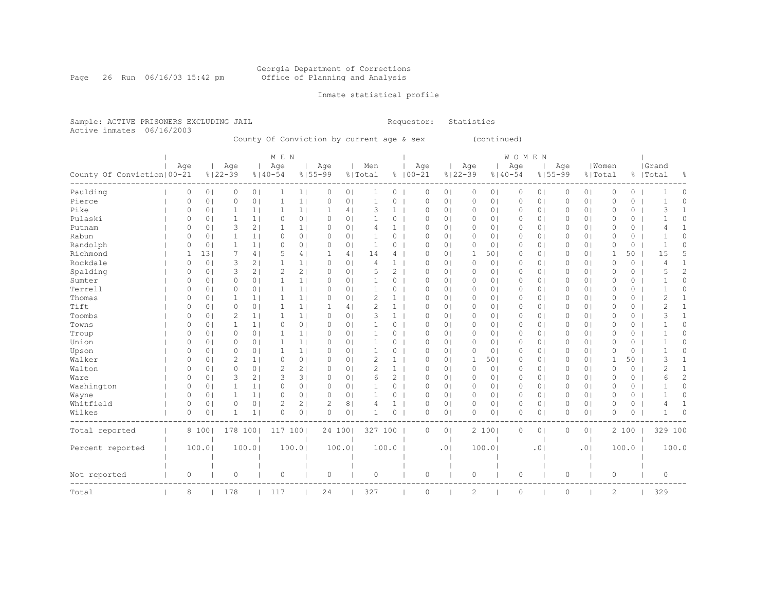Georgia Department of Corrections
Office of Planning and Analysis

Inmate statistical profile

Sample: ACTIVE PRISONERS EXCLUDING JAIL    Requestor: Statistics
Active inmates 06/16/2003

County Of Conviction by current age & sex (continued)

| | MEN | | | | | | | | | | WOMEN | | | | | | | | | | Grand | |
|---|---|---|---|---|---|---|---|---|---|---|---|---|---|---|---|---|---|---|---|---|---|---|
| County Of Conviction | Age 00-21 | % | Age 22-39 | % | Age 40-54 | % | Age 55-99 | % | Men Total | % | Age 00-21 | % | Age 22-39 | % | Age 40-54 | % | Age 55-99 | % | Women Total | % | Total | % |
| Paulding | 0 | 0 | 0 | 0 | 1 | 1 | 0 | 0 | 1 | 0 | 0 | 0 | 0 | 0 | 0 | 0 | 0 | 0 | 0 | 0 | 1 | 0 |
| Pierce | 0 | 0 | 0 | 0 | 1 | 1 | 0 | 0 | 1 | 0 | 0 | 0 | 0 | 0 | 0 | 0 | 0 | 0 | 0 | 0 | 1 | 0 |
| Pike | 0 | 0 | 1 | 1 | 1 | 1 | 1 | 4 | 3 | 1 | 0 | 0 | 0 | 0 | 0 | 0 | 0 | 0 | 0 | 0 | 3 | 1 |
| Pulaski | 0 | 0 | 1 | 1 | 0 | 0 | 0 | 0 | 1 | 0 | 0 | 0 | 0 | 0 | 0 | 0 | 0 | 0 | 0 | 0 | 1 | 0 |
| Putnam | 0 | 0 | 3 | 2 | 1 | 1 | 0 | 0 | 4 | 1 | 0 | 0 | 0 | 0 | 0 | 0 | 0 | 0 | 0 | 0 | 4 | 1 |
| Rabun | 0 | 0 | 1 | 1 | 0 | 0 | 0 | 0 | 1 | 0 | 0 | 0 | 0 | 0 | 0 | 0 | 0 | 0 | 0 | 0 | 1 | 0 |
| Randolph | 0 | 0 | 1 | 1 | 0 | 0 | 0 | 0 | 1 | 0 | 0 | 0 | 0 | 0 | 0 | 0 | 0 | 0 | 0 | 0 | 1 | 0 |
| Richmond | 1 | 13 | 7 | 4 | 5 | 4 | 1 | 4 | 14 | 4 | 0 | 0 | 1 | 50 | 0 | 0 | 0 | 0 | 1 | 50 | 15 | 5 |
| Rockdale | 0 | 0 | 3 | 2 | 1 | 1 | 0 | 0 | 4 | 1 | 0 | 0 | 0 | 0 | 0 | 0 | 0 | 0 | 0 | 0 | 4 | 1 |
| Spalding | 0 | 0 | 3 | 2 | 2 | 2 | 0 | 0 | 5 | 2 | 0 | 0 | 0 | 0 | 0 | 0 | 0 | 0 | 0 | 0 | 5 | 2 |
| Sumter | 0 | 0 | 0 | 0 | 1 | 1 | 0 | 0 | 1 | 0 | 0 | 0 | 0 | 0 | 0 | 0 | 0 | 0 | 0 | 0 | 1 | 0 |
| Terrell | 0 | 0 | 0 | 0 | 1 | 1 | 0 | 0 | 1 | 0 | 0 | 0 | 0 | 0 | 0 | 0 | 0 | 0 | 0 | 0 | 1 | 0 |
| Thomas | 0 | 0 | 1 | 1 | 1 | 1 | 0 | 0 | 2 | 1 | 0 | 0 | 0 | 0 | 0 | 0 | 0 | 0 | 0 | 0 | 2 | 1 |
| Tift | 0 | 0 | 0 | 0 | 1 | 1 | 1 | 4 | 2 | 1 | 0 | 0 | 0 | 0 | 0 | 0 | 0 | 0 | 0 | 0 | 2 | 1 |
| Toombs | 0 | 0 | 2 | 1 | 1 | 1 | 0 | 0 | 3 | 1 | 0 | 0 | 0 | 0 | 0 | 0 | 0 | 0 | 0 | 0 | 3 | 1 |
| Towns | 0 | 0 | 1 | 1 | 0 | 0 | 0 | 0 | 1 | 0 | 0 | 0 | 0 | 0 | 0 | 0 | 0 | 0 | 0 | 0 | 1 | 0 |
| Troup | 0 | 0 | 0 | 0 | 1 | 1 | 0 | 0 | 1 | 0 | 0 | 0 | 0 | 0 | 0 | 0 | 0 | 0 | 0 | 0 | 1 | 0 |
| Union | 0 | 0 | 0 | 0 | 1 | 1 | 0 | 0 | 1 | 0 | 0 | 0 | 0 | 0 | 0 | 0 | 0 | 0 | 0 | 0 | 1 | 0 |
| Upson | 0 | 0 | 0 | 0 | 1 | 1 | 0 | 0 | 1 | 0 | 0 | 0 | 0 | 0 | 0 | 0 | 0 | 0 | 0 | 0 | 1 | 0 |
| Walker | 0 | 0 | 2 | 1 | 0 | 0 | 0 | 0 | 2 | 1 | 0 | 0 | 1 | 50 | 0 | 0 | 0 | 0 | 1 | 50 | 3 | 1 |
| Walton | 0 | 0 | 0 | 0 | 2 | 2 | 0 | 0 | 2 | 1 | 0 | 0 | 0 | 0 | 0 | 0 | 0 | 0 | 0 | 0 | 2 | 1 |
| Ware | 0 | 0 | 3 | 2 | 3 | 3 | 0 | 0 | 6 | 2 | 0 | 0 | 0 | 0 | 0 | 0 | 0 | 0 | 0 | 0 | 6 | 2 |
| Washington | 0 | 0 | 1 | 1 | 0 | 0 | 0 | 0 | 1 | 0 | 0 | 0 | 0 | 0 | 0 | 0 | 0 | 0 | 0 | 0 | 1 | 0 |
| Wayne | 0 | 0 | 1 | 1 | 0 | 0 | 0 | 0 | 1 | 0 | 0 | 0 | 0 | 0 | 0 | 0 | 0 | 0 | 0 | 0 | 1 | 0 |
| Whitfield | 0 | 0 | 0 | 0 | 2 | 2 | 2 | 8 | 4 | 1 | 0 | 0 | 0 | 0 | 0 | 0 | 0 | 0 | 0 | 0 | 4 | 1 |
| Wilkes | 0 | 0 | 1 | 1 | 0 | 0 | 0 | 0 | 1 | 0 | 0 | 0 | 0 | 0 | 0 | 0 | 0 | 0 | 0 | 0 | 1 | 0 |
| Total reported | 8 | 100 | 178 | 100 | 117 | 100 | 24 | 100 | 327 | 100 | 0 | 0 | 2 | 100 | 0 | 0 | 0 | 0 | 2 | 100 | 329 | 100 |
| Percent reported | | 100.0 | | 100.0 | | 100.0 | | 100.0 | | 100.0 | | .0 | | 100.0 | | .0 | | .0 | | 100.0 | | 100.0 |
| Not reported | 0 | | 0 | | 0 | | 0 | | 0 | | 0 | | 0 | | 0 | | 0 | | 0 | | 0 | |
| Total | 8 | | 178 | | 117 | | 24 | | 327 | | 0 | | 2 | | 0 | | 0 | | 2 | | 329 | |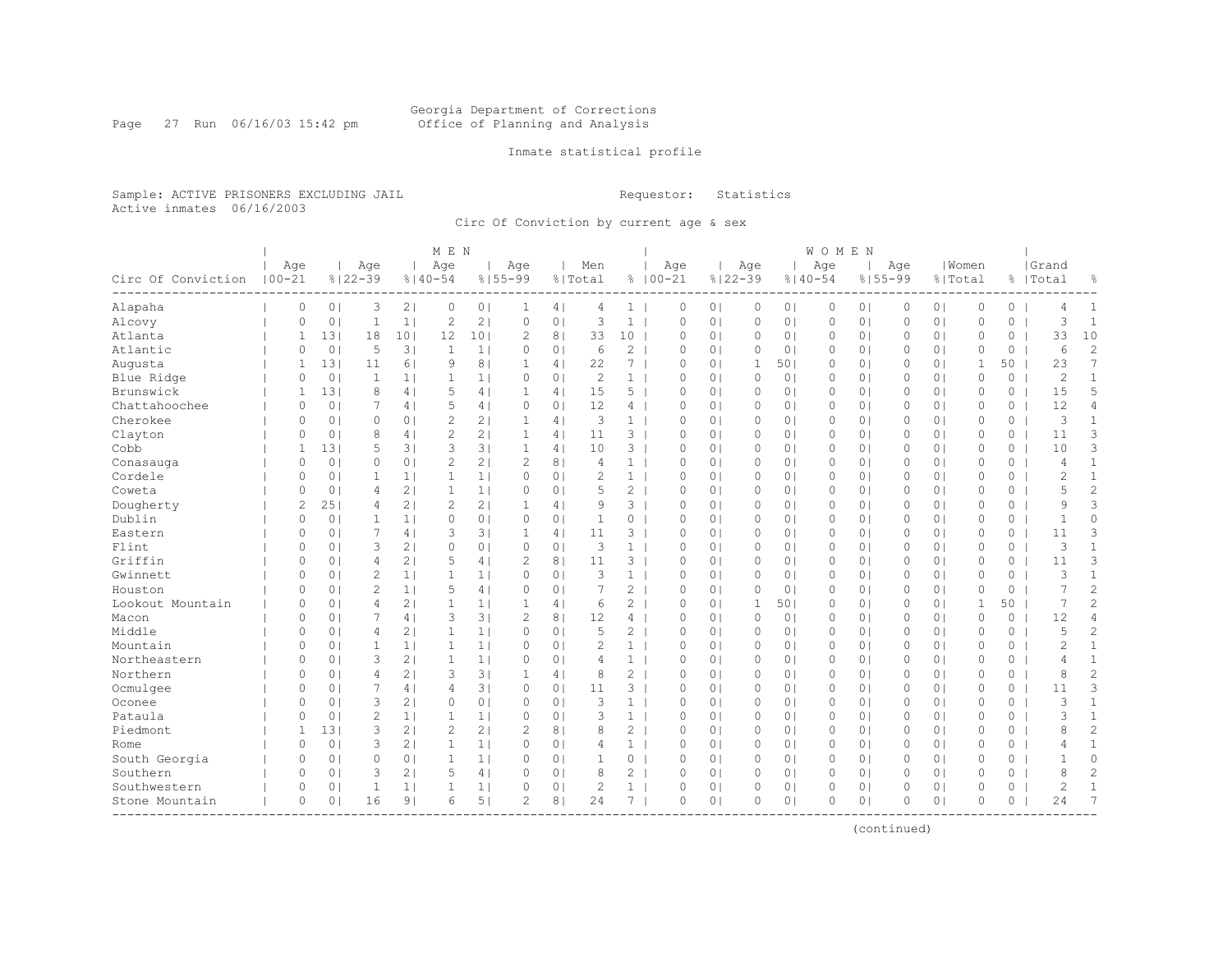Georgia Department of Corrections
Office of Planning and Analysis

Inmate statistical profile

Sample: ACTIVE PRISONERS EXCLUDING JAIL

Requestor: Statistics

Active inmates 06/16/2003

Circ Of Conviction by current age & sex

| Circ Of Conviction | MEN Age 00-21 | % | Age 22-39 | % | Age 40-54 | % | Age 55-99 | % | Men Total | % | WOMEN Age 00-21 | % | Age 22-39 | % | Age 40-54 | % | Age 55-99 | % | Women Total | % | Grand Total | % |
|---|---|---|---|---|---|---|---|---|---|---|---|---|---|---|---|---|---|---|---|---|---|---|
| Alapaha | 0 | 0 | 3 | 2 | 0 | 0 | 1 | 4 | 4 | 1 | 0 | 0 | 0 | 0 | 0 | 0 | 0 | 0 | 0 | 0 | 4 | 1 |
| Alcovy | 0 | 0 | 1 | 1 | 2 | 2 | 0 | 0 | 3 | 1 | 0 | 0 | 0 | 0 | 0 | 0 | 0 | 0 | 0 | 0 | 3 | 1 |
| Atlanta | 1 | 13 | 18 | 10 | 12 | 10 | 2 | 8 | 33 | 10 | 0 | 0 | 0 | 0 | 0 | 0 | 0 | 0 | 0 | 0 | 33 | 10 |
| Atlantic | 0 | 0 | 5 | 3 | 1 | 1 | 0 | 0 | 6 | 2 | 0 | 0 | 0 | 0 | 0 | 0 | 0 | 0 | 0 | 0 | 6 | 2 |
| Augusta | 1 | 13 | 11 | 6 | 9 | 8 | 1 | 4 | 22 | 7 | 0 | 0 | 1 | 50 | 0 | 0 | 0 | 0 | 1 | 50 | 23 | 7 |
| Blue Ridge | 0 | 0 | 1 | 1 | 1 | 1 | 0 | 0 | 2 | 1 | 0 | 0 | 0 | 0 | 0 | 0 | 0 | 0 | 0 | 0 | 2 | 1 |
| Brunswick | 1 | 13 | 8 | 4 | 5 | 4 | 1 | 4 | 15 | 5 | 0 | 0 | 0 | 0 | 0 | 0 | 0 | 0 | 0 | 0 | 15 | 5 |
| Chattahoochee | 0 | 0 | 7 | 4 | 5 | 4 | 0 | 0 | 12 | 4 | 0 | 0 | 0 | 0 | 0 | 0 | 0 | 0 | 0 | 0 | 12 | 4 |
| Cherokee | 0 | 0 | 0 | 0 | 2 | 2 | 1 | 4 | 3 | 1 | 0 | 0 | 0 | 0 | 0 | 0 | 0 | 0 | 0 | 0 | 3 | 1 |
| Clayton | 0 | 0 | 8 | 4 | 2 | 2 | 1 | 4 | 11 | 3 | 0 | 0 | 0 | 0 | 0 | 0 | 0 | 0 | 0 | 0 | 11 | 3 |
| Cobb | 1 | 13 | 5 | 3 | 3 | 3 | 1 | 4 | 10 | 3 | 0 | 0 | 0 | 0 | 0 | 0 | 0 | 0 | 0 | 0 | 10 | 3 |
| Conasauga | 0 | 0 | 0 | 0 | 2 | 2 | 2 | 8 | 4 | 1 | 0 | 0 | 0 | 0 | 0 | 0 | 0 | 0 | 0 | 0 | 4 | 1 |
| Cordele | 0 | 0 | 1 | 1 | 1 | 1 | 0 | 0 | 2 | 1 | 0 | 0 | 0 | 0 | 0 | 0 | 0 | 0 | 0 | 0 | 2 | 1 |
| Coweta | 0 | 0 | 4 | 2 | 1 | 1 | 0 | 0 | 5 | 2 | 0 | 0 | 0 | 0 | 0 | 0 | 0 | 0 | 0 | 0 | 5 | 2 |
| Dougherty | 2 | 25 | 4 | 2 | 2 | 2 | 1 | 4 | 9 | 3 | 0 | 0 | 0 | 0 | 0 | 0 | 0 | 0 | 0 | 0 | 9 | 3 |
| Dublin | 0 | 0 | 1 | 1 | 0 | 0 | 0 | 0 | 1 | 0 | 0 | 0 | 0 | 0 | 0 | 0 | 0 | 0 | 0 | 0 | 1 | 0 |
| Eastern | 0 | 0 | 7 | 4 | 3 | 3 | 1 | 4 | 11 | 3 | 0 | 0 | 0 | 0 | 0 | 0 | 0 | 0 | 0 | 0 | 11 | 3 |
| Flint | 0 | 0 | 3 | 2 | 0 | 0 | 0 | 0 | 3 | 1 | 0 | 0 | 0 | 0 | 0 | 0 | 0 | 0 | 0 | 0 | 3 | 1 |
| Griffin | 0 | 0 | 4 | 2 | 5 | 4 | 2 | 8 | 11 | 3 | 0 | 0 | 0 | 0 | 0 | 0 | 0 | 0 | 0 | 0 | 11 | 3 |
| Gwinnett | 0 | 0 | 2 | 1 | 1 | 1 | 0 | 0 | 3 | 1 | 0 | 0 | 0 | 0 | 0 | 0 | 0 | 0 | 0 | 0 | 3 | 1 |
| Houston | 0 | 0 | 2 | 1 | 5 | 4 | 0 | 0 | 7 | 2 | 0 | 0 | 0 | 0 | 0 | 0 | 0 | 0 | 0 | 0 | 7 | 2 |
| Lookout Mountain | 0 | 0 | 4 | 2 | 1 | 1 | 1 | 4 | 6 | 2 | 0 | 0 | 1 | 50 | 0 | 0 | 0 | 0 | 1 | 50 | 7 | 2 |
| Macon | 0 | 0 | 7 | 4 | 3 | 3 | 2 | 8 | 12 | 4 | 0 | 0 | 0 | 0 | 0 | 0 | 0 | 0 | 0 | 0 | 12 | 4 |
| Middle | 0 | 0 | 4 | 2 | 1 | 1 | 0 | 0 | 5 | 2 | 0 | 0 | 0 | 0 | 0 | 0 | 0 | 0 | 0 | 0 | 5 | 2 |
| Mountain | 0 | 0 | 1 | 1 | 1 | 1 | 0 | 0 | 2 | 1 | 0 | 0 | 0 | 0 | 0 | 0 | 0 | 0 | 0 | 0 | 2 | 1 |
| Northeastern | 0 | 0 | 3 | 2 | 1 | 1 | 0 | 0 | 4 | 1 | 0 | 0 | 0 | 0 | 0 | 0 | 0 | 0 | 0 | 0 | 4 | 1 |
| Northern | 0 | 0 | 4 | 2 | 3 | 3 | 1 | 4 | 8 | 2 | 0 | 0 | 0 | 0 | 0 | 0 | 0 | 0 | 0 | 0 | 8 | 2 |
| Ocmulgee | 0 | 0 | 7 | 4 | 4 | 3 | 0 | 0 | 11 | 3 | 0 | 0 | 0 | 0 | 0 | 0 | 0 | 0 | 0 | 0 | 11 | 3 |
| Oconee | 0 | 0 | 3 | 2 | 0 | 0 | 0 | 0 | 3 | 1 | 0 | 0 | 0 | 0 | 0 | 0 | 0 | 0 | 0 | 0 | 3 | 1 |
| Pataula | 0 | 0 | 2 | 1 | 1 | 1 | 0 | 0 | 3 | 1 | 0 | 0 | 0 | 0 | 0 | 0 | 0 | 0 | 0 | 0 | 3 | 1 |
| Piedmont | 1 | 13 | 3 | 2 | 2 | 2 | 2 | 8 | 8 | 2 | 0 | 0 | 0 | 0 | 0 | 0 | 0 | 0 | 0 | 0 | 8 | 2 |
| Rome | 0 | 0 | 3 | 2 | 1 | 1 | 0 | 0 | 4 | 1 | 0 | 0 | 0 | 0 | 0 | 0 | 0 | 0 | 0 | 0 | 4 | 1 |
| South Georgia | 0 | 0 | 0 | 0 | 1 | 1 | 0 | 0 | 1 | 0 | 0 | 0 | 0 | 0 | 0 | 0 | 0 | 0 | 0 | 0 | 1 | 0 |
| Southern | 0 | 0 | 3 | 2 | 5 | 4 | 0 | 0 | 8 | 2 | 0 | 0 | 0 | 0 | 0 | 0 | 0 | 0 | 0 | 0 | 8 | 2 |
| Southwestern | 0 | 0 | 1 | 1 | 1 | 1 | 0 | 0 | 2 | 1 | 0 | 0 | 0 | 0 | 0 | 0 | 0 | 0 | 0 | 0 | 2 | 1 |
| Stone Mountain | 0 | 0 | 16 | 9 | 6 | 5 | 2 | 8 | 24 | 7 | 0 | 0 | 0 | 0 | 0 | 0 | 0 | 0 | 0 | 0 | 24 | 7 |

(continued)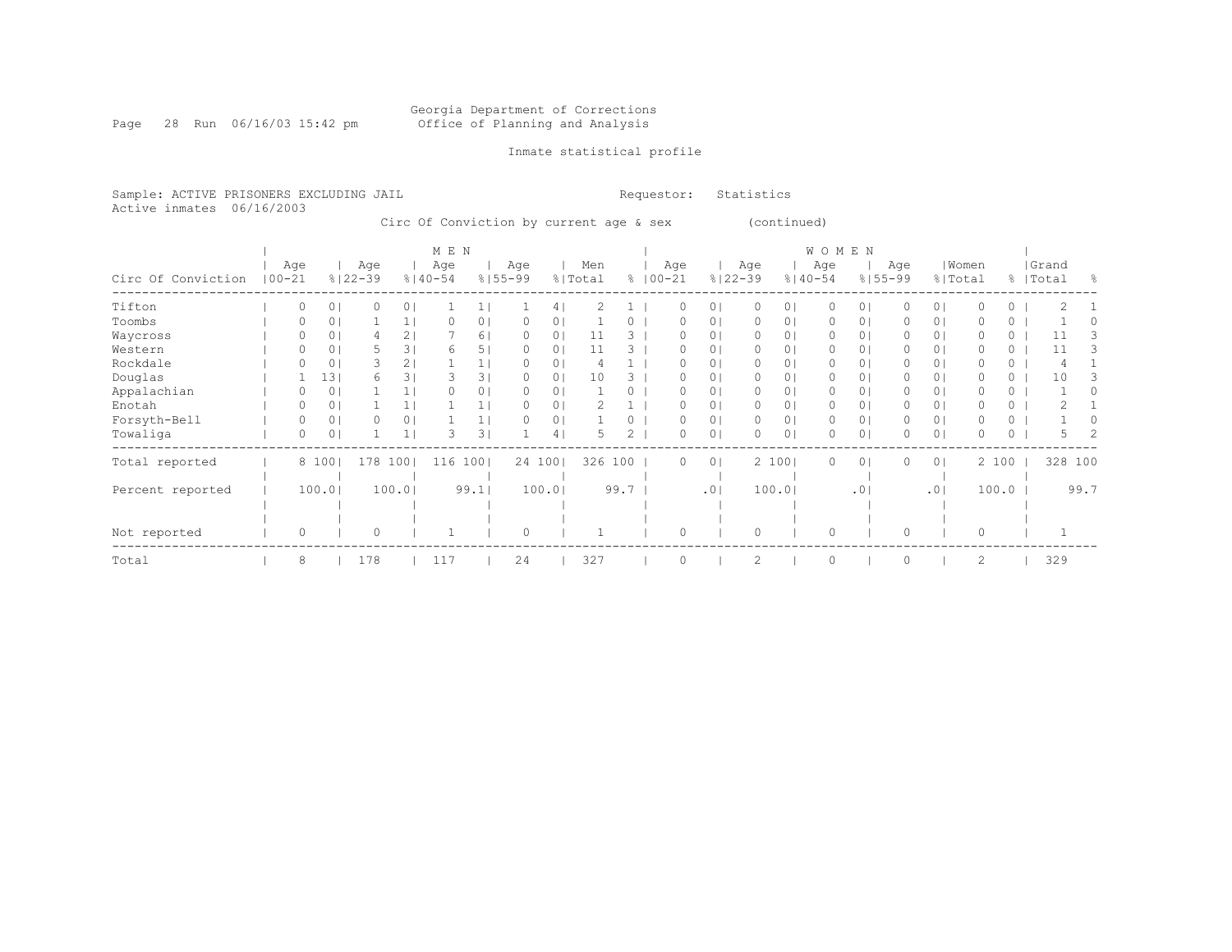Georgia Department of Corrections
Office of Planning and Analysis

Inmate statistical profile

Sample: ACTIVE PRISONERS EXCLUDING JAIL
Active inmates 06/16/2003

Requestor: Statistics

Circ Of Conviction by current age & sex (continued)

| Circ Of Conviction | MEN Age 00-21 | % | Age 22-39 | % | Age 40-54 | % | Age 55-99 | % | Men Total | % | WOMEN Age 00-21 | % | Age 22-39 | % | Age 40-54 | % | Age 55-99 | % | Women Total | % | Grand Total | % |
|---|---|---|---|---|---|---|---|---|---|---|---|---|---|---|---|---|---|---|---|---|---|---|
| Tifton | 0 | 0 | 0 | 0 | 1 | 1 | 1 | 4 | 2 | 1 | 0 | 0 | 0 | 0 | 0 | 0 | 0 | 0 | 0 | 0 | 2 | 1 |
| Toombs | 0 | 0 | 1 | 1 | 0 | 0 | 0 | 0 | 1 | 0 | 0 | 0 | 0 | 0 | 0 | 0 | 0 | 0 | 0 | 0 | 1 | 0 |
| Waycross | 0 | 0 | 4 | 2 | 7 | 6 | 0 | 0 | 11 | 3 | 0 | 0 | 0 | 0 | 0 | 0 | 0 | 0 | 0 | 0 | 11 | 3 |
| Western | 0 | 0 | 5 | 3 | 6 | 5 | 0 | 0 | 11 | 3 | 0 | 0 | 0 | 0 | 0 | 0 | 0 | 0 | 0 | 0 | 11 | 3 |
| Rockdale | 0 | 0 | 3 | 2 | 1 | 1 | 0 | 0 | 4 | 1 | 0 | 0 | 0 | 0 | 0 | 0 | 0 | 0 | 0 | 0 | 4 | 1 |
| Douglas | 1 | 13 | 6 | 3 | 3 | 3 | 0 | 0 | 10 | 3 | 0 | 0 | 0 | 0 | 0 | 0 | 0 | 0 | 0 | 0 | 10 | 3 |
| Appalachian | 0 | 0 | 1 | 1 | 0 | 0 | 0 | 0 | 1 | 0 | 0 | 0 | 0 | 0 | 0 | 0 | 0 | 0 | 0 | 0 | 1 | 0 |
| Enotah | 0 | 0 | 1 | 1 | 1 | 1 | 0 | 0 | 2 | 1 | 0 | 0 | 0 | 0 | 0 | 0 | 0 | 0 | 0 | 0 | 2 | 1 |
| Forsyth-Bell | 0 | 0 | 0 | 0 | 1 | 1 | 0 | 0 | 1 | 0 | 0 | 0 | 0 | 0 | 0 | 0 | 0 | 0 | 0 | 0 | 1 | 0 |
| Towaliga | 0 | 0 | 1 | 1 | 3 | 3 | 1 | 4 | 5 | 2 | 0 | 0 | 0 | 0 | 0 | 0 | 0 | 0 | 0 | 0 | 5 | 2 |
| Total reported | 8 | 100 | 178 | 100 | 116 | 100 | 24 | 100 | 326 | 100 | 0 | 0 | 2 | 100 | 0 | 0 | 0 | 0 | 2 | 100 | 328 | 100 |
| Percent reported | 100.0 | | 100.0 | | 99.1 | | 100.0 | | 99.7 | | .0 | | 100.0 | | .0 | | .0 | | 100.0 | | 99.7 | |
| Not reported | 0 | | 0 | | 1 | | 0 | | 1 | | 0 | | 0 | | 0 | | 0 | | 0 | | 1 | |
| Total | 8 | | 178 | | 117 | | 24 | | 327 | | 0 | | 2 | | 0 | | 0 | | 2 | | 329 | |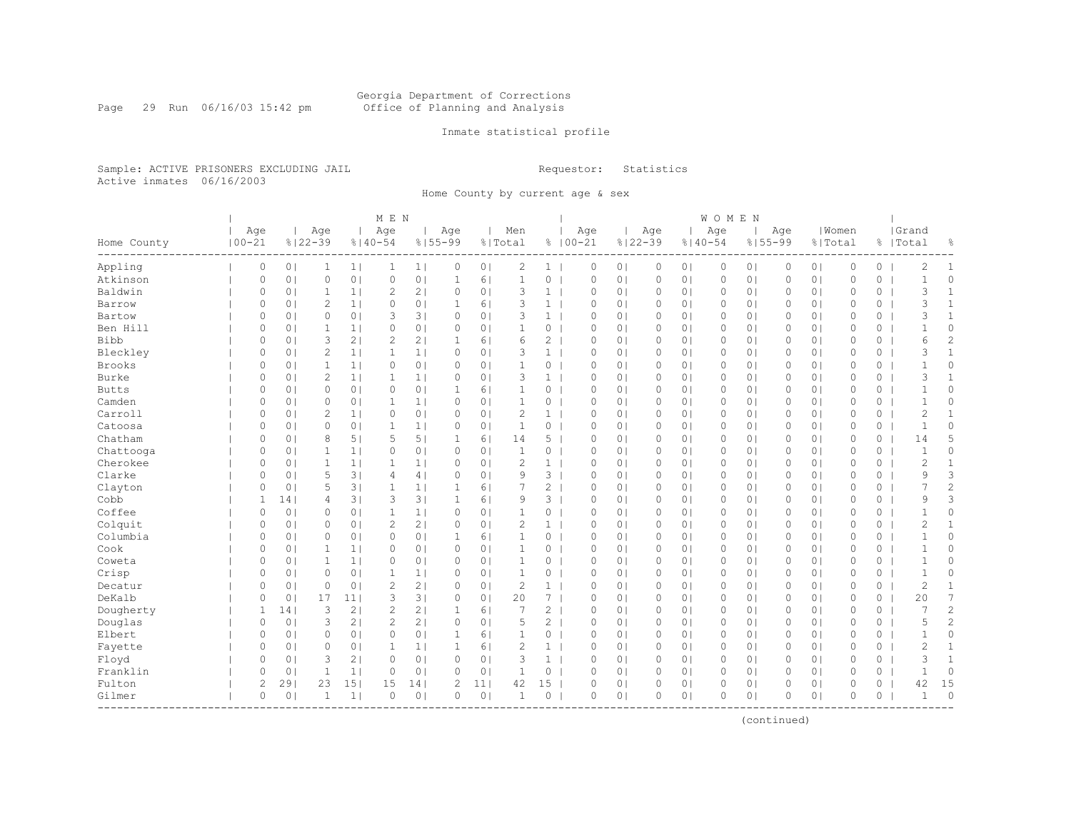Georgia Department of Corrections
Office of Planning and Analysis

Inmate statistical profile

Sample: ACTIVE PRISONERS EXCLUDING JAIL                Requestor: Statistics
Active inmates 06/16/2003

Home County by current age & sex

| | MEN | | | | | | | | | | WOMEN | | | | | | | | | | Grand | |
|---|---|---|---|---|---|---|---|---|---|---|---|---|---|---|---|---|---|---|---|---|---|---|
| Home County | Age 00-21 | % | Age 22-39 | % | Age 40-54 | % | Age 55-99 | % | Men Total | % | Age 00-21 | % | Age 22-39 | % | Age 40-54 | % | Age 55-99 | % | Women Total | % | Total | % |
| Appling | 0 | 0 | 1 | 1 | 1 | 1 | 0 | 0 | 2 | 1 | 0 | 0 | 0 | 0 | 0 | 0 | 0 | 0 | 0 | 0 | 2 | 1 |
| Atkinson | 0 | 0 | 0 | 0 | 0 | 0 | 1 | 6 | 1 | 0 | 0 | 0 | 0 | 0 | 0 | 0 | 0 | 0 | 0 | 0 | 1 | 0 |
| Baldwin | 0 | 0 | 1 | 1 | 2 | 2 | 0 | 0 | 3 | 1 | 0 | 0 | 0 | 0 | 0 | 0 | 0 | 0 | 0 | 0 | 3 | 1 |
| Barrow | 0 | 0 | 2 | 1 | 0 | 0 | 1 | 6 | 3 | 1 | 0 | 0 | 0 | 0 | 0 | 0 | 0 | 0 | 0 | 0 | 3 | 1 |
| Bartow | 0 | 0 | 0 | 0 | 3 | 3 | 0 | 0 | 3 | 1 | 0 | 0 | 0 | 0 | 0 | 0 | 0 | 0 | 0 | 0 | 3 | 1 |
| Ben Hill | 0 | 0 | 1 | 1 | 0 | 0 | 0 | 0 | 1 | 0 | 0 | 0 | 0 | 0 | 0 | 0 | 0 | 0 | 0 | 0 | 1 | 0 |
| Bibb | 0 | 0 | 3 | 2 | 2 | 2 | 1 | 6 | 6 | 2 | 0 | 0 | 0 | 0 | 0 | 0 | 0 | 0 | 0 | 0 | 6 | 2 |
| Bleckley | 0 | 0 | 2 | 1 | 1 | 1 | 0 | 0 | 3 | 1 | 0 | 0 | 0 | 0 | 0 | 0 | 0 | 0 | 0 | 0 | 3 | 1 |
| Brooks | 0 | 0 | 1 | 1 | 0 | 0 | 0 | 0 | 1 | 0 | 0 | 0 | 0 | 0 | 0 | 0 | 0 | 0 | 0 | 0 | 1 | 0 |
| Burke | 0 | 0 | 2 | 1 | 1 | 1 | 0 | 0 | 3 | 1 | 0 | 0 | 0 | 0 | 0 | 0 | 0 | 0 | 0 | 0 | 3 | 1 |
| Butts | 0 | 0 | 0 | 0 | 0 | 0 | 1 | 6 | 1 | 0 | 0 | 0 | 0 | 0 | 0 | 0 | 0 | 0 | 0 | 0 | 1 | 0 |
| Camden | 0 | 0 | 0 | 0 | 1 | 1 | 0 | 0 | 1 | 0 | 0 | 0 | 0 | 0 | 0 | 0 | 0 | 0 | 0 | 0 | 1 | 0 |
| Carroll | 0 | 0 | 2 | 1 | 0 | 0 | 0 | 0 | 2 | 1 | 0 | 0 | 0 | 0 | 0 | 0 | 0 | 0 | 0 | 0 | 2 | 1 |
| Catoosa | 0 | 0 | 0 | 0 | 1 | 1 | 0 | 0 | 1 | 0 | 0 | 0 | 0 | 0 | 0 | 0 | 0 | 0 | 0 | 0 | 1 | 0 |
| Chatham | 0 | 0 | 8 | 5 | 5 | 5 | 1 | 6 | 14 | 5 | 0 | 0 | 0 | 0 | 0 | 0 | 0 | 0 | 0 | 0 | 14 | 5 |
| Chattooga | 0 | 0 | 1 | 1 | 0 | 0 | 0 | 0 | 1 | 0 | 0 | 0 | 0 | 0 | 0 | 0 | 0 | 0 | 0 | 0 | 1 | 0 |
| Cherokee | 0 | 0 | 1 | 1 | 1 | 1 | 0 | 0 | 2 | 1 | 0 | 0 | 0 | 0 | 0 | 0 | 0 | 0 | 0 | 0 | 2 | 1 |
| Clarke | 0 | 0 | 5 | 3 | 4 | 4 | 0 | 0 | 9 | 3 | 0 | 0 | 0 | 0 | 0 | 0 | 0 | 0 | 0 | 0 | 9 | 3 |
| Clayton | 0 | 0 | 5 | 3 | 1 | 1 | 1 | 6 | 7 | 2 | 0 | 0 | 0 | 0 | 0 | 0 | 0 | 0 | 0 | 0 | 7 | 2 |
| Cobb | 1 | 14 | 4 | 3 | 3 | 3 | 1 | 6 | 9 | 3 | 0 | 0 | 0 | 0 | 0 | 0 | 0 | 0 | 0 | 0 | 9 | 3 |
| Coffee | 0 | 0 | 0 | 0 | 1 | 1 | 0 | 0 | 1 | 0 | 0 | 0 | 0 | 0 | 0 | 0 | 0 | 0 | 0 | 0 | 1 | 0 |
| Colquit | 0 | 0 | 0 | 0 | 2 | 2 | 0 | 0 | 2 | 1 | 0 | 0 | 0 | 0 | 0 | 0 | 0 | 0 | 0 | 0 | 2 | 1 |
| Columbia | 0 | 0 | 0 | 0 | 0 | 0 | 1 | 6 | 1 | 0 | 0 | 0 | 0 | 0 | 0 | 0 | 0 | 0 | 0 | 0 | 1 | 0 |
| Cook | 0 | 0 | 1 | 1 | 0 | 0 | 0 | 0 | 1 | 0 | 0 | 0 | 0 | 0 | 0 | 0 | 0 | 0 | 0 | 0 | 1 | 0 |
| Coweta | 0 | 0 | 1 | 1 | 0 | 0 | 0 | 0 | 1 | 0 | 0 | 0 | 0 | 0 | 0 | 0 | 0 | 0 | 0 | 0 | 1 | 0 |
| Crisp | 0 | 0 | 0 | 0 | 1 | 1 | 0 | 0 | 1 | 0 | 0 | 0 | 0 | 0 | 0 | 0 | 0 | 0 | 0 | 0 | 1 | 0 |
| Decatur | 0 | 0 | 0 | 0 | 2 | 2 | 0 | 0 | 2 | 1 | 0 | 0 | 0 | 0 | 0 | 0 | 0 | 0 | 0 | 0 | 2 | 1 |
| DeKalb | 0 | 0 | 17 | 11 | 3 | 3 | 0 | 0 | 20 | 7 | 0 | 0 | 0 | 0 | 0 | 0 | 0 | 0 | 0 | 0 | 20 | 7 |
| Dougherty | 1 | 14 | 3 | 2 | 2 | 2 | 1 | 6 | 7 | 2 | 0 | 0 | 0 | 0 | 0 | 0 | 0 | 0 | 0 | 0 | 7 | 2 |
| Douglas | 0 | 0 | 3 | 2 | 2 | 2 | 0 | 0 | 5 | 2 | 0 | 0 | 0 | 0 | 0 | 0 | 0 | 0 | 0 | 0 | 5 | 2 |
| Elbert | 0 | 0 | 0 | 0 | 0 | 0 | 1 | 6 | 1 | 0 | 0 | 0 | 0 | 0 | 0 | 0 | 0 | 0 | 0 | 0 | 1 | 0 |
| Fayette | 0 | 0 | 0 | 0 | 1 | 1 | 1 | 6 | 2 | 1 | 0 | 0 | 0 | 0 | 0 | 0 | 0 | 0 | 0 | 0 | 2 | 1 |
| Floyd | 0 | 0 | 3 | 2 | 0 | 0 | 0 | 0 | 3 | 1 | 0 | 0 | 0 | 0 | 0 | 0 | 0 | 0 | 0 | 0 | 3 | 1 |
| Franklin | 0 | 0 | 1 | 1 | 0 | 0 | 0 | 0 | 1 | 0 | 0 | 0 | 0 | 0 | 0 | 0 | 0 | 0 | 0 | 0 | 1 | 0 |
| Fulton | 2 | 29 | 23 | 15 | 15 | 14 | 2 | 11 | 42 | 15 | 0 | 0 | 0 | 0 | 0 | 0 | 0 | 0 | 0 | 0 | 42 | 15 |
| Gilmer | 0 | 0 | 1 | 1 | 0 | 0 | 0 | 0 | 1 | 0 | 0 | 0 | 0 | 0 | 0 | 0 | 0 | 0 | 0 | 0 | 1 | 0 |

(continued)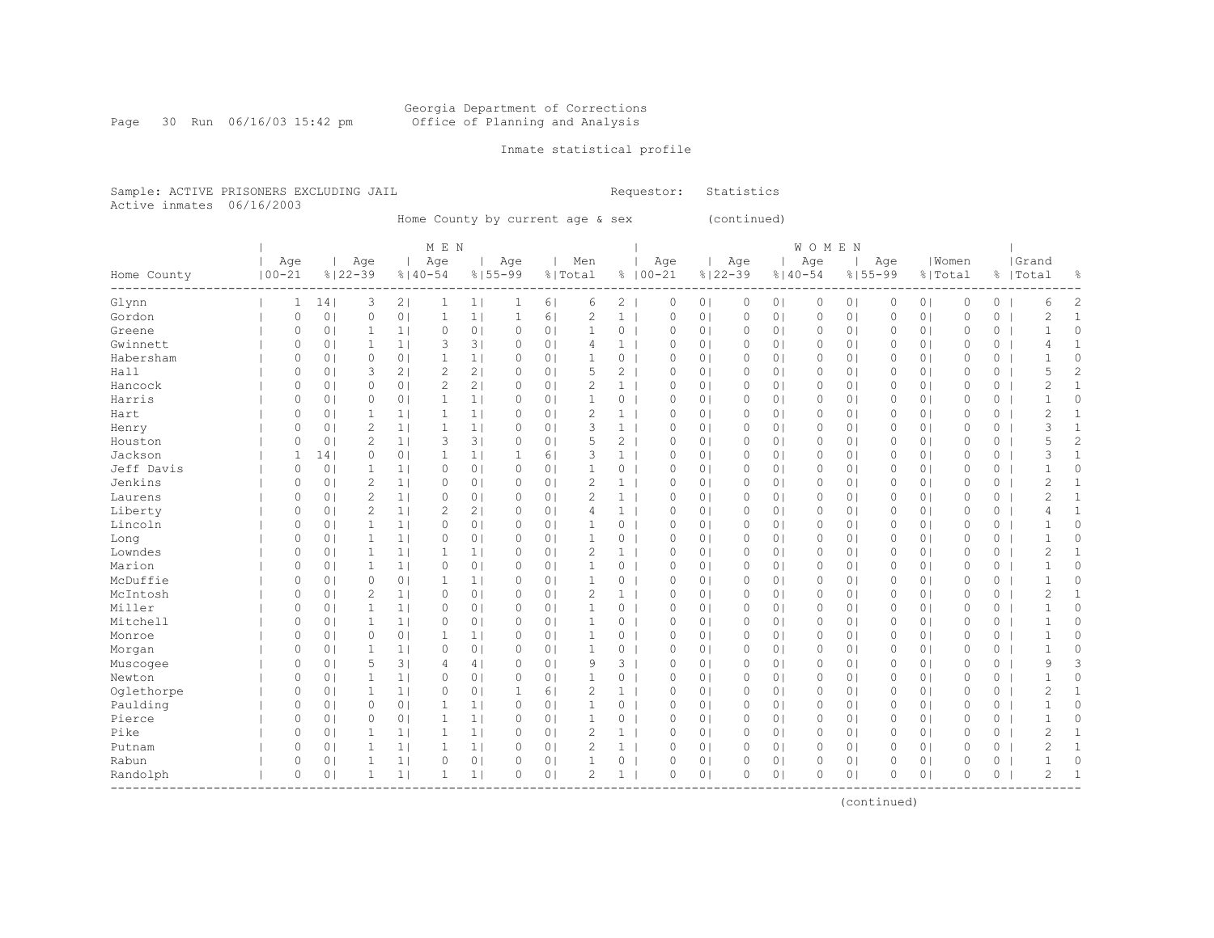Georgia Department of Corrections
Office of Planning and Analysis

Inmate statistical profile

Sample: ACTIVE PRISONERS EXCLUDING JAIL     Requestor: Statistics
Active inmates 06/16/2003

Home County by current age & sex (continued)

| Home County | MEN Age 00-21 | % | Age 22-39 | % | Age 40-54 | % | Age 55-99 | % | Men Total | % | WOMEN Age 00-21 | % | Age 22-39 | % | Age 40-54 | % | Age 55-99 | % | Women Total | % | Grand Total | % |
|---|---|---|---|---|---|---|---|---|---|---|---|---|---|---|---|---|---|---|---|---|---|---|
| Glynn | 1 | 14 | 3 | 2 | 1 | 1 | 1 | 6 | 6 | 2 | 0 | 0 | 0 | 0 | 0 | 0 | 0 | 0 | 0 | 0 | 6 | 2 |
| Gordon | 0 | 0 | 0 | 0 | 1 | 1 | 1 | 6 | 2 | 1 | 0 | 0 | 0 | 0 | 0 | 0 | 0 | 0 | 0 | 0 | 2 | 1 |
| Greene | 0 | 0 | 1 | 1 | 0 | 0 | 0 | 0 | 1 | 0 | 0 | 0 | 0 | 0 | 0 | 0 | 0 | 0 | 0 | 0 | 1 | 0 |
| Gwinnett | 0 | 0 | 1 | 1 | 3 | 3 | 0 | 0 | 4 | 1 | 0 | 0 | 0 | 0 | 0 | 0 | 0 | 0 | 0 | 0 | 4 | 1 |
| Habersham | 0 | 0 | 0 | 0 | 1 | 1 | 0 | 0 | 1 | 0 | 0 | 0 | 0 | 0 | 0 | 0 | 0 | 0 | 0 | 0 | 1 | 0 |
| Hall | 0 | 0 | 3 | 2 | 2 | 2 | 0 | 0 | 5 | 2 | 0 | 0 | 0 | 0 | 0 | 0 | 0 | 0 | 0 | 0 | 5 | 2 |
| Hancock | 0 | 0 | 0 | 0 | 2 | 2 | 0 | 0 | 2 | 1 | 0 | 0 | 0 | 0 | 0 | 0 | 0 | 0 | 0 | 0 | 2 | 1 |
| Harris | 0 | 0 | 0 | 0 | 1 | 1 | 0 | 0 | 1 | 0 | 0 | 0 | 0 | 0 | 0 | 0 | 0 | 0 | 0 | 0 | 1 | 0 |
| Hart | 0 | 0 | 1 | 1 | 1 | 1 | 0 | 0 | 2 | 1 | 0 | 0 | 0 | 0 | 0 | 0 | 0 | 0 | 0 | 0 | 2 | 1 |
| Henry | 0 | 0 | 2 | 1 | 1 | 1 | 0 | 0 | 3 | 1 | 0 | 0 | 0 | 0 | 0 | 0 | 0 | 0 | 0 | 0 | 3 | 1 |
| Houston | 0 | 0 | 2 | 1 | 3 | 3 | 0 | 0 | 5 | 2 | 0 | 0 | 0 | 0 | 0 | 0 | 0 | 0 | 0 | 0 | 5 | 2 |
| Jackson | 1 | 14 | 0 | 0 | 1 | 1 | 1 | 6 | 3 | 1 | 0 | 0 | 0 | 0 | 0 | 0 | 0 | 0 | 0 | 0 | 3 | 1 |
| Jeff Davis | 0 | 0 | 1 | 1 | 0 | 0 | 0 | 0 | 1 | 0 | 0 | 0 | 0 | 0 | 0 | 0 | 0 | 0 | 0 | 0 | 1 | 0 |
| Jenkins | 0 | 0 | 2 | 1 | 0 | 0 | 0 | 0 | 2 | 1 | 0 | 0 | 0 | 0 | 0 | 0 | 0 | 0 | 0 | 0 | 2 | 1 |
| Laurens | 0 | 0 | 2 | 1 | 0 | 0 | 0 | 0 | 2 | 1 | 0 | 0 | 0 | 0 | 0 | 0 | 0 | 0 | 0 | 0 | 2 | 1 |
| Liberty | 0 | 0 | 2 | 1 | 2 | 2 | 0 | 0 | 4 | 1 | 0 | 0 | 0 | 0 | 0 | 0 | 0 | 0 | 0 | 0 | 4 | 1 |
| Lincoln | 0 | 0 | 1 | 1 | 0 | 0 | 0 | 0 | 1 | 0 | 0 | 0 | 0 | 0 | 0 | 0 | 0 | 0 | 0 | 0 | 1 | 0 |
| Long | 0 | 0 | 1 | 1 | 0 | 0 | 0 | 0 | 1 | 0 | 0 | 0 | 0 | 0 | 0 | 0 | 0 | 0 | 0 | 0 | 1 | 0 |
| Lowndes | 0 | 0 | 1 | 1 | 1 | 1 | 0 | 0 | 2 | 1 | 0 | 0 | 0 | 0 | 0 | 0 | 0 | 0 | 0 | 0 | 2 | 1 |
| Marion | 0 | 0 | 1 | 1 | 0 | 0 | 0 | 0 | 1 | 0 | 0 | 0 | 0 | 0 | 0 | 0 | 0 | 0 | 0 | 0 | 1 | 0 |
| McDuffie | 0 | 0 | 0 | 0 | 1 | 1 | 0 | 0 | 1 | 0 | 0 | 0 | 0 | 0 | 0 | 0 | 0 | 0 | 0 | 0 | 1 | 0 |
| McIntosh | 0 | 0 | 2 | 1 | 0 | 0 | 0 | 0 | 2 | 1 | 0 | 0 | 0 | 0 | 0 | 0 | 0 | 0 | 0 | 0 | 2 | 1 |
| Miller | 0 | 0 | 1 | 1 | 0 | 0 | 0 | 0 | 1 | 0 | 0 | 0 | 0 | 0 | 0 | 0 | 0 | 0 | 0 | 0 | 1 | 0 |
| Mitchell | 0 | 0 | 1 | 1 | 0 | 0 | 0 | 0 | 1 | 0 | 0 | 0 | 0 | 0 | 0 | 0 | 0 | 0 | 0 | 0 | 1 | 0 |
| Monroe | 0 | 0 | 0 | 0 | 1 | 1 | 0 | 0 | 1 | 0 | 0 | 0 | 0 | 0 | 0 | 0 | 0 | 0 | 0 | 0 | 1 | 0 |
| Morgan | 0 | 0 | 1 | 1 | 0 | 0 | 0 | 0 | 1 | 0 | 0 | 0 | 0 | 0 | 0 | 0 | 0 | 0 | 0 | 0 | 1 | 0 |
| Muscogee | 0 | 0 | 5 | 3 | 4 | 4 | 0 | 0 | 9 | 3 | 0 | 0 | 0 | 0 | 0 | 0 | 0 | 0 | 0 | 0 | 9 | 3 |
| Newton | 0 | 0 | 1 | 1 | 0 | 0 | 0 | 0 | 1 | 0 | 0 | 0 | 0 | 0 | 0 | 0 | 0 | 0 | 0 | 0 | 1 | 0 |
| Oglethorpe | 0 | 0 | 1 | 1 | 0 | 0 | 1 | 6 | 2 | 1 | 0 | 0 | 0 | 0 | 0 | 0 | 0 | 0 | 0 | 0 | 2 | 1 |
| Paulding | 0 | 0 | 0 | 0 | 1 | 1 | 0 | 0 | 1 | 0 | 0 | 0 | 0 | 0 | 0 | 0 | 0 | 0 | 0 | 0 | 1 | 0 |
| Pierce | 0 | 0 | 0 | 0 | 1 | 1 | 0 | 0 | 1 | 0 | 0 | 0 | 0 | 0 | 0 | 0 | 0 | 0 | 0 | 0 | 1 | 0 |
| Pike | 0 | 0 | 1 | 1 | 1 | 1 | 0 | 0 | 2 | 1 | 0 | 0 | 0 | 0 | 0 | 0 | 0 | 0 | 0 | 0 | 2 | 1 |
| Putnam | 0 | 0 | 1 | 1 | 1 | 1 | 0 | 0 | 2 | 1 | 0 | 0 | 0 | 0 | 0 | 0 | 0 | 0 | 0 | 0 | 2 | 1 |
| Rabun | 0 | 0 | 1 | 1 | 0 | 0 | 0 | 0 | 1 | 0 | 0 | 0 | 0 | 0 | 0 | 0 | 0 | 0 | 0 | 0 | 1 | 0 |
| Randolph | 0 | 0 | 1 | 1 | 1 | 1 | 0 | 0 | 2 | 1 | 0 | 0 | 0 | 0 | 0 | 0 | 0 | 0 | 0 | 0 | 2 | 1 |

(continued)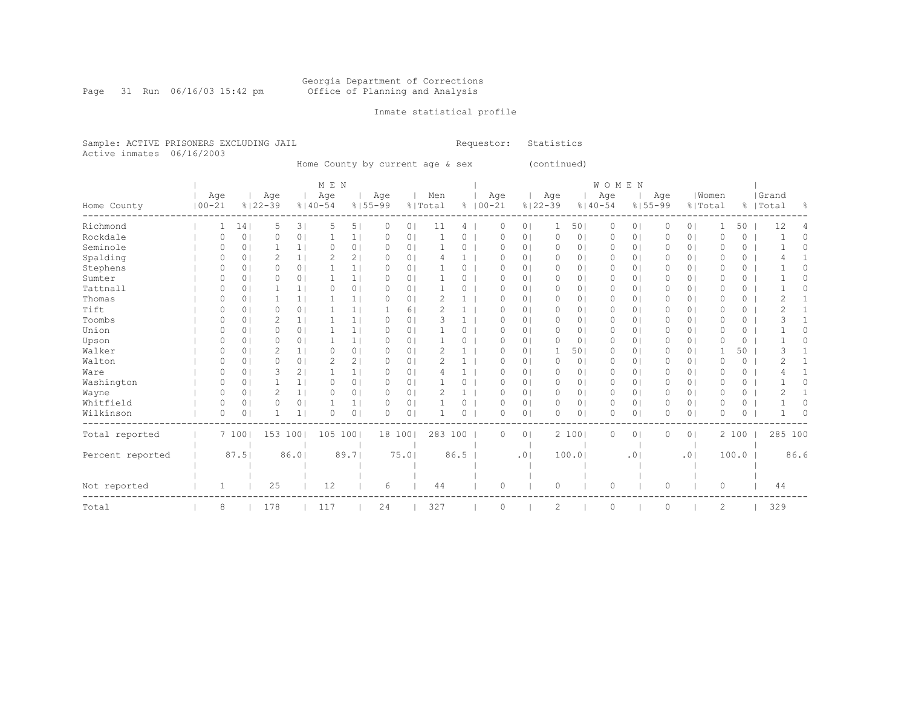Georgia Department of Corrections
Office of Planning and Analysis

Inmate statistical profile

Sample: ACTIVE PRISONERS EXCLUDING JAIL　　　　Requestor: Statistics
Active inmates 06/16/2003

Home County by current age & sex (continued)

| Home County | MEN Age 00-21 | % | Age 22-39 | % | Age 40-54 | % | Age 55-99 | % | Men Total | % | WOMEN Age 00-21 | % | Age 22-39 | % | Age 40-54 | % | Age 55-99 | % | Women Total | % | Grand Total | % |
|---|---|---|---|---|---|---|---|---|---|---|---|---|---|---|---|---|---|---|---|---|---|---|
| Richmond | 1 | 14 | 5 | 3 | 5 | 5 | 0 | 0 | 11 | 4 | 0 | 0 | 1 | 50 | 0 | 0 | 0 | 0 | 1 | 50 | 12 | 4 |
| Rockdale | 0 | 0 | 0 | 0 | 1 | 1 | 0 | 0 | 1 | 0 | 0 | 0 | 0 | 0 | 0 | 0 | 0 | 0 | 0 | 0 | 1 | 0 |
| Seminole | 0 | 0 | 1 | 1 | 0 | 0 | 0 | 0 | 1 | 0 | 0 | 0 | 0 | 0 | 0 | 0 | 0 | 0 | 0 | 0 | 1 | 0 |
| Spalding | 0 | 0 | 2 | 1 | 2 | 2 | 0 | 0 | 4 | 1 | 0 | 0 | 0 | 0 | 0 | 0 | 0 | 0 | 0 | 0 | 4 | 1 |
| Stephens | 0 | 0 | 0 | 0 | 1 | 1 | 0 | 0 | 1 | 0 | 0 | 0 | 0 | 0 | 0 | 0 | 0 | 0 | 0 | 0 | 1 | 0 |
| Sumter | 0 | 0 | 0 | 0 | 1 | 1 | 0 | 0 | 1 | 0 | 0 | 0 | 0 | 0 | 0 | 0 | 0 | 0 | 0 | 0 | 1 | 0 |
| Tattnall | 0 | 0 | 1 | 1 | 0 | 0 | 0 | 0 | 1 | 0 | 0 | 0 | 0 | 0 | 0 | 0 | 0 | 0 | 0 | 0 | 1 | 0 |
| Thomas | 0 | 0 | 1 | 1 | 1 | 1 | 0 | 0 | 2 | 1 | 0 | 0 | 0 | 0 | 0 | 0 | 0 | 0 | 0 | 0 | 2 | 1 |
| Tift | 0 | 0 | 0 | 0 | 1 | 1 | 1 | 6 | 2 | 1 | 0 | 0 | 0 | 0 | 0 | 0 | 0 | 0 | 0 | 0 | 2 | 1 |
| Toombs | 0 | 0 | 2 | 1 | 1 | 1 | 0 | 0 | 3 | 1 | 0 | 0 | 0 | 0 | 0 | 0 | 0 | 0 | 0 | 0 | 3 | 1 |
| Union | 0 | 0 | 0 | 0 | 1 | 1 | 0 | 0 | 1 | 0 | 0 | 0 | 0 | 0 | 0 | 0 | 0 | 0 | 0 | 0 | 1 | 0 |
| Upson | 0 | 0 | 0 | 0 | 1 | 1 | 0 | 0 | 1 | 0 | 0 | 0 | 0 | 0 | 0 | 0 | 0 | 0 | 0 | 0 | 1 | 0 |
| Walker | 0 | 0 | 2 | 1 | 0 | 0 | 0 | 0 | 2 | 1 | 0 | 0 | 1 | 50 | 0 | 0 | 0 | 0 | 1 | 50 | 3 | 1 |
| Walton | 0 | 0 | 0 | 0 | 2 | 2 | 0 | 0 | 2 | 1 | 0 | 0 | 0 | 0 | 0 | 0 | 0 | 0 | 0 | 0 | 2 | 1 |
| Ware | 0 | 0 | 3 | 2 | 1 | 1 | 0 | 0 | 4 | 1 | 0 | 0 | 0 | 0 | 0 | 0 | 0 | 0 | 0 | 0 | 4 | 1 |
| Washington | 0 | 0 | 1 | 1 | 0 | 0 | 0 | 0 | 1 | 0 | 0 | 0 | 0 | 0 | 0 | 0 | 0 | 0 | 0 | 0 | 1 | 0 |
| Wayne | 0 | 0 | 2 | 1 | 0 | 0 | 0 | 0 | 2 | 1 | 0 | 0 | 0 | 0 | 0 | 0 | 0 | 0 | 0 | 0 | 2 | 1 |
| Whitfield | 0 | 0 | 0 | 0 | 1 | 1 | 0 | 0 | 1 | 0 | 0 | 0 | 0 | 0 | 0 | 0 | 0 | 0 | 0 | 0 | 1 | 0 |
| Wilkinson | 0 | 0 | 1 | 1 | 0 | 0 | 0 | 0 | 1 | 0 | 0 | 0 | 0 | 0 | 0 | 0 | 0 | 0 | 0 | 0 | 1 | 0 |
| Total reported | 7 | 100 | 153 | 100 | 105 | 100 | 18 | 100 | 283 | 100 | 0 | 0 | 2 | 100 | 0 | 0 | 0 | 0 | 2 | 100 | 285 | 100 |
| Percent reported | | 87.5 | | 86.0 | | 89.7 | | 75.0 | | 86.5 | | .0 | | 100.0 | | .0 | | .0 | | 100.0 | | 86.6 |
| Not reported | 1 | | 25 | | 12 | | 6 | | 44 | | 0 | | 0 | | 0 | | 0 | | 0 | | 44 | |
| Total | 8 | | 178 | | 117 | | 24 | | 327 | | 0 | | 2 | | 0 | | 0 | | 2 | | 329 | |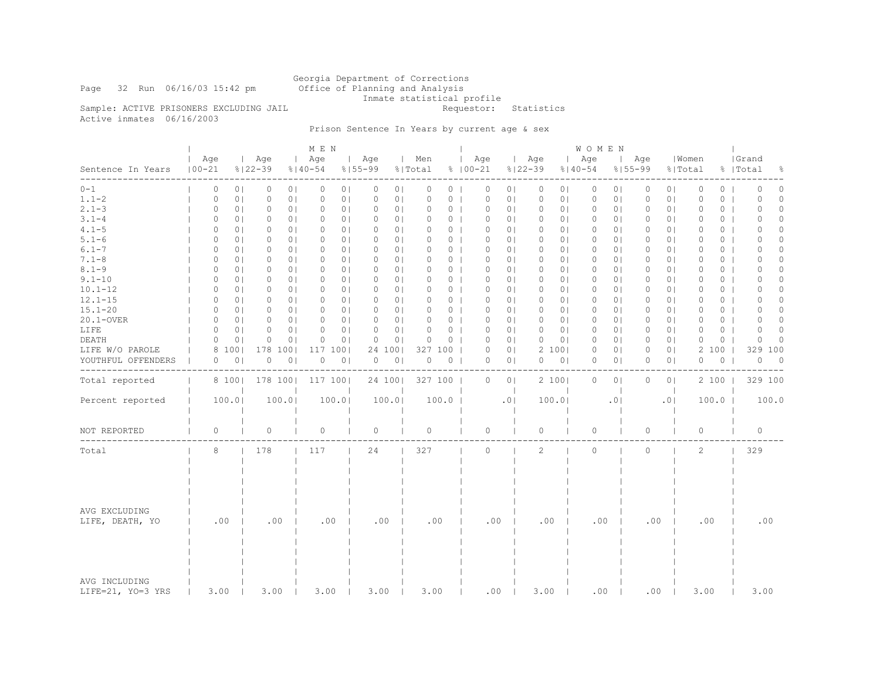Georgia Department of Corrections
Office of Planning and Analysis
Inmate statistical profile

Page 32 Run 06/16/03 15:42 pm

Sample: ACTIVE PRISONERS EXCLUDING JAIL

Requestor: Statistics

Active inmates 06/16/2003

Prison Sentence In Years by current age & sex

| Sentence In Years | MEN Age 00-21 | % | Age 22-39 | % | Age 40-54 | % | Age 55-99 | % | Men Total | % | WOMEN Age 00-21 | % | Age 22-39 | % | Age 40-54 | % | Age 55-99 | % | Women Total | % | Grand Total | % |
|---|---|---|---|---|---|---|---|---|---|---|---|---|---|---|---|---|---|---|---|---|---|---|
| 0-1 | 0 | 0 | 0 | 0 | 0 | 0 | 0 | 0 | 0 | 0 | 0 | 0 | 0 | 0 | 0 | 0 | 0 | 0 | 0 | 0 | 0 | 0 |
| 1.1-2 | 0 | 0 | 0 | 0 | 0 | 0 | 0 | 0 | 0 | 0 | 0 | 0 | 0 | 0 | 0 | 0 | 0 | 0 | 0 | 0 | 0 | 0 |
| 2.1-3 | 0 | 0 | 0 | 0 | 0 | 0 | 0 | 0 | 0 | 0 | 0 | 0 | 0 | 0 | 0 | 0 | 0 | 0 | 0 | 0 | 0 | 0 |
| 3.1-4 | 0 | 0 | 0 | 0 | 0 | 0 | 0 | 0 | 0 | 0 | 0 | 0 | 0 | 0 | 0 | 0 | 0 | 0 | 0 | 0 | 0 | 0 |
| 4.1-5 | 0 | 0 | 0 | 0 | 0 | 0 | 0 | 0 | 0 | 0 | 0 | 0 | 0 | 0 | 0 | 0 | 0 | 0 | 0 | 0 | 0 | 0 |
| 5.1-6 | 0 | 0 | 0 | 0 | 0 | 0 | 0 | 0 | 0 | 0 | 0 | 0 | 0 | 0 | 0 | 0 | 0 | 0 | 0 | 0 | 0 | 0 |
| 6.1-7 | 0 | 0 | 0 | 0 | 0 | 0 | 0 | 0 | 0 | 0 | 0 | 0 | 0 | 0 | 0 | 0 | 0 | 0 | 0 | 0 | 0 | 0 |
| 7.1-8 | 0 | 0 | 0 | 0 | 0 | 0 | 0 | 0 | 0 | 0 | 0 | 0 | 0 | 0 | 0 | 0 | 0 | 0 | 0 | 0 | 0 | 0 |
| 8.1-9 | 0 | 0 | 0 | 0 | 0 | 0 | 0 | 0 | 0 | 0 | 0 | 0 | 0 | 0 | 0 | 0 | 0 | 0 | 0 | 0 | 0 | 0 |
| 9.1-10 | 0 | 0 | 0 | 0 | 0 | 0 | 0 | 0 | 0 | 0 | 0 | 0 | 0 | 0 | 0 | 0 | 0 | 0 | 0 | 0 | 0 | 0 |
| 10.1-12 | 0 | 0 | 0 | 0 | 0 | 0 | 0 | 0 | 0 | 0 | 0 | 0 | 0 | 0 | 0 | 0 | 0 | 0 | 0 | 0 | 0 | 0 |
| 12.1-15 | 0 | 0 | 0 | 0 | 0 | 0 | 0 | 0 | 0 | 0 | 0 | 0 | 0 | 0 | 0 | 0 | 0 | 0 | 0 | 0 | 0 | 0 |
| 15.1-20 | 0 | 0 | 0 | 0 | 0 | 0 | 0 | 0 | 0 | 0 | 0 | 0 | 0 | 0 | 0 | 0 | 0 | 0 | 0 | 0 | 0 | 0 |
| 20.1-OVER | 0 | 0 | 0 | 0 | 0 | 0 | 0 | 0 | 0 | 0 | 0 | 0 | 0 | 0 | 0 | 0 | 0 | 0 | 0 | 0 | 0 | 0 |
| LIFE | 0 | 0 | 0 | 0 | 0 | 0 | 0 | 0 | 0 | 0 | 0 | 0 | 0 | 0 | 0 | 0 | 0 | 0 | 0 | 0 | 0 | 0 |
| DEATH | 0 | 0 | 0 | 0 | 0 | 0 | 0 | 0 | 0 | 0 | 0 | 0 | 0 | 0 | 0 | 0 | 0 | 0 | 0 | 0 | 0 | 0 |
| LIFE W/O PAROLE | 8 | 100 | 178 | 100 | 117 | 100 | 24 | 100 | 327 | 100 | 0 | 0 | 2 | 100 | 0 | 0 | 0 | 0 | 2 | 100 | 329 | 100 |
| YOUTHFUL OFFENDERS | 0 | 0 | 0 | 0 | 0 | 0 | 0 | 0 | 0 | 0 | 0 | 0 | 0 | 0 | 0 | 0 | 0 | 0 | 0 | 0 | 0 | 0 |
| Total reported | 8 | 100 | 178 | 100 | 117 | 100 | 24 | 100 | 327 | 100 | 0 | 0 | 2 | 100 | 0 | 0 | 0 | 0 | 2 | 100 | 329 | 100 |
| Percent reported | 100.0 | | 100.0 | | 100.0 | | 100.0 | | 100.0 | | .0 | | 100.0 | | .0 | | .0 | | 100.0 | | 100.0 | |
| NOT REPORTED | 0 | | 0 | | 0 | | 0 | | 0 | | 0 | | 0 | | 0 | | 0 | | 0 | | 0 | |
| Total | 8 | | 178 | | 117 | | 24 | | 327 | | 0 | | 2 | | 0 | | 0 | | 2 | | 329 | |
| AVG EXCLUDING LIFE, DEATH, YO | .00 | | .00 | | .00 | | .00 | | .00 | | .00 | | .00 | | .00 | | .00 | | .00 | | .00 | |
| AVG INCLUDING LIFE=21, YO=3 YRS | 3.00 | | 3.00 | | 3.00 | | 3.00 | | 3.00 | | .00 | | 3.00 | | .00 | | .00 | | 3.00 | | 3.00 | |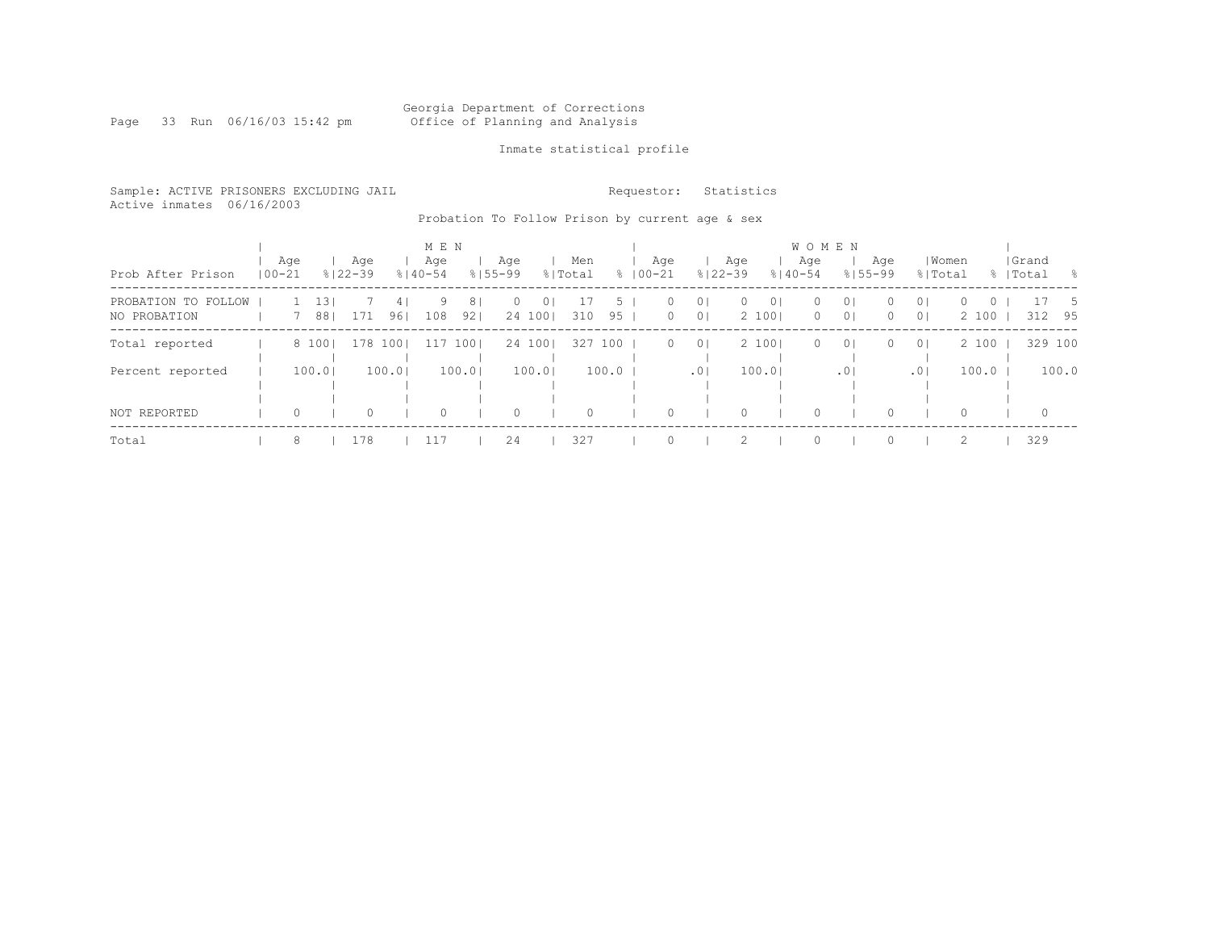Georgia Department of Corrections
Office of Planning and Analysis

Inmate statistical profile

Sample: ACTIVE PRISONERS EXCLUDING JAIL
Active inmates 06/16/2003

Requestor: Statistics

Probation To Follow Prison by current age & sex

| Prob After Prison | MEN Age 00-21 | % | Age 22-39 | % | Age 40-54 | % | Age 55-99 | % | Men Total | % | WOMEN Age 00-21 | % | Age 22-39 | % | Age 40-54 | % | Age 55-99 | % | Women Total | % | Grand Total | % |
|---|---|---|---|---|---|---|---|---|---|---|---|---|---|---|---|---|---|---|---|---|---|---|
| PROBATION TO FOLLOW | 1 | 13 | 7 | 4 | 9 | 8 | 0 | 0 | 17 | 5 | 0 | 0 | 0 | 0 | 0 | 0 | 0 | 0 | 0 | 0 | 17 | 5 |
| NO PROBATION | 7 | 88 | 171 | 96 | 108 | 92 | 24 | 100 | 310 | 95 | 0 | 0 | 2 | 100 | 0 | 0 | 0 | 0 | 2 | 100 | 312 | 95 |
| Total reported | 8 | 100 | 178 | 100 | 117 | 100 | 24 | 100 | 327 | 100 | 0 | 0 | 2 | 100 | 0 | 0 | 0 | 0 | 2 | 100 | 329 | 100 |
| Percent reported | | 100.0 | | 100.0 | | 100.0 | | 100.0 | | 100.0 | | .0 | | 100.0 | | .0 | | .0 | | 100.0 | | 100.0 |
| NOT REPORTED | 0 | | 0 | | 0 | | 0 | | 0 | | 0 | | 0 | | 0 | | 0 | | 0 | | 0 | |
| Total | 8 | | 178 | | 117 | | 24 | | 327 | | 0 | | 2 | | 0 | | 0 | | 2 | | 329 | |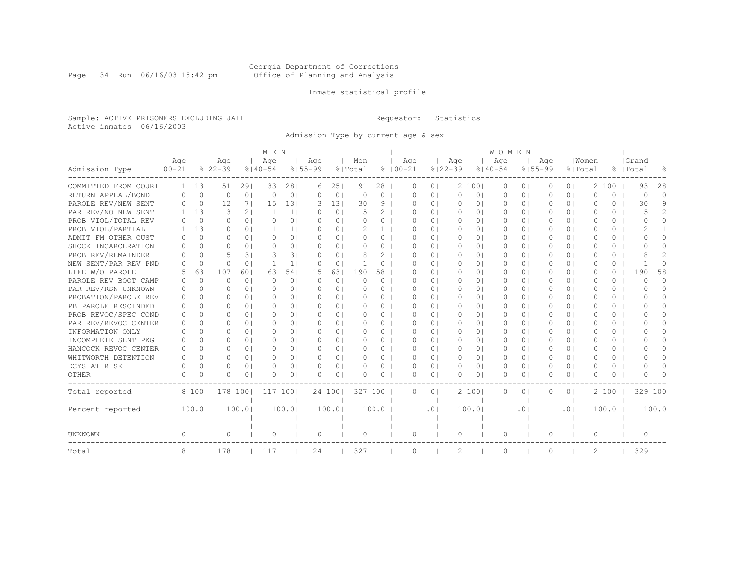Georgia Department of Corrections
Office of Planning and Analysis

Inmate statistical profile

Sample: ACTIVE PRISONERS EXCLUDING JAIL

Requestor: Statistics

Active inmates 06/16/2003

Admission Type by current age & sex

| Admission Type | MEN Age 00-21 | % | Age 22-39 | % | Age 40-54 | % | Age 55-99 | % | Men Total | % | WOMEN Age 00-21 | % | Age 22-39 | % | Age 40-54 | % | Age 55-99 | % | Women Total | % | Grand Total | % |
|---|---|---|---|---|---|---|---|---|---|---|---|---|---|---|---|---|---|---|---|---|---|---|
| COMMITTED FROM COURT | 1 | 13 | 51 | 29 | 33 | 28 | 6 | 25 | 91 | 28 | 0 | 0 | 2 | 100 | 0 | 0 | 0 | 0 | 2 | 100 | 93 | 28 |
| RETURN APPEAL/BOND | 0 | 0 | 0 | 0 | 0 | 0 | 0 | 0 | 0 | 0 | 0 | 0 | 0 | 0 | 0 | 0 | 0 | 0 | 0 | 0 | 0 | 0 |
| PAROLE REV/NEW SENT | 0 | 0 | 12 | 7 | 15 | 13 | 3 | 13 | 30 | 9 | 0 | 0 | 0 | 0 | 0 | 0 | 0 | 0 | 0 | 0 | 30 | 9 |
| PAR REV/NO NEW SENT | 1 | 13 | 3 | 2 | 1 | 1 | 0 | 0 | 5 | 2 | 0 | 0 | 0 | 0 | 0 | 0 | 0 | 0 | 0 | 0 | 5 | 2 |
| PROB VIOL/TOTAL REV | 0 | 0 | 0 | 0 | 0 | 0 | 0 | 0 | 0 | 0 | 0 | 0 | 0 | 0 | 0 | 0 | 0 | 0 | 0 | 0 | 0 | 0 |
| PROB VIOL/PARTIAL | 1 | 13 | 0 | 0 | 1 | 1 | 0 | 0 | 2 | 1 | 0 | 0 | 0 | 0 | 0 | 0 | 0 | 0 | 0 | 0 | 2 | 1 |
| ADMIT FM OTHER CUST | 0 | 0 | 0 | 0 | 0 | 0 | 0 | 0 | 0 | 0 | 0 | 0 | 0 | 0 | 0 | 0 | 0 | 0 | 0 | 0 | 0 | 0 |
| SHOCK INCARCERATION | 0 | 0 | 0 | 0 | 0 | 0 | 0 | 0 | 0 | 0 | 0 | 0 | 0 | 0 | 0 | 0 | 0 | 0 | 0 | 0 | 0 | 0 |
| PROB REV/REMAINDER | 0 | 0 | 5 | 3 | 3 | 3 | 0 | 0 | 8 | 2 | 0 | 0 | 0 | 0 | 0 | 0 | 0 | 0 | 0 | 0 | 8 | 2 |
| NEW SENT/PAR REV PND | 0 | 0 | 0 | 0 | 1 | 1 | 0 | 0 | 1 | 0 | 0 | 0 | 0 | 0 | 0 | 0 | 0 | 0 | 0 | 0 | 1 | 0 |
| LIFE W/O PAROLE | 5 | 63 | 107 | 60 | 63 | 54 | 15 | 63 | 190 | 58 | 0 | 0 | 0 | 0 | 0 | 0 | 0 | 0 | 0 | 0 | 190 | 58 |
| PAROLE REV BOOT CAMP | 0 | 0 | 0 | 0 | 0 | 0 | 0 | 0 | 0 | 0 | 0 | 0 | 0 | 0 | 0 | 0 | 0 | 0 | 0 | 0 | 0 | 0 |
| PAR REV/RSN UNKNOWN | 0 | 0 | 0 | 0 | 0 | 0 | 0 | 0 | 0 | 0 | 0 | 0 | 0 | 0 | 0 | 0 | 0 | 0 | 0 | 0 | 0 | 0 |
| PROBATION/PAROLE REV | 0 | 0 | 0 | 0 | 0 | 0 | 0 | 0 | 0 | 0 | 0 | 0 | 0 | 0 | 0 | 0 | 0 | 0 | 0 | 0 | 0 | 0 |
| PB PAROLE RESCINDED | 0 | 0 | 0 | 0 | 0 | 0 | 0 | 0 | 0 | 0 | 0 | 0 | 0 | 0 | 0 | 0 | 0 | 0 | 0 | 0 | 0 | 0 |
| PROB REVOC/SPEC COND | 0 | 0 | 0 | 0 | 0 | 0 | 0 | 0 | 0 | 0 | 0 | 0 | 0 | 0 | 0 | 0 | 0 | 0 | 0 | 0 | 0 | 0 |
| PAR REV/REVOC CENTER | 0 | 0 | 0 | 0 | 0 | 0 | 0 | 0 | 0 | 0 | 0 | 0 | 0 | 0 | 0 | 0 | 0 | 0 | 0 | 0 | 0 | 0 |
| INFORMATION ONLY | 0 | 0 | 0 | 0 | 0 | 0 | 0 | 0 | 0 | 0 | 0 | 0 | 0 | 0 | 0 | 0 | 0 | 0 | 0 | 0 | 0 | 0 |
| INCOMPLETE SENT PKG | 0 | 0 | 0 | 0 | 0 | 0 | 0 | 0 | 0 | 0 | 0 | 0 | 0 | 0 | 0 | 0 | 0 | 0 | 0 | 0 | 0 | 0 |
| HANCOCK REVOC CENTER | 0 | 0 | 0 | 0 | 0 | 0 | 0 | 0 | 0 | 0 | 0 | 0 | 0 | 0 | 0 | 0 | 0 | 0 | 0 | 0 | 0 | 0 |
| WHITWORTH DETENTION | 0 | 0 | 0 | 0 | 0 | 0 | 0 | 0 | 0 | 0 | 0 | 0 | 0 | 0 | 0 | 0 | 0 | 0 | 0 | 0 | 0 | 0 |
| DCYS AT RISK | 0 | 0 | 0 | 0 | 0 | 0 | 0 | 0 | 0 | 0 | 0 | 0 | 0 | 0 | 0 | 0 | 0 | 0 | 0 | 0 | 0 | 0 |
| OTHER | 0 | 0 | 0 | 0 | 0 | 0 | 0 | 0 | 0 | 0 | 0 | 0 | 0 | 0 | 0 | 0 | 0 | 0 | 0 | 0 | 0 | 0 |
| Total reported | 8 | 100 | 178 | 100 | 117 | 100 | 24 | 100 | 327 | 100 | 0 | 0 | 2 | 100 | 0 | 0 | 0 | 0 | 2 | 100 | 329 | 100 |
| Percent reported | | 100.0 | | 100.0 | | 100.0 | | 100.0 | | 100.0 | | .0 | | 100.0 | | .0 | | .0 | | 100.0 | | 100.0 |
| UNKNOWN | 0 | | 0 | | 0 | | 0 | | 0 | | 0 | | 0 | | 0 | | 0 | | 0 | | 0 | |
| Total | 8 | | 178 | | 117 | | 24 | | 327 | | 0 | | 2 | | 0 | | 0 | | 2 | | 329 | |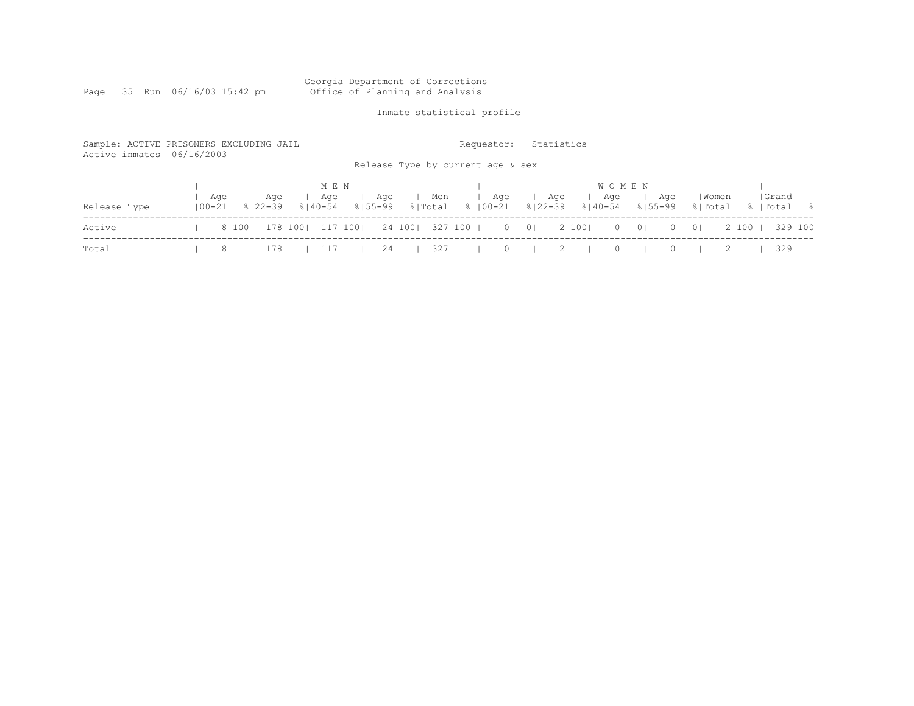Georgia Department of Corrections
Office of Planning and Analysis

Inmate statistical profile

Sample: ACTIVE PRISONERS EXCLUDING JAIL
Active inmates 06/16/2003

Requestor: Statistics

Release Type by current age & sex

| Release Type | MEN Age 00-21 | % | Age 22-39 | % | Age 40-54 | % | Age 55-99 | % | Men Total | % | WOMEN Age 00-21 | % | Age 22-39 | % | Age 40-54 | % | Age 55-99 | % | Women Total | % | Grand Total | % |
|---|---|---|---|---|---|---|---|---|---|---|---|---|---|---|---|---|---|---|---|---|---|---|
| Active | 8 | 100 | 178 | 100 | 117 | 100 | 24 | 100 | 327 | 100 | 0 | 0 | 2 | 100 | 0 | 0 | 0 | 0 | 2 | 100 | 329 | 100 |
| Total | 8 | | 178 | | 117 | | 24 | | 327 | | 0 | | 2 | | 0 | | 0 | | 2 | | 329 | |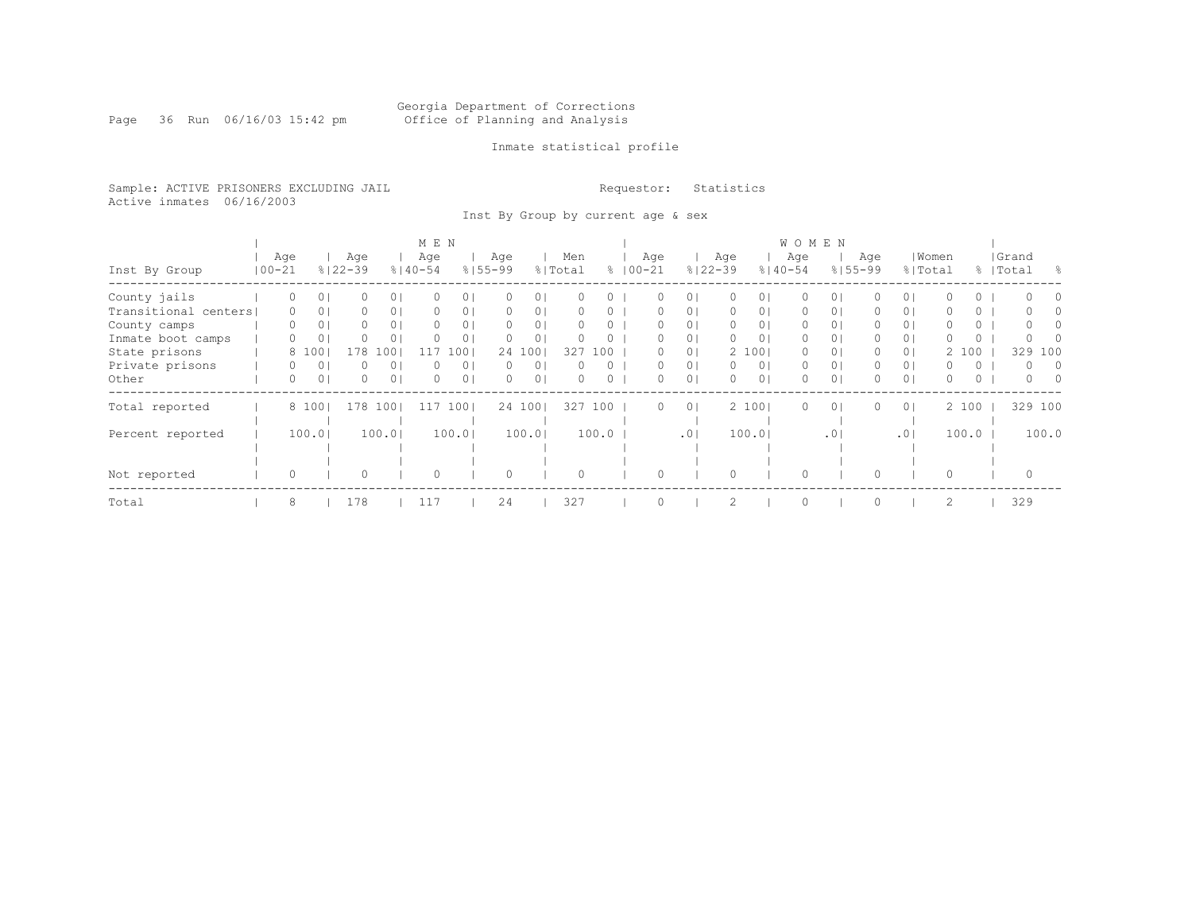Georgia Department of Correction
Office of Planning and Analysis

Inmate statistical profile

Sample: ACTIVE PRISONERS EXCLUDING JAIL

Requestor: Statistics

Active inmates 06/16/2003

Inst By Group by current age & sex

| Inst By Group | MEN Age 00-21 | % | Age 22-39 | % | Age 40-54 | % | Age 55-99 | % | Men Total | % | WOMEN Age 00-21 | % | Age 22-39 | % | Age 40-54 | % | Age 55-99 | % | Women Total | % | Grand Total | % |
|---|---|---|---|---|---|---|---|---|---|---|---|---|---|---|---|---|---|---|---|---|---|---|
| County jails | 0 | 0 | 0 | 0 | 0 | 0 | 0 | 0 | 0 | 0 | 0 | 0 | 0 | 0 | 0 | 0 | 0 | 0 | 0 | 0 | 0 | 0 |
| Transitional centers | 0 | 0 | 0 | 0 | 0 | 0 | 0 | 0 | 0 | 0 | 0 | 0 | 0 | 0 | 0 | 0 | 0 | 0 | 0 | 0 | 0 | 0 |
| County camps | 0 | 0 | 0 | 0 | 0 | 0 | 0 | 0 | 0 | 0 | 0 | 0 | 0 | 0 | 0 | 0 | 0 | 0 | 0 | 0 | 0 | 0 |
| Inmate boot camps | 0 | 0 | 0 | 0 | 0 | 0 | 0 | 0 | 0 | 0 | 0 | 0 | 0 | 0 | 0 | 0 | 0 | 0 | 0 | 0 | 0 | 0 |
| State prisons | 8 | 100 | 178 | 100 | 117 | 100 | 24 | 100 | 327 | 100 | 0 | 0 | 2 | 100 | 0 | 0 | 0 | 0 | 2 | 100 | 329 | 100 |
| Private prisons | 0 | 0 | 0 | 0 | 0 | 0 | 0 | 0 | 0 | 0 | 0 | 0 | 0 | 0 | 0 | 0 | 0 | 0 | 0 | 0 | 0 | 0 |
| Other | 0 | 0 | 0 | 0 | 0 | 0 | 0 | 0 | 0 | 0 | 0 | 0 | 0 | 0 | 0 | 0 | 0 | 0 | 0 | 0 | 0 | 0 |
| Total reported | 8 | 100 | 178 | 100 | 117 | 100 | 24 | 100 | 327 | 100 | 0 | 0 | 2 | 100 | 0 | 0 | 0 | 0 | 2 | 100 | 329 | 100 |
| Percent reported | | 100.0 | | 100.0 | | 100.0 | | 100.0 | | 100.0 | | .0 | | 100.0 | | .0 | | .0 | | 100.0 | | 100.0 |
| Not reported | 0 | | 0 | | 0 | | 0 | | 0 | | 0 | | 0 | | 0 | | 0 | | 0 | | 0 | |
| Total | 8 | | 178 | | 117 | | 24 | | 327 | | 0 | | 2 | | 0 | | 0 | | 2 | | 329 | |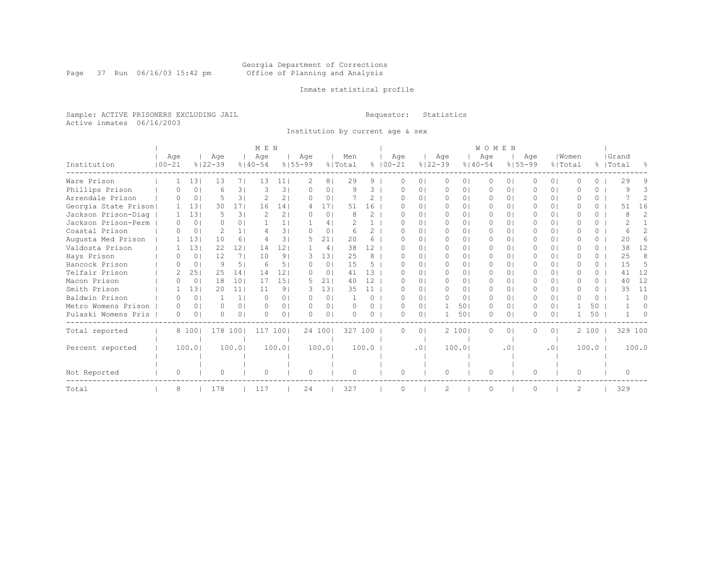Georgia Department of Corrections
Office of Planning and Analysis

Inmate statistical profile

Sample: ACTIVE PRISONERS EXCLUDING JAIL
Active inmates 06/16/2003

Requestor: Statistics

Institution by current age & sex

| Institution | MEN Age 00-21 | % | Age 22-39 | % | Age 40-54 | % | Age 55-99 | % | Men Total | % | WOMEN Age 00-21 | % | Age 22-39 | % | Age 40-54 | % | Age 55-99 | % | Women Total | % | Grand Total | % |
|---|---|---|---|---|---|---|---|---|---|---|---|---|---|---|---|---|---|---|---|---|---|---|
| Ware Prison | 1 | 13 | 13 | 7 | 13 | 11 | 2 | 8 | 29 | 9 | 0 | 0 | 0 | 0 | 0 | 0 | 0 | 0 | 0 | 0 | 29 | 9 |
| Phillips Prison | 0 | 0 | 6 | 3 | 3 | 3 | 0 | 0 | 9 | 3 | 0 | 0 | 0 | 0 | 0 | 0 | 0 | 0 | 0 | 0 | 9 | 3 |
| Arrendale Prison | 0 | 0 | 5 | 3 | 2 | 2 | 0 | 0 | 7 | 2 | 0 | 0 | 0 | 0 | 0 | 0 | 0 | 0 | 0 | 0 | 7 | 2 |
| Georgia State Prison | 1 | 13 | 30 | 17 | 16 | 14 | 4 | 17 | 51 | 16 | 0 | 0 | 0 | 0 | 0 | 0 | 0 | 0 | 0 | 0 | 51 | 16 |
| Jackson Prison-Diag | 1 | 13 | 5 | 3 | 2 | 2 | 0 | 0 | 8 | 2 | 0 | 0 | 0 | 0 | 0 | 0 | 0 | 0 | 0 | 0 | 8 | 2 |
| Jackson Prison-Perm | 0 | 0 | 0 | 0 | 1 | 1 | 1 | 4 | 2 | 1 | 0 | 0 | 0 | 0 | 0 | 0 | 0 | 0 | 0 | 0 | 2 | 1 |
| Coastal Prison | 0 | 0 | 2 | 1 | 4 | 3 | 0 | 0 | 6 | 2 | 0 | 0 | 0 | 0 | 0 | 0 | 0 | 0 | 0 | 0 | 6 | 2 |
| Augusta Med Prison | 1 | 13 | 10 | 6 | 4 | 3 | 5 | 21 | 20 | 6 | 0 | 0 | 0 | 0 | 0 | 0 | 0 | 0 | 0 | 0 | 20 | 6 |
| Valdosta Prison | 1 | 13 | 22 | 12 | 14 | 12 | 1 | 4 | 38 | 12 | 0 | 0 | 0 | 0 | 0 | 0 | 0 | 0 | 0 | 0 | 38 | 12 |
| Hays Prison | 0 | 0 | 12 | 7 | 10 | 9 | 3 | 13 | 25 | 8 | 0 | 0 | 0 | 0 | 0 | 0 | 0 | 0 | 0 | 0 | 25 | 8 |
| Hancock Prison | 0 | 0 | 9 | 5 | 6 | 5 | 0 | 0 | 15 | 5 | 0 | 0 | 0 | 0 | 0 | 0 | 0 | 0 | 0 | 0 | 15 | 5 |
| Telfair Prison | 2 | 25 | 25 | 14 | 14 | 12 | 0 | 0 | 41 | 13 | 0 | 0 | 0 | 0 | 0 | 0 | 0 | 0 | 0 | 0 | 41 | 12 |
| Macon Prison | 0 | 0 | 18 | 10 | 17 | 15 | 5 | 21 | 40 | 12 | 0 | 0 | 0 | 0 | 0 | 0 | 0 | 0 | 0 | 0 | 40 | 12 |
| Smith Prison | 1 | 13 | 20 | 11 | 11 | 9 | 3 | 13 | 35 | 11 | 0 | 0 | 0 | 0 | 0 | 0 | 0 | 0 | 0 | 0 | 35 | 11 |
| Baldwin Prison | 0 | 0 | 1 | 1 | 0 | 0 | 0 | 0 | 1 | 0 | 0 | 0 | 0 | 0 | 0 | 0 | 0 | 0 | 0 | 0 | 1 | 0 |
| Metro Womens Prison | 0 | 0 | 0 | 0 | 0 | 0 | 0 | 0 | 0 | 0 | 0 | 0 | 1 | 50 | 0 | 0 | 0 | 0 | 1 | 50 | 1 | 0 |
| Pulaski Womens Pris | 0 | 0 | 0 | 0 | 0 | 0 | 0 | 0 | 0 | 0 | 0 | 0 | 1 | 50 | 0 | 0 | 0 | 0 | 1 | 50 | 1 | 0 |
| Total reported | 8 | 100 | 178 | 100 | 117 | 100 | 24 | 100 | 327 | 100 | 0 | 0 | 2 | 100 | 0 | 0 | 0 | 0 | 2 | 100 | 329 | 100 |
| Percent reported | | 100.0 | | 100.0 | | 100.0 | | 100.0 | | 100.0 | | .0 | | 100.0 | | .0 | | .0 | | 100.0 | | 100.0 |
| Not Reported | 0 | | 0 | | 0 | | 0 | | 0 | | 0 | | 0 | | 0 | | 0 | | 0 | | 0 | |
| Total | 8 | | 178 | | 117 | | 24 | | 327 | | 0 | | 2 | | 0 | | 0 | | 2 | | 329 | |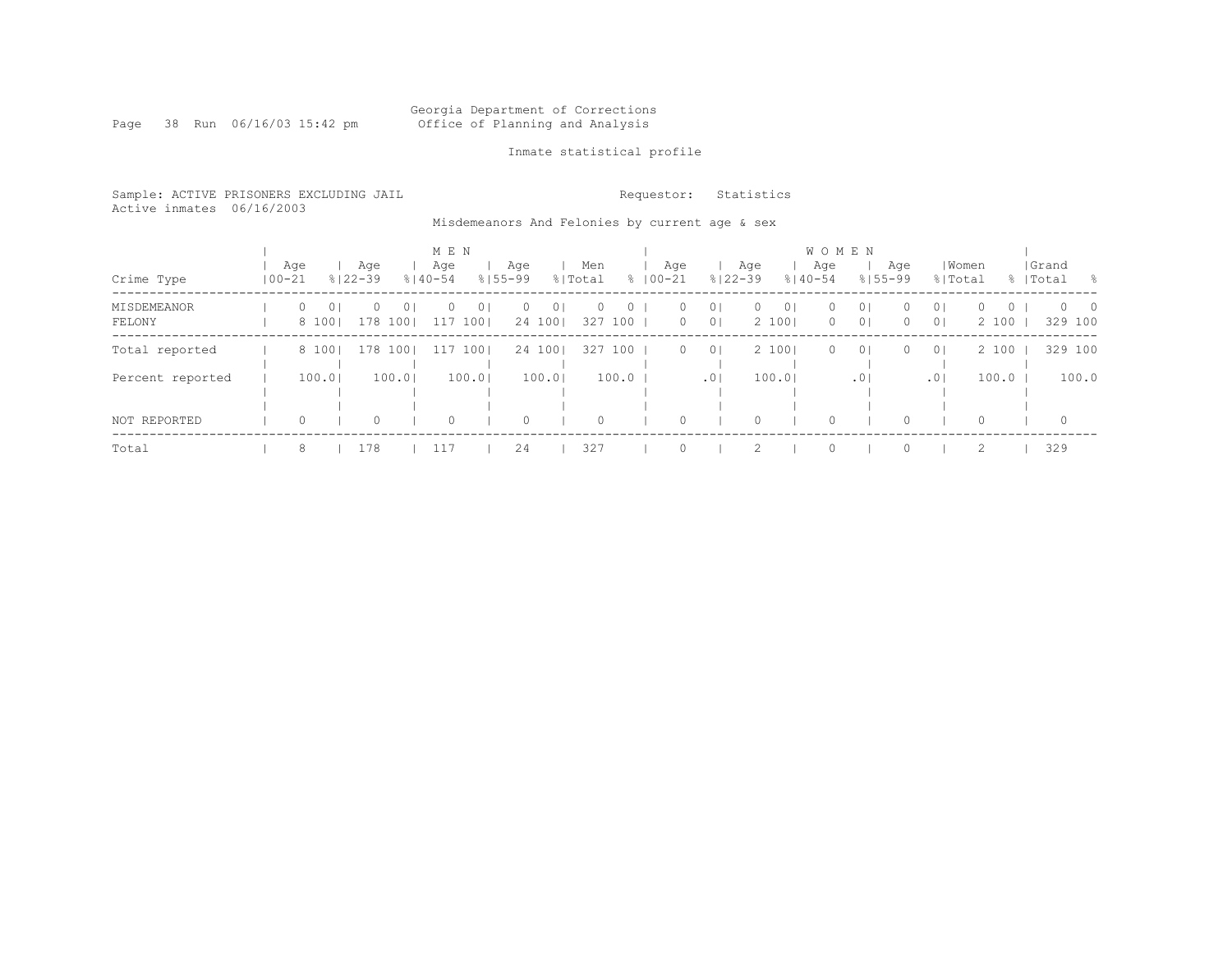Georgia Department of Corrections
Office of Planning and Analysis

Inmate statistical profile

Sample: ACTIVE PRISONERS EXCLUDING JAIL

Requestor: Statistics

Active inmates 06/16/2003

Misdemeanors And Felonies by current age & sex

| | MEN | | | | | | | | | | WOMEN | | | | | | | | | | | |
|---|---|---|---|---|---|---|---|---|---|---|---|---|---|---|---|---|---|---|---|---|---|---|
| Crime Type | Age 00-21 | % | Age 22-39 | % | Age 40-54 | % | Age 55-99 | % | Men Total | % | Age 00-21 | % | Age 22-39 | % | Age 40-54 | % | Age 55-99 | % | Women Total | % | Grand Total | % |
| MISDEMEANOR | 0 | 0 | 0 | 0 | 0 | 0 | 0 | 0 | 0 | 0 | 0 | 0 | 0 | 0 | 0 | 0 | 0 | 0 | 0 | 0 | 0 | 0 |
| FELONY | 8 | 100 | 178 | 100 | 117 | 100 | 24 | 100 | 327 | 100 | 0 | 0 | 2 | 100 | 0 | 0 | 0 | 0 | 2 | 100 | 329 | 100 |
| Total reported | 8 | 100 | 178 | 100 | 117 | 100 | 24 | 100 | 327 | 100 | 0 | 0 | 2 | 100 | 0 | 0 | 0 | 0 | 2 | 100 | 329 | 100 |
| Percent reported | 100.0 | | 100.0 | | 100.0 | | 100.0 | | 100.0 | | .0 | | 100.0 | | .0 | | .0 | | 100.0 | | 100.0 | |
| NOT REPORTED | 0 | | 0 | | 0 | | 0 | | 0 | | 0 | | 0 | | 0 | | 0 | | 0 | | 0 | |
| Total | 8 | | 178 | | 117 | | 24 | | 327 | | 0 | | 2 | | 0 | | 0 | | 2 | | 329 | |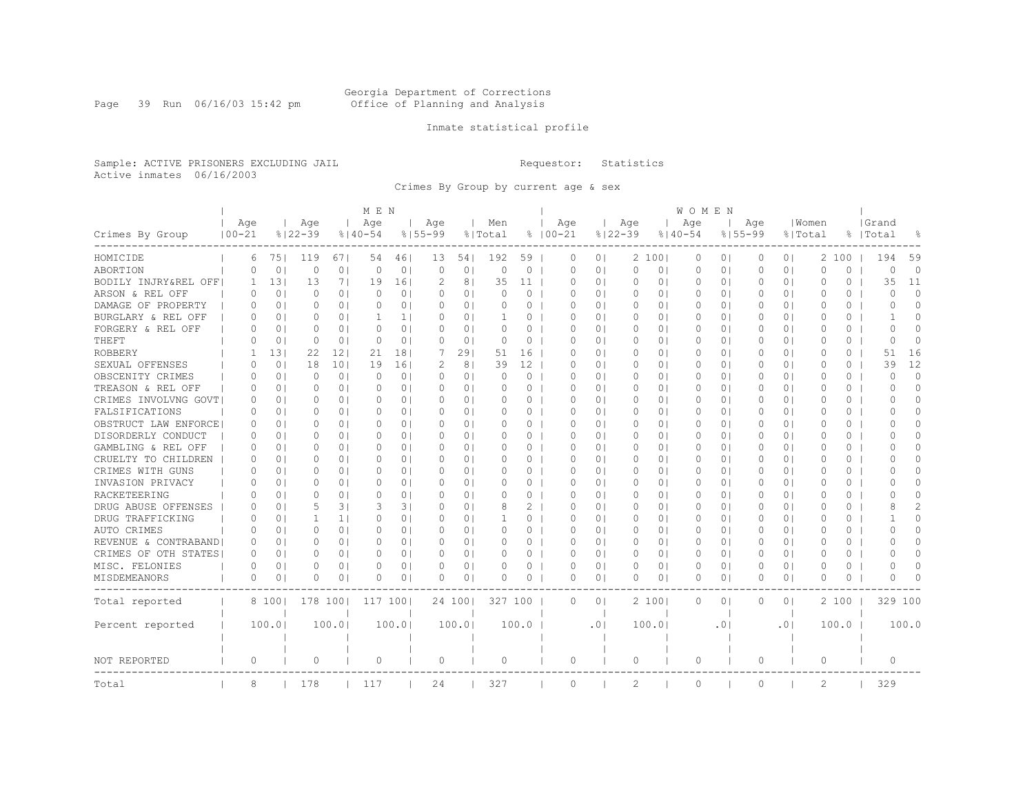Georgia Department of Corrections
Office of Planning and Analysis

Inmate statistical profile

Sample: ACTIVE PRISONERS EXCLUDING JAIL
Active inmates 06/16/2003

Requestor: Statistics

Crimes By Group by current age & sex

| Crimes By Group | MEN Age 00-21 | % | Age 22-39 | % | Age 40-54 | % | Age 55-99 | % | Men Total | % | WOMEN Age 00-21 | % | Age 22-39 | % | Age 40-54 | % | Age 55-99 | % | Women Total | % | Grand Total | % |
|---|---|---|---|---|---|---|---|---|---|---|---|---|---|---|---|---|---|---|---|---|---|---|
| HOMICIDE | 6 | 75 | 119 | 67 | 54 | 46 | 13 | 54 | 192 | 59 | 0 | 0 | 2 | 100 | 0 | 0 | 0 | 0 | 2 | 100 | 194 | 59 |
| ABORTION | 0 | 0 | 0 | 0 | 0 | 0 | 0 | 0 | 0 | 0 | 0 | 0 | 0 | 0 | 0 | 0 | 0 | 0 | 0 | 0 | 0 | 0 |
| BODILY INJRY&REL OFF | 1 | 13 | 13 | 7 | 19 | 16 | 2 | 8 | 35 | 11 | 0 | 0 | 0 | 0 | 0 | 0 | 0 | 0 | 0 | 0 | 35 | 11 |
| ARSON & REL OFF | 0 | 0 | 0 | 0 | 0 | 0 | 0 | 0 | 0 | 0 | 0 | 0 | 0 | 0 | 0 | 0 | 0 | 0 | 0 | 0 | 0 | 0 |
| DAMAGE OF PROPERTY | 0 | 0 | 0 | 0 | 0 | 0 | 0 | 0 | 0 | 0 | 0 | 0 | 0 | 0 | 0 | 0 | 0 | 0 | 0 | 0 | 0 | 0 |
| BURGLARY & REL OFF | 0 | 0 | 0 | 0 | 1 | 1 | 0 | 0 | 1 | 0 | 0 | 0 | 0 | 0 | 0 | 0 | 0 | 0 | 0 | 0 | 1 | 0 |
| FORGERY & REL OFF | 0 | 0 | 0 | 0 | 0 | 0 | 0 | 0 | 0 | 0 | 0 | 0 | 0 | 0 | 0 | 0 | 0 | 0 | 0 | 0 | 0 | 0 |
| THEFT | 0 | 0 | 0 | 0 | 0 | 0 | 0 | 0 | 0 | 0 | 0 | 0 | 0 | 0 | 0 | 0 | 0 | 0 | 0 | 0 | 0 | 0 |
| ROBBERY | 1 | 13 | 22 | 12 | 21 | 18 | 7 | 29 | 51 | 16 | 0 | 0 | 0 | 0 | 0 | 0 | 0 | 0 | 0 | 0 | 51 | 16 |
| SEXUAL OFFENSES | 0 | 0 | 18 | 10 | 19 | 16 | 2 | 8 | 39 | 12 | 0 | 0 | 0 | 0 | 0 | 0 | 0 | 0 | 0 | 0 | 39 | 12 |
| OBSCENITY CRIMES | 0 | 0 | 0 | 0 | 0 | 0 | 0 | 0 | 0 | 0 | 0 | 0 | 0 | 0 | 0 | 0 | 0 | 0 | 0 | 0 | 0 | 0 |
| TREASON & REL OFF | 0 | 0 | 0 | 0 | 0 | 0 | 0 | 0 | 0 | 0 | 0 | 0 | 0 | 0 | 0 | 0 | 0 | 0 | 0 | 0 | 0 | 0 |
| CRIMES INVOLVNG GOVT | 0 | 0 | 0 | 0 | 0 | 0 | 0 | 0 | 0 | 0 | 0 | 0 | 0 | 0 | 0 | 0 | 0 | 0 | 0 | 0 | 0 | 0 |
| FALSIFICATIONS | 0 | 0 | 0 | 0 | 0 | 0 | 0 | 0 | 0 | 0 | 0 | 0 | 0 | 0 | 0 | 0 | 0 | 0 | 0 | 0 | 0 | 0 |
| OBSTRUCT LAW ENFORCE | 0 | 0 | 0 | 0 | 0 | 0 | 0 | 0 | 0 | 0 | 0 | 0 | 0 | 0 | 0 | 0 | 0 | 0 | 0 | 0 | 0 | 0 |
| DISORDERLY CONDUCT | 0 | 0 | 0 | 0 | 0 | 0 | 0 | 0 | 0 | 0 | 0 | 0 | 0 | 0 | 0 | 0 | 0 | 0 | 0 | 0 | 0 | 0 |
| GAMBLING & REL OFF | 0 | 0 | 0 | 0 | 0 | 0 | 0 | 0 | 0 | 0 | 0 | 0 | 0 | 0 | 0 | 0 | 0 | 0 | 0 | 0 | 0 | 0 |
| CRUELTY TO CHILDREN | 0 | 0 | 0 | 0 | 0 | 0 | 0 | 0 | 0 | 0 | 0 | 0 | 0 | 0 | 0 | 0 | 0 | 0 | 0 | 0 | 0 | 0 |
| CRIMES WITH GUNS | 0 | 0 | 0 | 0 | 0 | 0 | 0 | 0 | 0 | 0 | 0 | 0 | 0 | 0 | 0 | 0 | 0 | 0 | 0 | 0 | 0 | 0 |
| INVASION PRIVACY | 0 | 0 | 0 | 0 | 0 | 0 | 0 | 0 | 0 | 0 | 0 | 0 | 0 | 0 | 0 | 0 | 0 | 0 | 0 | 0 | 0 | 0 |
| RACKETEERING | 0 | 0 | 0 | 0 | 0 | 0 | 0 | 0 | 0 | 0 | 0 | 0 | 0 | 0 | 0 | 0 | 0 | 0 | 0 | 0 | 0 | 0 |
| DRUG ABUSE OFFENSES | 0 | 0 | 5 | 3 | 3 | 3 | 0 | 0 | 8 | 2 | 0 | 0 | 0 | 0 | 0 | 0 | 0 | 0 | 0 | 0 | 8 | 2 |
| DRUG TRAFFICKING | 0 | 0 | 1 | 1 | 0 | 0 | 0 | 0 | 1 | 0 | 0 | 0 | 0 | 0 | 0 | 0 | 0 | 0 | 0 | 0 | 1 | 0 |
| AUTO CRIMES | 0 | 0 | 0 | 0 | 0 | 0 | 0 | 0 | 0 | 0 | 0 | 0 | 0 | 0 | 0 | 0 | 0 | 0 | 0 | 0 | 0 | 0 |
| REVENUE & CONTRABAND | 0 | 0 | 0 | 0 | 0 | 0 | 0 | 0 | 0 | 0 | 0 | 0 | 0 | 0 | 0 | 0 | 0 | 0 | 0 | 0 | 0 | 0 |
| CRIMES OF OTH STATES | 0 | 0 | 0 | 0 | 0 | 0 | 0 | 0 | 0 | 0 | 0 | 0 | 0 | 0 | 0 | 0 | 0 | 0 | 0 | 0 | 0 | 0 |
| MISC. FELONIES | 0 | 0 | 0 | 0 | 0 | 0 | 0 | 0 | 0 | 0 | 0 | 0 | 0 | 0 | 0 | 0 | 0 | 0 | 0 | 0 | 0 | 0 |
| MISDEMEANORS | 0 | 0 | 0 | 0 | 0 | 0 | 0 | 0 | 0 | 0 | 0 | 0 | 0 | 0 | 0 | 0 | 0 | 0 | 0 | 0 | 0 | 0 |
| Total reported | 8 | 100 | 178 | 100 | 117 | 100 | 24 | 100 | 327 | 100 | 0 | 0 | 2 | 100 | 0 | 0 | 0 | 0 | 2 | 100 | 329 | 100 |
| Percent reported | | 100.0 | | 100.0 | | 100.0 | | 100.0 | | 100.0 | | .0 | | 100.0 | | .0 | | .0 | | 100.0 | | 100.0 |
| NOT REPORTED | 0 | | 0 | | 0 | | 0 | | 0 | | 0 | | 0 | | 0 | | 0 | | 0 | | 0 | |
| Total | 8 | | 178 | | 117 | | 24 | | 327 | | 0 | | 2 | | 0 | | 0 | | 2 | | 329 | |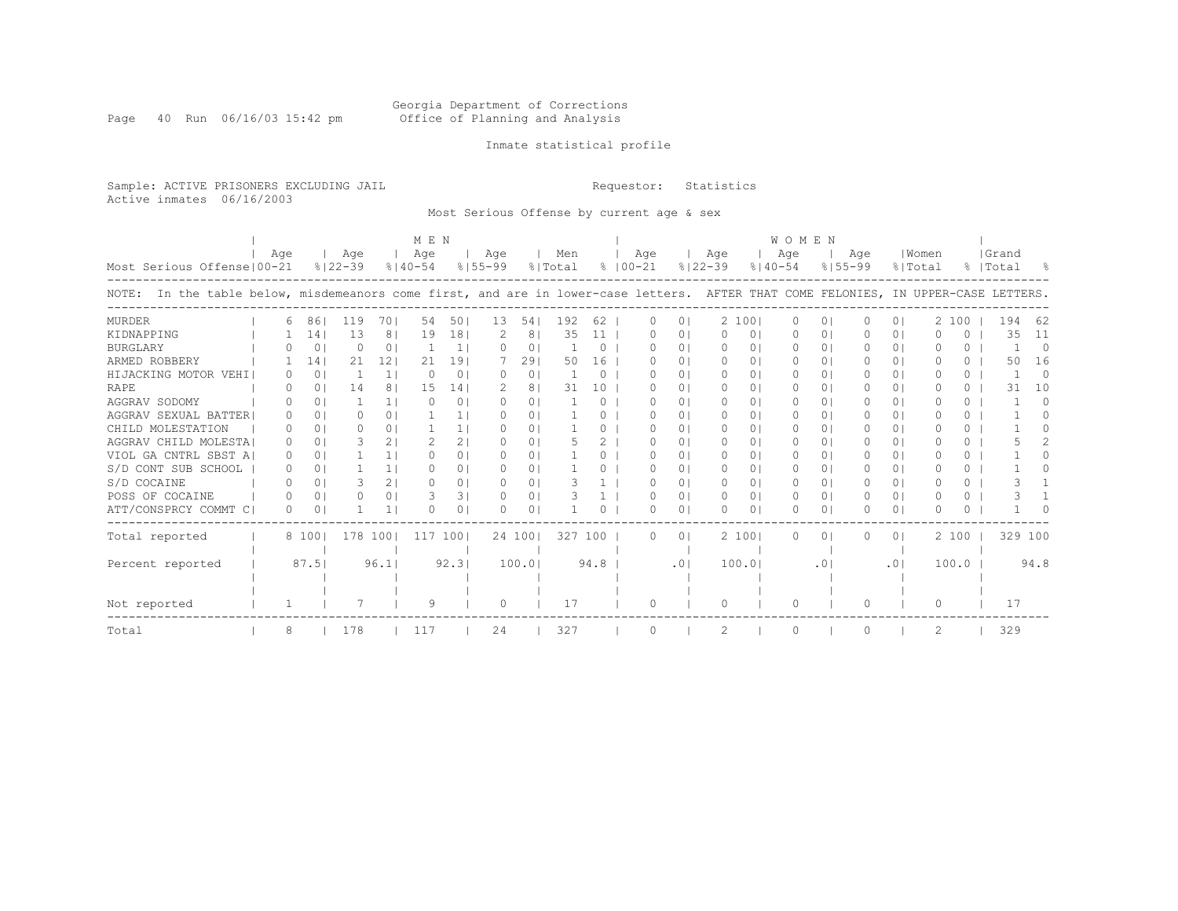Georgia Department of Corrections
Office of Planning and Analysis

Inmate statistical profile

Sample: ACTIVE PRISONERS EXCLUDING JAIL

Requestor: Statistics

Active inmates 06/16/2003

Most Serious Offense by current age & sex

NOTE: In the table below, misdemeanors come first, and are in lower-case letters. AFTER THAT COME FELONIES, IN UPPER-CASE LETTERS.

| Most Serious Offense | MEN Age 00-21 | % | MEN Age 22-39 | % | MEN Age 40-54 | % | MEN Age 55-99 | % | Men Total | % | WOMEN Age 00-21 | % | WOMEN Age 22-39 | % | WOMEN Age 40-54 | % | WOMEN Age 55-99 | % | Women Total | % | Grand Total | % |
|---|---|---|---|---|---|---|---|---|---|---|---|---|---|---|---|---|---|---|---|---|---|---|
| MURDER | 6 | 86 | 119 | 70 | 54 | 50 | 13 | 54 | 192 | 62 | 0 | 0 | 2 | 100 | 0 | 0 | 0 | 0 | 2 | 100 | 194 | 62 |
| KIDNAPPING | 1 | 14 | 13 | 8 | 19 | 18 | 2 | 8 | 35 | 11 | 0 | 0 | 0 | 0 | 0 | 0 | 0 | 0 | 0 | 0 | 35 | 11 |
| BURGLARY | 0 | 0 | 0 | 0 | 1 | 1 | 0 | 0 | 1 | 0 | 0 | 0 | 0 | 0 | 0 | 0 | 0 | 0 | 0 | 0 | 1 | 0 |
| ARMED ROBBERY | 1 | 14 | 21 | 12 | 21 | 19 | 7 | 29 | 50 | 16 | 0 | 0 | 0 | 0 | 0 | 0 | 0 | 0 | 0 | 0 | 50 | 16 |
| HIJACKING MOTOR VEHI | 0 | 0 | 1 | 1 | 0 | 0 | 0 | 0 | 1 | 0 | 0 | 0 | 0 | 0 | 0 | 0 | 0 | 0 | 0 | 0 | 1 | 0 |
| RAPE | 0 | 0 | 14 | 8 | 15 | 14 | 2 | 8 | 31 | 10 | 0 | 0 | 0 | 0 | 0 | 0 | 0 | 0 | 0 | 0 | 31 | 10 |
| AGGRAV SODOMY | 0 | 0 | 1 | 1 | 0 | 0 | 0 | 0 | 1 | 0 | 0 | 0 | 0 | 0 | 0 | 0 | 0 | 0 | 0 | 0 | 1 | 0 |
| AGGRAV SEXUAL BATTER | 0 | 0 | 0 | 0 | 1 | 1 | 0 | 0 | 1 | 0 | 0 | 0 | 0 | 0 | 0 | 0 | 0 | 0 | 0 | 0 | 1 | 0 |
| CHILD MOLESTATION | 0 | 0 | 0 | 0 | 1 | 1 | 0 | 0 | 1 | 0 | 0 | 0 | 0 | 0 | 0 | 0 | 0 | 0 | 0 | 0 | 1 | 0 |
| AGGRAV CHILD MOLESTA | 0 | 0 | 3 | 2 | 2 | 2 | 0 | 0 | 5 | 2 | 0 | 0 | 0 | 0 | 0 | 0 | 0 | 0 | 0 | 0 | 5 | 2 |
| VIOL GA CNTRL SBST A | 0 | 0 | 1 | 1 | 0 | 0 | 0 | 0 | 1 | 0 | 0 | 0 | 0 | 0 | 0 | 0 | 0 | 0 | 0 | 0 | 1 | 0 |
| S/D CONT SUB SCHOOL | 0 | 0 | 1 | 1 | 0 | 0 | 0 | 0 | 1 | 0 | 0 | 0 | 0 | 0 | 0 | 0 | 0 | 0 | 0 | 0 | 1 | 0 |
| S/D COCAINE | 0 | 0 | 3 | 2 | 0 | 0 | 0 | 0 | 3 | 1 | 0 | 0 | 0 | 0 | 0 | 0 | 0 | 0 | 0 | 0 | 3 | 1 |
| POSS OF COCAINE | 0 | 0 | 0 | 0 | 3 | 3 | 0 | 0 | 3 | 1 | 0 | 0 | 0 | 0 | 0 | 0 | 0 | 0 | 0 | 0 | 3 | 1 |
| ATT/CONSPRCY COMMT C | 0 | 0 | 1 | 1 | 0 | 0 | 0 | 0 | 1 | 0 | 0 | 0 | 0 | 0 | 0 | 0 | 0 | 0 | 0 | 0 | 1 | 0 |
| Total reported | 8 | 100 | 178 | 100 | 117 | 100 | 24 | 100 | 327 | 100 | 0 | 0 | 2 | 100 | 0 | 0 | 0 | 0 | 2 | 100 | 329 | 100 |
| Percent reported | | 87.5 | | 96.1 | | 92.3 | | 100.0 | | 94.8 | | .0 | | 100.0 | | .0 | | .0 | | 100.0 | | 94.8 |
| Not reported | 1 | | 7 | | 9 | | 0 | | 17 | | 0 | | 0 | | 0 | | 0 | | 0 | | 17 | |
| Total | 8 | | 178 | | 117 | | 24 | | 327 | | 0 | | 2 | | 0 | | 0 | | 2 | | 329 | |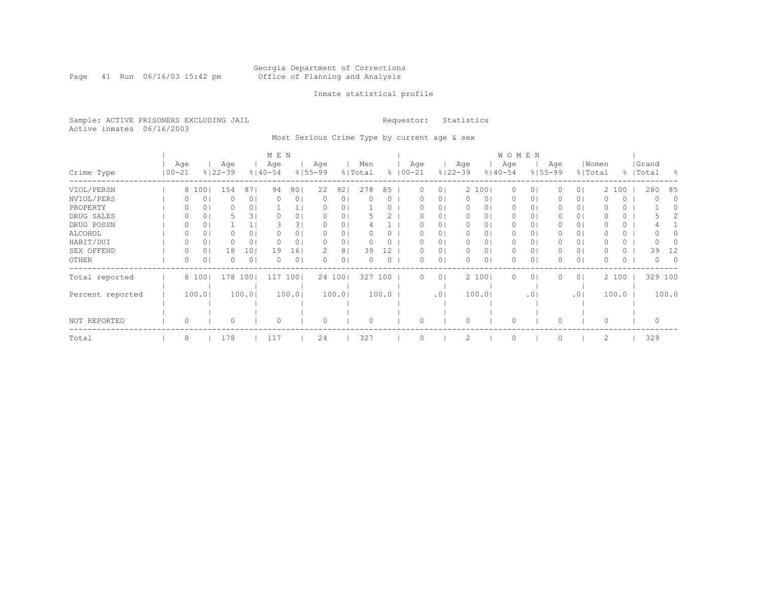Georgia Department of Correction
Office of Planning and Analysis

Page 41 Run 06/16/03 15:42 pm

Inmate statistical profile

Sample: ACTIVE PRISONERS EXCLUDING JAIL

Requestor: Statistics

Active inmates 06/16/2003

Most Serious Crime Type by current age & sex

| | MEN | | | | | | | | | | WOMEN | | | | | | | | | | Grand | |
|---|---|---|---|---|---|---|---|---|---|---|---|---|---|---|---|---|---|---|---|---|---|---|
| Crime Type | Age 00-21 | % | Age 22-39 | % | Age 40-54 | % | Age 55-99 | % | Men Total | % | Age 00-21 | % | Age 22-39 | % | Age 40-54 | % | Age 55-99 | % | Women Total | % | Grand Total | % |
| VIOL/PERSN | 8 | 100 | 154 | 87 | 94 | 80 | 22 | 92 | 278 | 85 | 0 | 0 | 2 | 100 | 0 | 0 | 0 | 0 | 2 | 100 | 280 | 85 |
| NVIOL/PERS | 0 | 0 | 0 | 0 | 0 | 0 | 0 | 0 | 0 | 0 | 0 | 0 | 0 | 0 | 0 | 0 | 0 | 0 | 0 | 0 | 0 | 0 |
| PROPERTY | 0 | 0 | 0 | 0 | 1 | 1 | 0 | 0 | 1 | 0 | 0 | 0 | 0 | 0 | 0 | 0 | 0 | 0 | 0 | 0 | 1 | 0 |
| DRUG SALES | 0 | 0 | 5 | 3 | 0 | 0 | 0 | 0 | 5 | 2 | 0 | 0 | 0 | 0 | 0 | 0 | 0 | 0 | 0 | 0 | 5 | 2 |
| DRUG POSSN | 0 | 0 | 1 | 1 | 3 | 3 | 0 | 0 | 4 | 1 | 0 | 0 | 0 | 0 | 0 | 0 | 0 | 0 | 0 | 0 | 4 | 1 |
| ALCOHOL | 0 | 0 | 0 | 0 | 0 | 0 | 0 | 0 | 0 | 0 | 0 | 0 | 0 | 0 | 0 | 0 | 0 | 0 | 0 | 0 | 0 | 0 |
| HABIT/DUI | 0 | 0 | 0 | 0 | 0 | 0 | 0 | 0 | 0 | 0 | 0 | 0 | 0 | 0 | 0 | 0 | 0 | 0 | 0 | 0 | 0 | 0 |
| SEX OFFEND | 0 | 0 | 18 | 10 | 19 | 16 | 2 | 8 | 39 | 12 | 0 | 0 | 0 | 0 | 0 | 0 | 0 | 0 | 0 | 0 | 39 | 12 |
| OTHER | 0 | 0 | 0 | 0 | 0 | 0 | 0 | 0 | 0 | 0 | 0 | 0 | 0 | 0 | 0 | 0 | 0 | 0 | 0 | 0 | 0 | 0 |
| Total reported | 8 | 100 | 178 | 100 | 117 | 100 | 24 | 100 | 327 | 100 | 0 | 0 | 2 | 100 | 0 | 0 | 0 | 0 | 2 | 100 | 329 | 100 |
| Percent reported | | 100.0 | | 100.0 | | 100.0 | | 100.0 | | 100.0 | | .0 | | 100.0 | | .0 | | .0 | | 100.0 | | 100.0 |
| NOT REPORTED | 0 | | 0 | | 0 | | 0 | | 0 | | 0 | | 0 | | 0 | | 0 | | 0 | | 0 | |
| Total | 8 | | 178 | | 117 | | 24 | | 327 | | 0 | | 2 | | 0 | | 0 | | 2 | | 329 | |